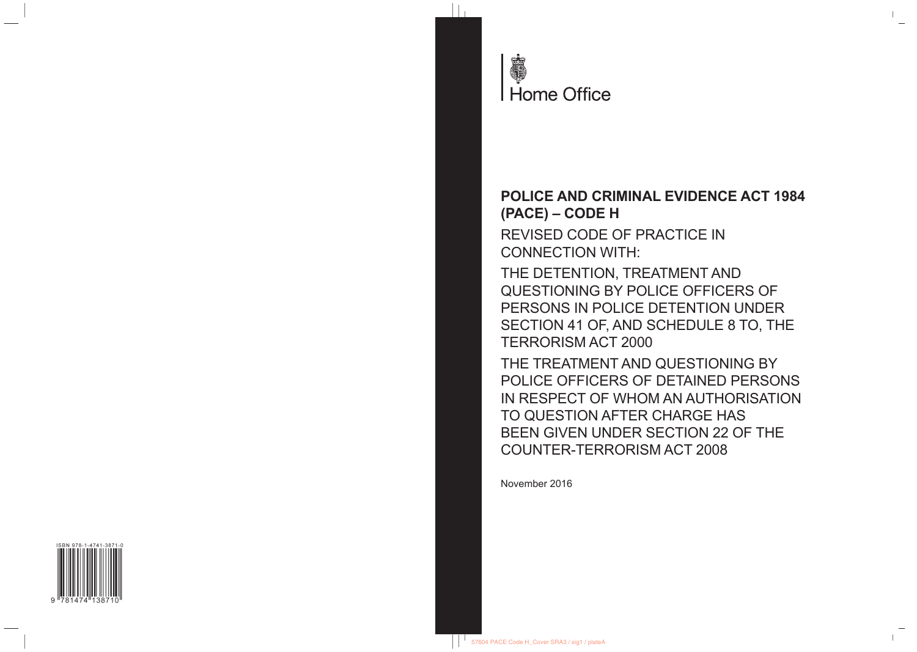Home Office

# POLICE AND CRIMINAL EVIDENCE ACT 1984 (PACE) – CODE H

REVISED CODE OF PRACTICE IN CONNECTION WITH:

THE DETENTION, TREATMENT AND QUESTIONING BY POLICE OFFICERS OF PERSONS IN POLICE DETENTION UNDER SECTION 41 OF, AND SCHEDULE 8 TO, THE TERRORISM ACT 2000

THE TREATMENT AND QUESTIONING BY POLICE OFFICERS OF DETAINED PERSONS IN RESPECT OF WHOM AN AUTHORISATION TO QUESTION AFTER CHARGE HAS BEEN GIVEN UNDER SECTION 22 OF THE COUNTER-TERRORISM ACT 2008

November 2016

ISBN 978-1-4741-3871-0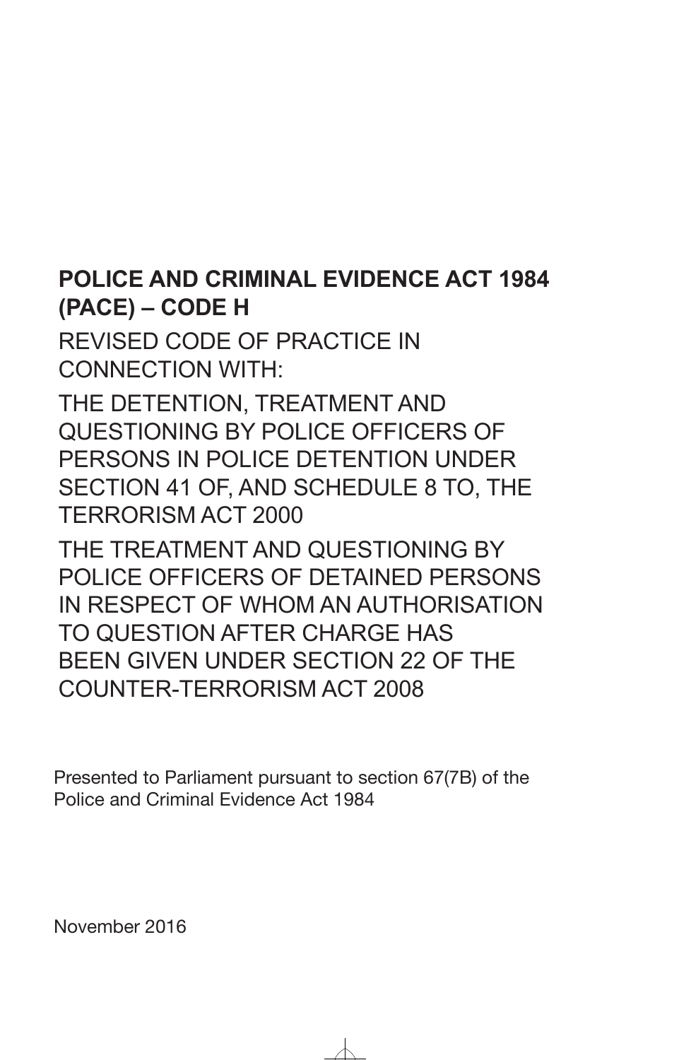# POLICE AND CRIMINAL EVIDENCE ACT 1984 (PACE) – CODE H

REVISED CODE OF PRACTICE IN CONNECTION WITH:

THE DETENTION, TREATMENT AND QUESTIONING BY POLICE OFFICERS OF PERSONS IN POLICE DETENTION UNDER SECTION 41 OF, AND SCHEDULE 8 TO, THE TERRORISM ACT 2000

THE TREATMENT AND QUESTIONING BY POLICE OFFICERS OF DETAINED PERSONS IN RESPECT OF WHOM AN AUTHORISATION TO QUESTION AFTER CHARGE HAS BEEN GIVEN UNDER SECTION 22 OF THE COUNTER-TERRORISM ACT 2008

Presented to Parliament pursuant to section 67(7B) of the Police and Criminal Evidence Act 1984

November 2016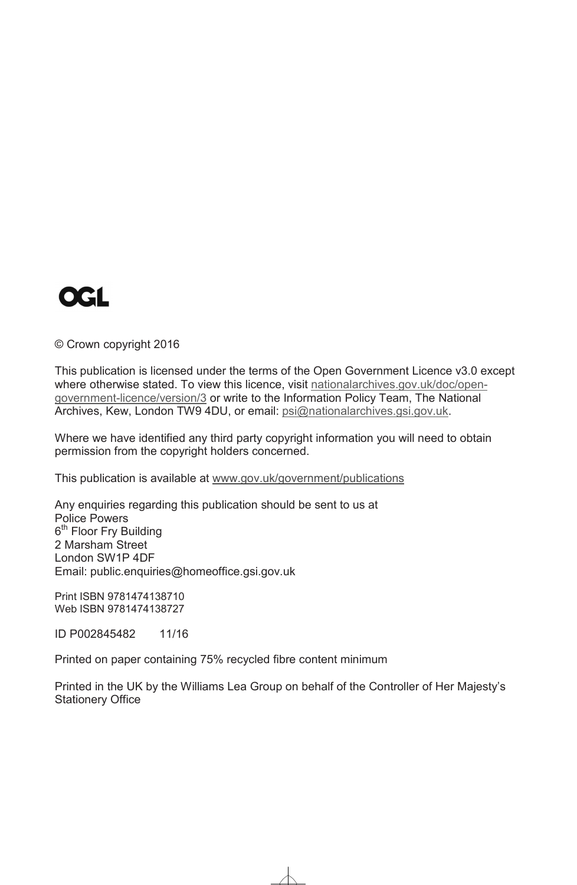OGL

© Crown copyright 2016

This publication is licensed under the terms of the Open Government Licence v3.0 except where otherwise stated. To view this licence, visit nationalarchives.gov.uk/doc/open-government-licence/version/3 or write to the Information Policy Team, The National Archives, Kew, London TW9 4DU, or email: psi@nationalarchives.gsi.gov.uk.

Where we have identified any third party copyright information you will need to obtain permission from the copyright holders concerned.

This publication is available at www.gov.uk/government/publications

Any enquiries regarding this publication should be sent to us at
Police Powers
6th Floor Fry Building
2 Marsham Street
London SW1P 4DF
Email: public.enquiries@homeoffice.gsi.gov.uk

Print ISBN 9781474138710
Web ISBN 9781474138727

ID P002845482 11/16

Printed on paper containing 75% recycled fibre content minimum

Printed in the UK by the Williams Lea Group on behalf of the Controller of Her Majesty's Stationery Office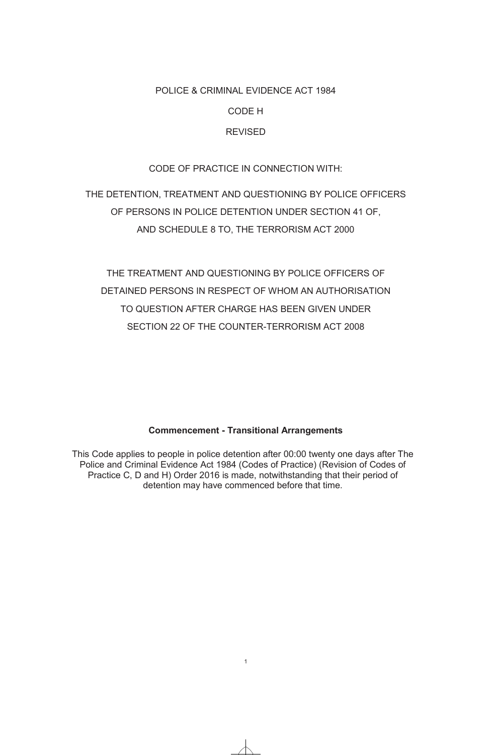POLICE & CRIMINAL EVIDENCE ACT 1984

CODE H

REVISED

CODE OF PRACTICE IN CONNECTION WITH:

THE DETENTION, TREATMENT AND QUESTIONING BY POLICE OFFICERS OF PERSONS IN POLICE DETENTION UNDER SECTION 41 OF, AND SCHEDULE 8 TO, THE TERRORISM ACT 2000

THE TREATMENT AND QUESTIONING BY POLICE OFFICERS OF DETAINED PERSONS IN RESPECT OF WHOM AN AUTHORISATION TO QUESTION AFTER CHARGE HAS BEEN GIVEN UNDER SECTION 22 OF THE COUNTER-TERRORISM ACT 2008

**Commencement - Transitional Arrangements**

This Code applies to people in police detention after 00:00 twenty one days after The Police and Criminal Evidence Act 1984 (Codes of Practice) (Revision of Codes of Practice C, D and H) Order 2016 is made, notwithstanding that their period of detention may have commenced before that time.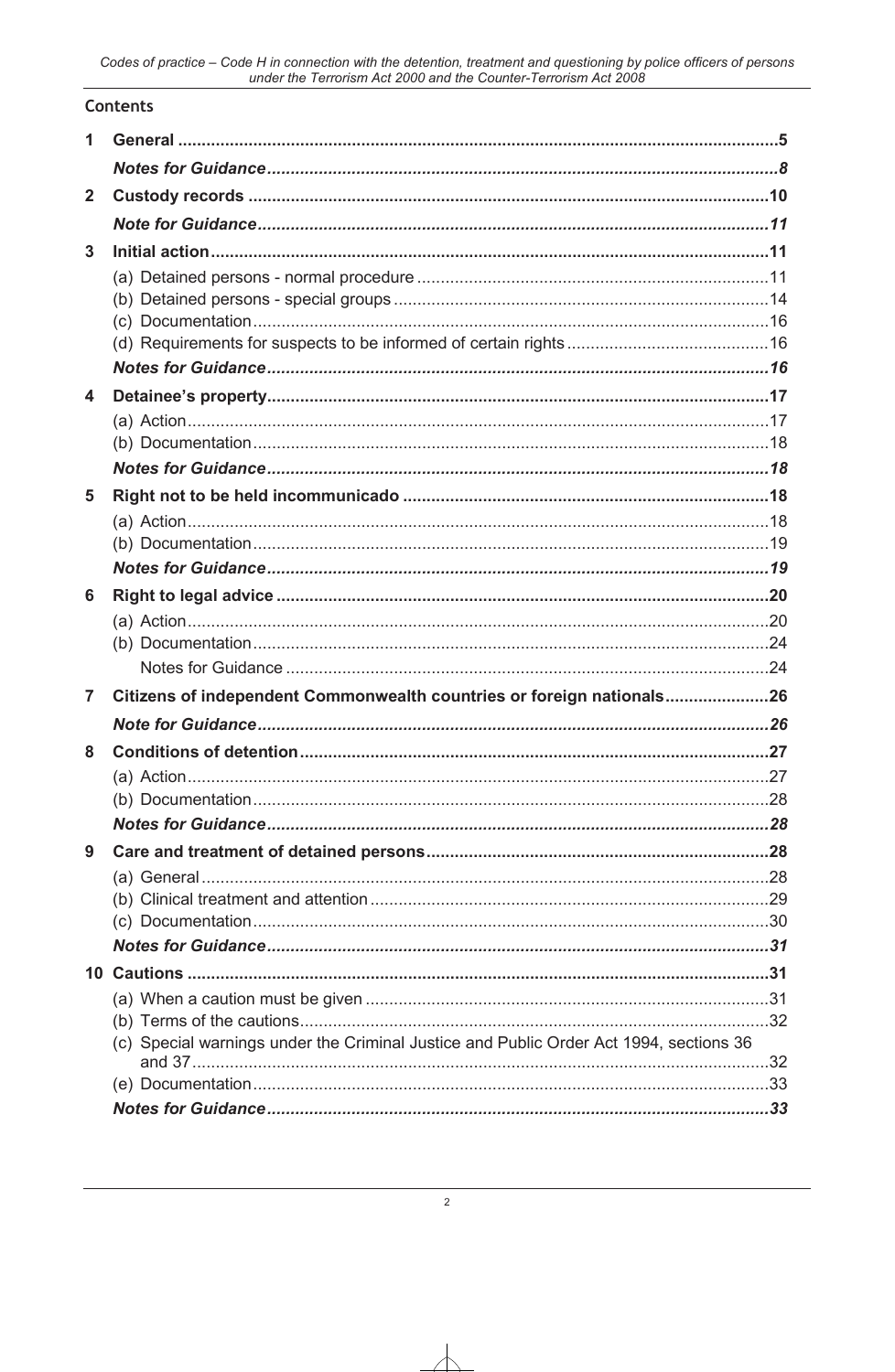## Contents

| | | |
|---|---|---|
| **1** | **General** | **5** |
| | ***Notes for Guidance*** | ***8*** |
| **2** | **Custody records** | **10** |
| | ***Note for Guidance*** | ***11*** |
| **3** | **Initial action** | **11** |
| | (a) Detained persons - normal procedure | 11 |
| | (b) Detained persons - special groups | 14 |
| | (c) Documentation | 16 |
| | (d) Requirements for suspects to be informed of certain rights | 16 |
| | ***Notes for Guidance*** | ***16*** |
| **4** | **Detainee's property** | **17** |
| | (a) Action | 17 |
| | (b) Documentation | 18 |
| | ***Notes for Guidance*** | ***18*** |
| **5** | **Right not to be held incommunicado** | **18** |
| | (a) Action | 18 |
| | (b) Documentation | 19 |
| | ***Notes for Guidance*** | ***19*** |
| **6** | **Right to legal advice** | **20** |
| | (a) Action | 20 |
| | (b) Documentation | 24 |
| | Notes for Guidance | 24 |
| **7** | **Citizens of independent Commonwealth countries or foreign nationals** | **26** |
| | ***Note for Guidance*** | ***26*** |
| **8** | **Conditions of detention** | **27** |
| | (a) Action | 27 |
| | (b) Documentation | 28 |
| | ***Notes for Guidance*** | ***28*** |
| **9** | **Care and treatment of detained persons** | **28** |
| | (a) General | 28 |
| | (b) Clinical treatment and attention | 29 |
| | (c) Documentation | 30 |
| | ***Notes for Guidance*** | ***31*** |
| **10** | **Cautions** | **31** |
| | (a) When a caution must be given | 31 |
| | (b) Terms of the cautions | 32 |
| | (c) Special warnings under the Criminal Justice and Public Order Act 1994, sections 36 and 37 | 32 |
| | (e) Documentation | 33 |
| | ***Notes for Guidance*** | ***33*** |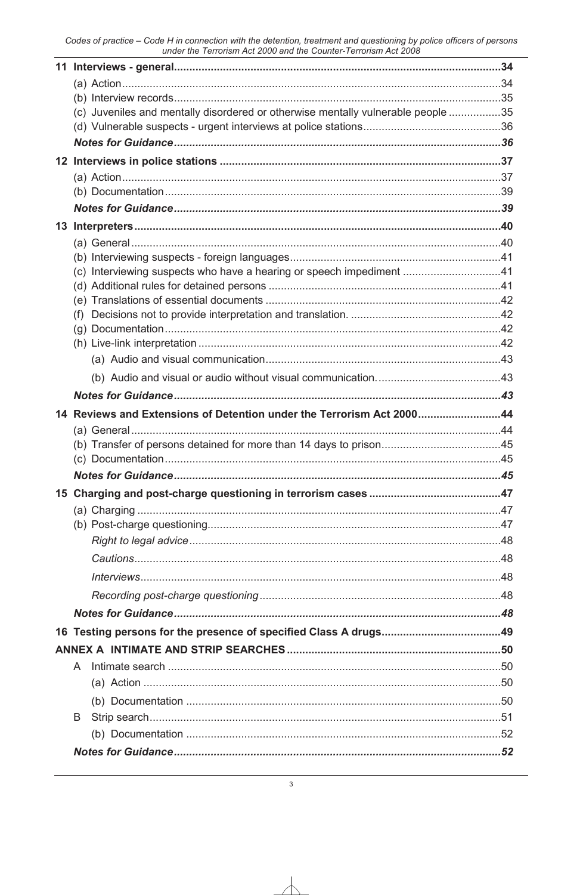11 Interviews - general ..... 34
- (a) Action ..... 34
- (b) Interview records ..... 35
- (c) Juveniles and mentally disordered or otherwise mentally vulnerable people ..... 35
- (d) Vulnerable suspects - urgent interviews at police stations ..... 36
- ***Notes for Guidance*** ..... ***36***

12 Interviews in police stations ..... 37
- (a) Action ..... 37
- (b) Documentation ..... 39
- ***Notes for Guidance*** ..... ***39***

13 Interpreters ..... 40
- (a) General ..... 40
- (b) Interviewing suspects - foreign languages ..... 41
- (c) Interviewing suspects who have a hearing or speech impediment ..... 41
- (d) Additional rules for detained persons ..... 41
- (e) Translations of essential documents ..... 42
- (f) Decisions not to provide interpretation and translation. ..... 42
- (g) Documentation ..... 42
- (h) Live-link interpretation ..... 42
  - (a) Audio and visual communication ..... 43
  - (b) Audio and visual or audio without visual communication. ..... 43
- ***Notes for Guidance*** ..... ***43***

14 Reviews and Extensions of Detention under the Terrorism Act 2000 ..... 44
- (a) General ..... 44
- (b) Transfer of persons detained for more than 14 days to prison ..... 45
- (c) Documentation ..... 45
- ***Notes for Guidance*** ..... ***45***

15 Charging and post-charge questioning in terrorism cases ..... 47
- (a) Charging ..... 47
- (b) Post-charge questioning ..... 47
  - *Right to legal advice* ..... 48
  - *Cautions* ..... 48
  - *Interviews* ..... 48
  - *Recording post-charge questioning* ..... 48
- ***Notes for Guidance*** ..... ***48***

16 Testing persons for the presence of specified Class A drugs ..... 49

ANNEX A INTIMATE AND STRIP SEARCHES ..... 50
- A Intimate search ..... 50
  - (a) Action ..... 50
  - (b) Documentation ..... 50
- B Strip search ..... 51
  - (b) Documentation ..... 52
- ***Notes for Guidance*** ..... ***52***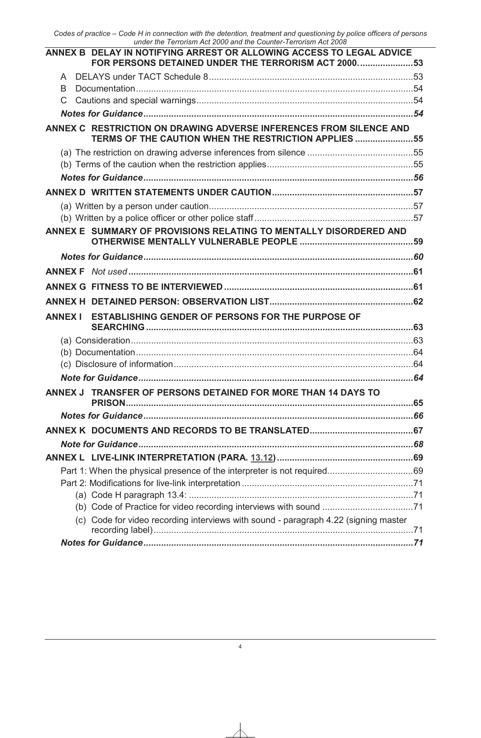**ANNEX B DELAY IN NOTIFYING ARREST OR ALLOWING ACCESS TO LEGAL ADVICE FOR PERSONS DETAINED UNDER THE TERRORISM ACT 2000. ....................53**

A DELAYS under TACT Schedule 8 ....................53

B Documentation ....................54

C Cautions and special warnings ....................54

***Notes for Guidance ....................54***

**ANNEX C RESTRICTION ON DRAWING ADVERSE INFERENCES FROM SILENCE AND TERMS OF THE CAUTION WHEN THE RESTRICTION APPLIES ....................55**

(a) The restriction on drawing adverse inferences from silence ....................55

(b) Terms of the caution when the restriction applies ....................55

***Notes for Guidance ....................56***

**ANNEX D WRITTEN STATEMENTS UNDER CAUTION ....................57**

(a) Written by a person under caution ....................57

(b) Written by a police officer or other police staff ....................57

**ANNEX E SUMMARY OF PROVISIONS RELATING TO MENTALLY DISORDERED AND OTHERWISE MENTALLY VULNERABLE PEOPLE ....................59**

***Notes for Guidance ....................60***

**ANNEX F** *Not used* **....................61**

**ANNEX G FITNESS TO BE INTERVIEWED ....................61**

**ANNEX H DETAINED PERSON: OBSERVATION LIST ....................62**

**ANNEX I ESTABLISHING GENDER OF PERSONS FOR THE PURPOSE OF SEARCHING ....................63**

(a) Consideration ....................63

(b) Documentation ....................64

(c) Disclosure of information ....................64

***Note for Guidance ....................64***

**ANNEX J TRANSFER OF PERSONS DETAINED FOR MORE THAN 14 DAYS TO PRISON ....................65**

***Notes for Guidance ....................66***

**ANNEX K DOCUMENTS AND RECORDS TO BE TRANSLATED ....................67**

***Note for Guidance ....................68***

**ANNEX L LIVE-LINK INTERPRETATION (PARA. 13.12) ....................69**

Part 1: When the physical presence of the interpreter is not required ....................69

Part 2: Modifications for live-link interpretation ....................71

(a) Code H paragraph 13.4: ....................71

(b) Code of Practice for video recording interviews with sound ....................71

(c) Code for video recording interviews with sound - paragraph 4.22 (signing master recording label) ....................71

***Notes for Guidance ....................71***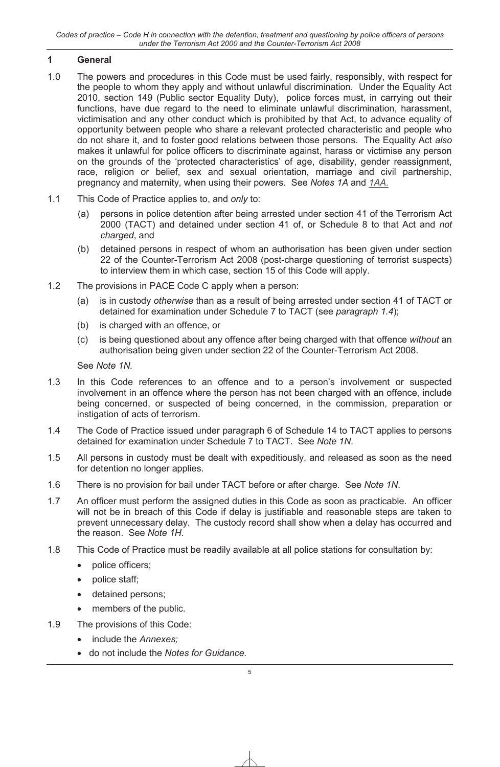## 1 General

1.0 The powers and procedures in this Code must be used fairly, responsibly, with respect for the people to whom they apply and without unlawful discrimination. Under the Equality Act 2010, section 149 (Public sector Equality Duty), police forces must, in carrying out their functions, have due regard to the need to eliminate unlawful discrimination, harassment, victimisation and any other conduct which is prohibited by that Act, to advance equality of opportunity between people who share a relevant protected characteristic and people who do not share it, and to foster good relations between those persons. The Equality Act *also* makes it unlawful for police officers to discriminate against, harass or victimise any person on the grounds of the 'protected characteristics' of age, disability, gender reassignment, race, religion or belief, sex and sexual orientation, marriage and civil partnership, pregnancy and maternity, when using their powers. See *Notes 1A* and *1AA.*

1.1 This Code of Practice applies to, and *only* to:

(a) persons in police detention after being arrested under section 41 of the Terrorism Act 2000 (TACT) and detained under section 41 of, or Schedule 8 to that Act and *not charged*, and

(b) detained persons in respect of whom an authorisation has been given under section 22 of the Counter-Terrorism Act 2008 (post-charge questioning of terrorist suspects) to interview them in which case, section 15 of this Code will apply.

1.2 The provisions in PACE Code C apply when a person:

(a) is in custody *otherwise* than as a result of being arrested under section 41 of TACT or detained for examination under Schedule 7 to TACT (see *paragraph 1.4*);

(b) is charged with an offence, or

(c) is being questioned about any offence after being charged with that offence *without* an authorisation being given under section 22 of the Counter-Terrorism Act 2008.

See *Note 1N.*

1.3 In this Code references to an offence and to a person's involvement or suspected involvement in an offence where the person has not been charged with an offence, include being concerned, or suspected of being concerned, in the commission, preparation or instigation of acts of terrorism.

1.4 The Code of Practice issued under paragraph 6 of Schedule 14 to TACT applies to persons detained for examination under Schedule 7 to TACT. See *Note 1N*.

1.5 All persons in custody must be dealt with expeditiously, and released as soon as the need for detention no longer applies.

1.6 There is no provision for bail under TACT before or after charge. See *Note 1N*.

1.7 An officer must perform the assigned duties in this Code as soon as practicable. An officer will not be in breach of this Code if delay is justifiable and reasonable steps are taken to prevent unnecessary delay. The custody record shall show when a delay has occurred and the reason. See *Note 1H*.

1.8 This Code of Practice must be readily available at all police stations for consultation by:

- police officers;
- police staff;
- detained persons;
- members of the public.

1.9 The provisions of this Code:

- include the *Annexes;*
- do not include the *Notes for Guidance.*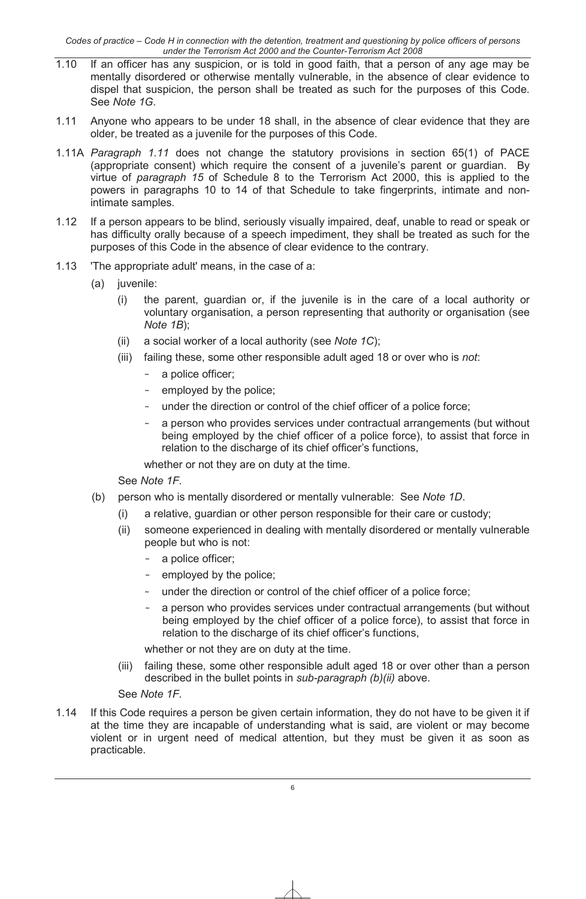1.10 If an officer has any suspicion, or is told in good faith, that a person of any age may be mentally disordered or otherwise mentally vulnerable, in the absence of clear evidence to dispel that suspicion, the person shall be treated as such for the purposes of this Code. See *Note 1G*.

1.11 Anyone who appears to be under 18 shall, in the absence of clear evidence that they are older, be treated as a juvenile for the purposes of this Code.

1.11A *Paragraph 1.11* does not change the statutory provisions in section 65(1) of PACE (appropriate consent) which require the consent of a juvenile's parent or guardian. By virtue of *paragraph 15* of Schedule 8 to the Terrorism Act 2000, this is applied to the powers in paragraphs 10 to 14 of that Schedule to take fingerprints, intimate and non-intimate samples.

1.12 If a person appears to be blind, seriously visually impaired, deaf, unable to read or speak or has difficulty orally because of a speech impediment, they shall be treated as such for the purposes of this Code in the absence of clear evidence to the contrary.

1.13 'The appropriate adult' means, in the case of a:

(a) juvenile:

(i) the parent, guardian or, if the juvenile is in the care of a local authority or voluntary organisation, a person representing that authority or organisation (see *Note 1B*);

(ii) a social worker of a local authority (see *Note 1C*);

(iii) failing these, some other responsible adult aged 18 or over who is *not*:

- a police officer;
- employed by the police;
- under the direction or control of the chief officer of a police force;
- a person who provides services under contractual arrangements (but without being employed by the chief officer of a police force), to assist that force in relation to the discharge of its chief officer's functions,

whether or not they are on duty at the time.

See *Note 1F*.

(b) person who is mentally disordered or mentally vulnerable: See *Note 1D*.

(i) a relative, guardian or other person responsible for their care or custody;

(ii) someone experienced in dealing with mentally disordered or mentally vulnerable people but who is not:

- a police officer;
- employed by the police;
- under the direction or control of the chief officer of a police force;
- a person who provides services under contractual arrangements (but without being employed by the chief officer of a police force), to assist that force in relation to the discharge of its chief officer's functions,

whether or not they are on duty at the time.

(iii) failing these, some other responsible adult aged 18 or over other than a person described in the bullet points in *sub-paragraph (b)(ii)* above.

See *Note 1F*.

1.14 If this Code requires a person be given certain information, they do not have to be given it if at the time they are incapable of understanding what is said, are violent or may become violent or in urgent need of medical attention, but they must be given it as soon as practicable.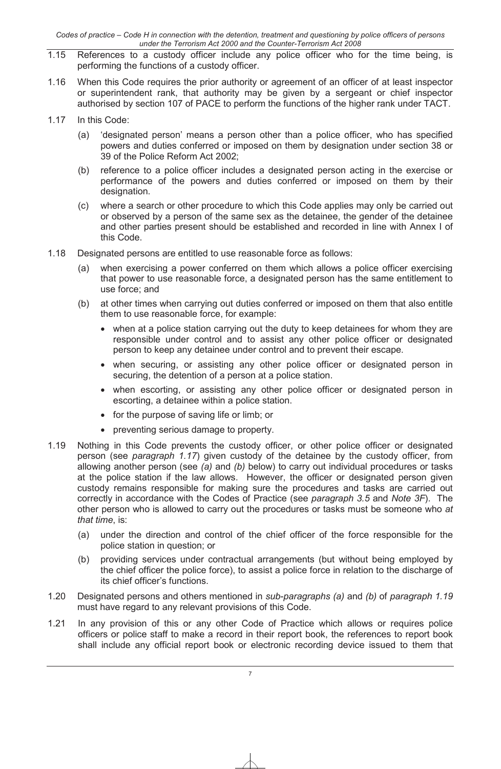1.15 References to a custody officer include any police officer who for the time being, is performing the functions of a custody officer.

1.16 When this Code requires the prior authority or agreement of an officer of at least inspector or superintendent rank, that authority may be given by a sergeant or chief inspector authorised by section 107 of PACE to perform the functions of the higher rank under TACT.

1.17 In this Code:

(a) 'designated person' means a person other than a police officer, who has specified powers and duties conferred or imposed on them by designation under section 38 or 39 of the Police Reform Act 2002;

(b) reference to a police officer includes a designated person acting in the exercise or performance of the powers and duties conferred or imposed on them by their designation.

(c) where a search or other procedure to which this Code applies may only be carried out or observed by a person of the same sex as the detainee, the gender of the detainee and other parties present should be established and recorded in line with Annex I of this Code.

1.18 Designated persons are entitled to use reasonable force as follows:

(a) when exercising a power conferred on them which allows a police officer exercising that power to use reasonable force, a designated person has the same entitlement to use force; and

(b) at other times when carrying out duties conferred or imposed on them that also entitle them to use reasonable force, for example:

- when at a police station carrying out the duty to keep detainees for whom they are responsible under control and to assist any other police officer or designated person to keep any detainee under control and to prevent their escape.
- when securing, or assisting any other police officer or designated person in securing, the detention of a person at a police station.
- when escorting, or assisting any other police officer or designated person in escorting, a detainee within a police station.
- for the purpose of saving life or limb; or
- preventing serious damage to property.

1.19 Nothing in this Code prevents the custody officer, or other police officer or designated person (see *paragraph 1.17*) given custody of the detainee by the custody officer, from allowing another person (see *(a)* and *(b)* below) to carry out individual procedures or tasks at the police station if the law allows. However, the officer or designated person given custody remains responsible for making sure the procedures and tasks are carried out correctly in accordance with the Codes of Practice (see *paragraph 3.5* and *Note 3F*). The other person who is allowed to carry out the procedures or tasks must be someone who *at that time*, is:

(a) under the direction and control of the chief officer of the force responsible for the police station in question; or

(b) providing services under contractual arrangements (but without being employed by the chief officer the police force), to assist a police force in relation to the discharge of its chief officer's functions.

1.20 Designated persons and others mentioned in *sub-paragraphs (a)* and *(b)* of *paragraph 1.19* must have regard to any relevant provisions of this Code.

1.21 In any provision of this or any other Code of Practice which allows or requires police officers or police staff to make a record in their report book, the references to report book shall include any official report book or electronic recording device issued to them that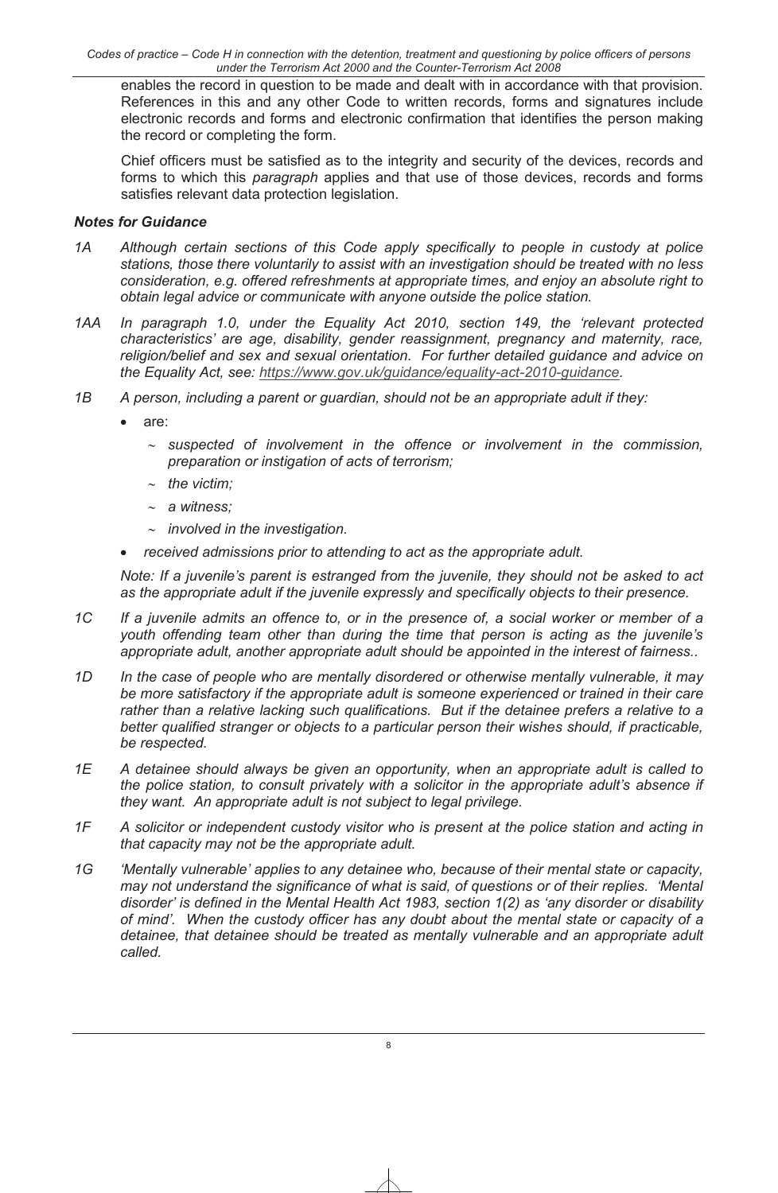enables the record in question to be made and dealt with in accordance with that provision. References in this and any other Code to written records, forms and signatures include electronic records and forms and electronic confirmation that identifies the person making the record or completing the form.

Chief officers must be satisfied as to the integrity and security of the devices, records and forms to which this *paragraph* applies and that use of those devices, records and forms satisfies relevant data protection legislation.

### *Notes for Guidance*

*1A Although certain sections of this Code apply specifically to people in custody at police stations, those there voluntarily to assist with an investigation should be treated with no less consideration, e.g. offered refreshments at appropriate times, and enjoy an absolute right to obtain legal advice or communicate with anyone outside the police station.*

*1AA In paragraph 1.0, under the Equality Act 2010, section 149, the 'relevant protected characteristics' are age, disability, gender reassignment, pregnancy and maternity, race, religion/belief and sex and sexual orientation. For further detailed guidance and advice on the Equality Act, see: https://www.gov.uk/guidance/equality-act-2010-guidance.*

*1B A person, including a parent or guardian, should not be an appropriate adult if they:*

- are:
  - *suspected of involvement in the offence or involvement in the commission, preparation or instigation of acts of terrorism;*
  - *the victim;*
  - *a witness;*
  - *involved in the investigation.*
- *received admissions prior to attending to act as the appropriate adult.*

*Note: If a juvenile's parent is estranged from the juvenile, they should not be asked to act as the appropriate adult if the juvenile expressly and specifically objects to their presence.*

*1C If a juvenile admits an offence to, or in the presence of, a social worker or member of a youth offending team other than during the time that person is acting as the juvenile's appropriate adult, another appropriate adult should be appointed in the interest of fairness..*

*1D In the case of people who are mentally disordered or otherwise mentally vulnerable, it may be more satisfactory if the appropriate adult is someone experienced or trained in their care rather than a relative lacking such qualifications. But if the detainee prefers a relative to a better qualified stranger or objects to a particular person their wishes should, if practicable, be respected.*

*1E A detainee should always be given an opportunity, when an appropriate adult is called to the police station, to consult privately with a solicitor in the appropriate adult's absence if they want. An appropriate adult is not subject to legal privilege.*

*1F A solicitor or independent custody visitor who is present at the police station and acting in that capacity may not be the appropriate adult.*

*1G 'Mentally vulnerable' applies to any detainee who, because of their mental state or capacity, may not understand the significance of what is said, of questions or of their replies. 'Mental disorder' is defined in the Mental Health Act 1983, section 1(2) as 'any disorder or disability of mind'. When the custody officer has any doubt about the mental state or capacity of a detainee, that detainee should be treated as mentally vulnerable and an appropriate adult called.*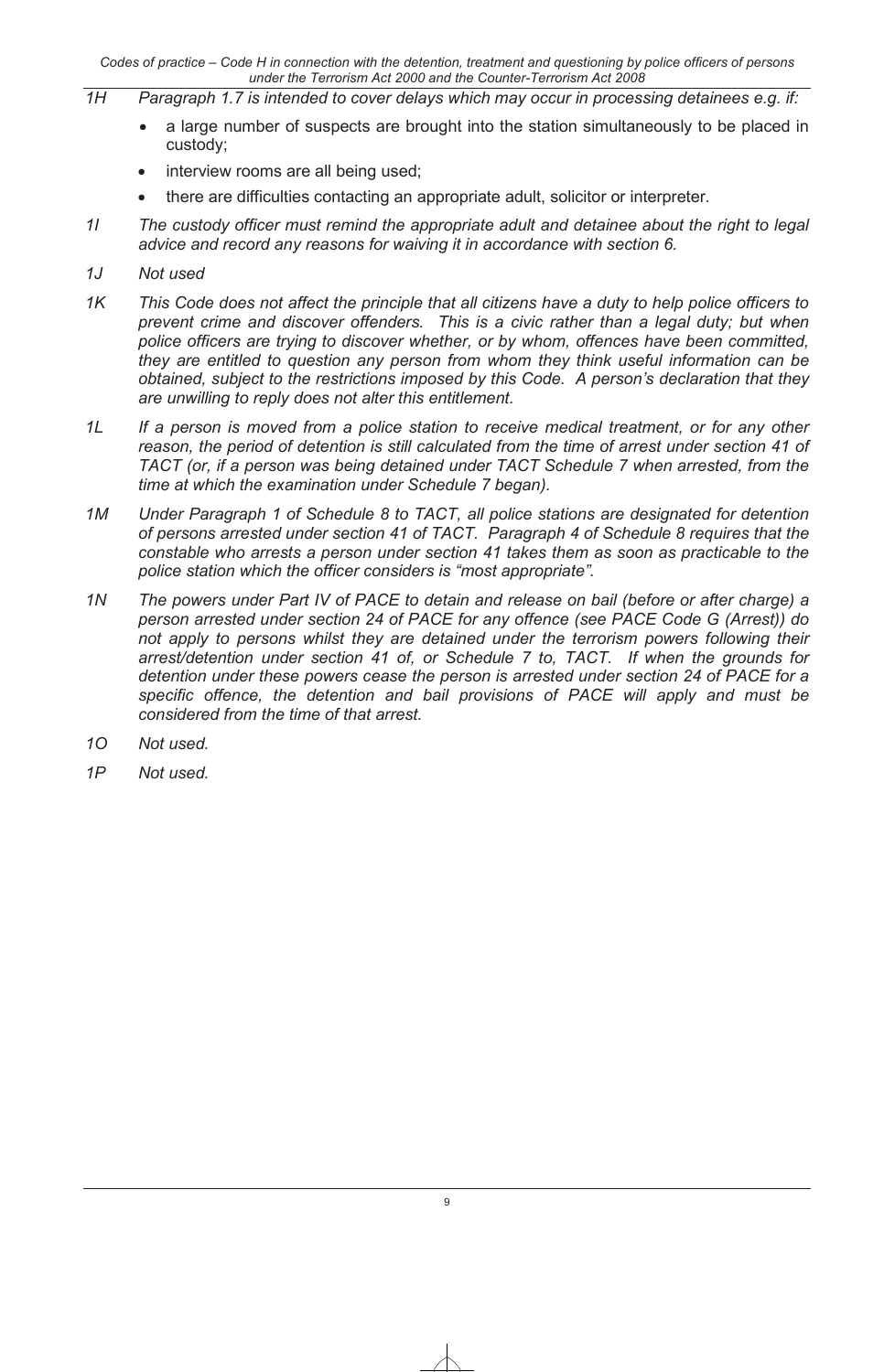*1H Paragraph 1.7 is intended to cover delays which may occur in processing detainees e.g. if:*

- a large number of suspects are brought into the station simultaneously to be placed in custody;
- interview rooms are all being used;
- there are difficulties contacting an appropriate adult, solicitor or interpreter.

*1I The custody officer must remind the appropriate adult and detainee about the right to legal advice and record any reasons for waiving it in accordance with section 6.*

*1J Not used*

*1K This Code does not affect the principle that all citizens have a duty to help police officers to prevent crime and discover offenders. This is a civic rather than a legal duty; but when police officers are trying to discover whether, or by whom, offences have been committed, they are entitled to question any person from whom they think useful information can be obtained, subject to the restrictions imposed by this Code. A person's declaration that they are unwilling to reply does not alter this entitlement.*

*1L If a person is moved from a police station to receive medical treatment, or for any other reason, the period of detention is still calculated from the time of arrest under section 41 of TACT (or, if a person was being detained under TACT Schedule 7 when arrested, from the time at which the examination under Schedule 7 began).*

*1M Under Paragraph 1 of Schedule 8 to TACT, all police stations are designated for detention of persons arrested under section 41 of TACT. Paragraph 4 of Schedule 8 requires that the constable who arrests a person under section 41 takes them as soon as practicable to the police station which the officer considers is "most appropriate".*

*1N The powers under Part IV of PACE to detain and release on bail (before or after charge) a person arrested under section 24 of PACE for any offence (see PACE Code G (Arrest)) do not apply to persons whilst they are detained under the terrorism powers following their arrest/detention under section 41 of, or Schedule 7 to, TACT. If when the grounds for detention under these powers cease the person is arrested under section 24 of PACE for a specific offence, the detention and bail provisions of PACE will apply and must be considered from the time of that arrest.*

*1O Not used.*

*1P Not used.*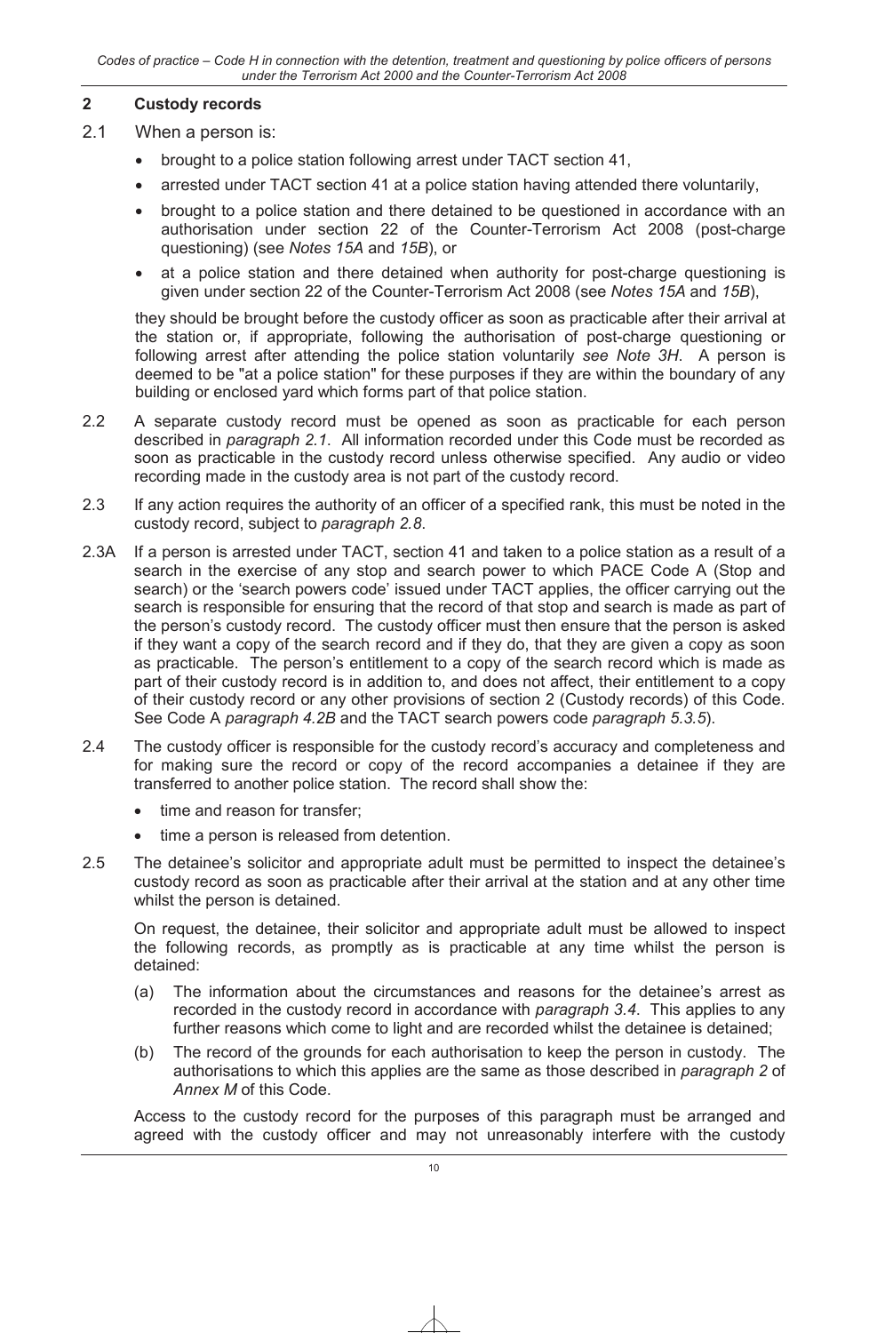## 2 Custody records

2.1 When a person is:

- brought to a police station following arrest under TACT section 41,
- arrested under TACT section 41 at a police station having attended there voluntarily,
- brought to a police station and there detained to be questioned in accordance with an authorisation under section 22 of the Counter-Terrorism Act 2008 (post-charge questioning) (see *Notes 15A* and *15B*), or
- at a police station and there detained when authority for post-charge questioning is given under section 22 of the Counter-Terrorism Act 2008 (see *Notes 15A* and *15B*),

they should be brought before the custody officer as soon as practicable after their arrival at the station or, if appropriate, following the authorisation of post-charge questioning or following arrest after attending the police station voluntarily *see Note 3H*. A person is deemed to be "at a police station" for these purposes if they are within the boundary of any building or enclosed yard which forms part of that police station.

2.2 A separate custody record must be opened as soon as practicable for each person described in *paragraph 2.1.* All information recorded under this Code must be recorded as soon as practicable in the custody record unless otherwise specified. Any audio or video recording made in the custody area is not part of the custody record.

2.3 If any action requires the authority of an officer of a specified rank, this must be noted in the custody record, subject to *paragraph 2.8.*

2.3A If a person is arrested under TACT, section 41 and taken to a police station as a result of a search in the exercise of any stop and search power to which PACE Code A (Stop and search) or the 'search powers code' issued under TACT applies, the officer carrying out the search is responsible for ensuring that the record of that stop and search is made as part of the person's custody record. The custody officer must then ensure that the person is asked if they want a copy of the search record and if they do, that they are given a copy as soon as practicable. The person's entitlement to a copy of the search record which is made as part of their custody record is in addition to, and does not affect, their entitlement to a copy of their custody record or any other provisions of section 2 (Custody records) of this Code. See Code A *paragraph 4.2B* and the TACT search powers code *paragraph 5.3.5*).

2.4 The custody officer is responsible for the custody record's accuracy and completeness and for making sure the record or copy of the record accompanies a detainee if they are transferred to another police station. The record shall show the:

- time and reason for transfer;
- time a person is released from detention.

2.5 The detainee's solicitor and appropriate adult must be permitted to inspect the detainee's custody record as soon as practicable after their arrival at the station and at any other time whilst the person is detained.

On request, the detainee, their solicitor and appropriate adult must be allowed to inspect the following records, as promptly as is practicable at any time whilst the person is detained:

(a) The information about the circumstances and reasons for the detainee's arrest as recorded in the custody record in accordance with *paragraph 3.4.* This applies to any further reasons which come to light and are recorded whilst the detainee is detained;

(b) The record of the grounds for each authorisation to keep the person in custody. The authorisations to which this applies are the same as those described in *paragraph 2* of *Annex M* of this Code.

Access to the custody record for the purposes of this paragraph must be arranged and agreed with the custody officer and may not unreasonably interfere with the custody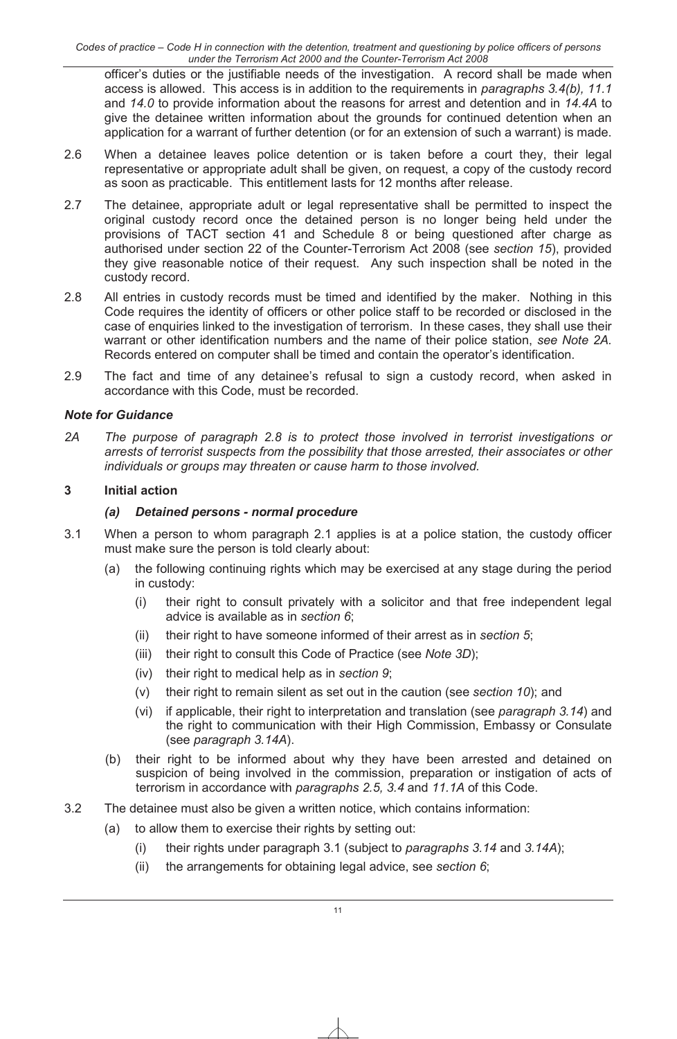officer's duties or the justifiable needs of the investigation. A record shall be made when access is allowed. This access is in addition to the requirements in *paragraphs 3.4(b), 11.1* and *14.0* to provide information about the reasons for arrest and detention and in *14.4A* to give the detainee written information about the grounds for continued detention when an application for a warrant of further detention (or for an extension of such a warrant) is made.

2.6 When a detainee leaves police detention or is taken before a court they, their legal representative or appropriate adult shall be given, on request, a copy of the custody record as soon as practicable. This entitlement lasts for 12 months after release.

2.7 The detainee, appropriate adult or legal representative shall be permitted to inspect the original custody record once the detained person is no longer being held under the provisions of TACT section 41 and Schedule 8 or being questioned after charge as authorised under section 22 of the Counter-Terrorism Act 2008 (see *section 15*), provided they give reasonable notice of their request. Any such inspection shall be noted in the custody record.

2.8 All entries in custody records must be timed and identified by the maker. Nothing in this Code requires the identity of officers or other police staff to be recorded or disclosed in the case of enquiries linked to the investigation of terrorism. In these cases, they shall use their warrant or other identification numbers and the name of their police station, *see Note 2A.* Records entered on computer shall be timed and contain the operator's identification.

2.9 The fact and time of any detainee's refusal to sign a custody record, when asked in accordance with this Code, must be recorded.

### *Note for Guidance*

*2A The purpose of paragraph 2.8 is to protect those involved in terrorist investigations or arrests of terrorist suspects from the possibility that those arrested, their associates or other individuals or groups may threaten or cause harm to those involved.*

## 3 Initial action

### *(a) Detained persons - normal procedure*

3.1 When a person to whom paragraph 2.1 applies is at a police station, the custody officer must make sure the person is told clearly about:

(a) the following continuing rights which may be exercised at any stage during the period in custody:

(i) their right to consult privately with a solicitor and that free independent legal advice is available as in *section 6*;

(ii) their right to have someone informed of their arrest as in *section 5*;

(iii) their right to consult this Code of Practice (see *Note 3D*);

(iv) their right to medical help as in *section 9*;

(v) their right to remain silent as set out in the caution (see *section 10*); and

(vi) if applicable, their right to interpretation and translation (see *paragraph 3.14*) and the right to communication with their High Commission, Embassy or Consulate (see *paragraph 3.14A*).

(b) their right to be informed about why they have been arrested and detained on suspicion of being involved in the commission, preparation or instigation of acts of terrorism in accordance with *paragraphs 2.5, 3.4* and *11.1A* of this Code.

3.2 The detainee must also be given a written notice, which contains information:

(a) to allow them to exercise their rights by setting out:

(i) their rights under paragraph 3.1 (subject to *paragraphs 3.14* and *3.14A*);

(ii) the arrangements for obtaining legal advice, see *section 6*;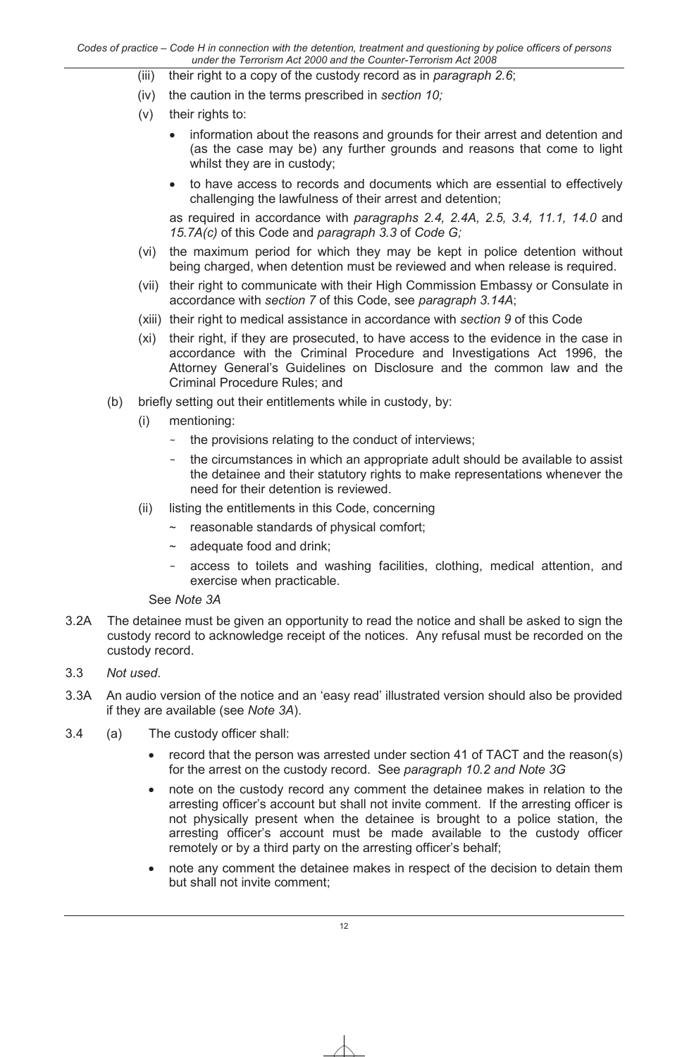(iii) their right to a copy of the custody record as in *paragraph 2.6*;

(iv) the caution in the terms prescribed in *section 10;*

(v) their rights to:

- information about the reasons and grounds for their arrest and detention and (as the case may be) any further grounds and reasons that come to light whilst they are in custody;
- to have access to records and documents which are essential to effectively challenging the lawfulness of their arrest and detention;

as required in accordance with *paragraphs 2.4, 2.4A, 2.5, 3.4, 11.1, 14.0* and *15.7A(c)* of this Code and *paragraph 3.3* of *Code G;*

(vi) the maximum period for which they may be kept in police detention without being charged, when detention must be reviewed and when release is required.

(vii) their right to communicate with their High Commission Embassy or Consulate in accordance with *section 7* of this Code, see *paragraph 3.14A*;

(xiii) their right to medical assistance in accordance with *section 9* of this Code

(xi) their right, if they are prosecuted, to have access to the evidence in the case in accordance with the Criminal Procedure and Investigations Act 1996, the Attorney General's Guidelines on Disclosure and the common law and the Criminal Procedure Rules; and

(b) briefly setting out their entitlements while in custody, by:

(i) mentioning:

~ the provisions relating to the conduct of interviews;

~ the circumstances in which an appropriate adult should be available to assist the detainee and their statutory rights to make representations whenever the need for their detention is reviewed.

(ii) listing the entitlements in this Code, concerning

~ reasonable standards of physical comfort;

~ adequate food and drink;

~ access to toilets and washing facilities, clothing, medical attention, and exercise when practicable.

See *Note 3A*

3.2A The detainee must be given an opportunity to read the notice and shall be asked to sign the custody record to acknowledge receipt of the notices. Any refusal must be recorded on the custody record.

3.3 *Not used*.

3.3A An audio version of the notice and an 'easy read' illustrated version should also be provided if they are available (see *Note 3A*).

3.4 (a) The custody officer shall:

- record that the person was arrested under section 41 of TACT and the reason(s) for the arrest on the custody record. See *paragraph 10.2 and Note 3G*
- note on the custody record any comment the detainee makes in relation to the arresting officer's account but shall not invite comment. If the arresting officer is not physically present when the detainee is brought to a police station, the arresting officer's account must be made available to the custody officer remotely or by a third party on the arresting officer's behalf;
- note any comment the detainee makes in respect of the decision to detain them but shall not invite comment;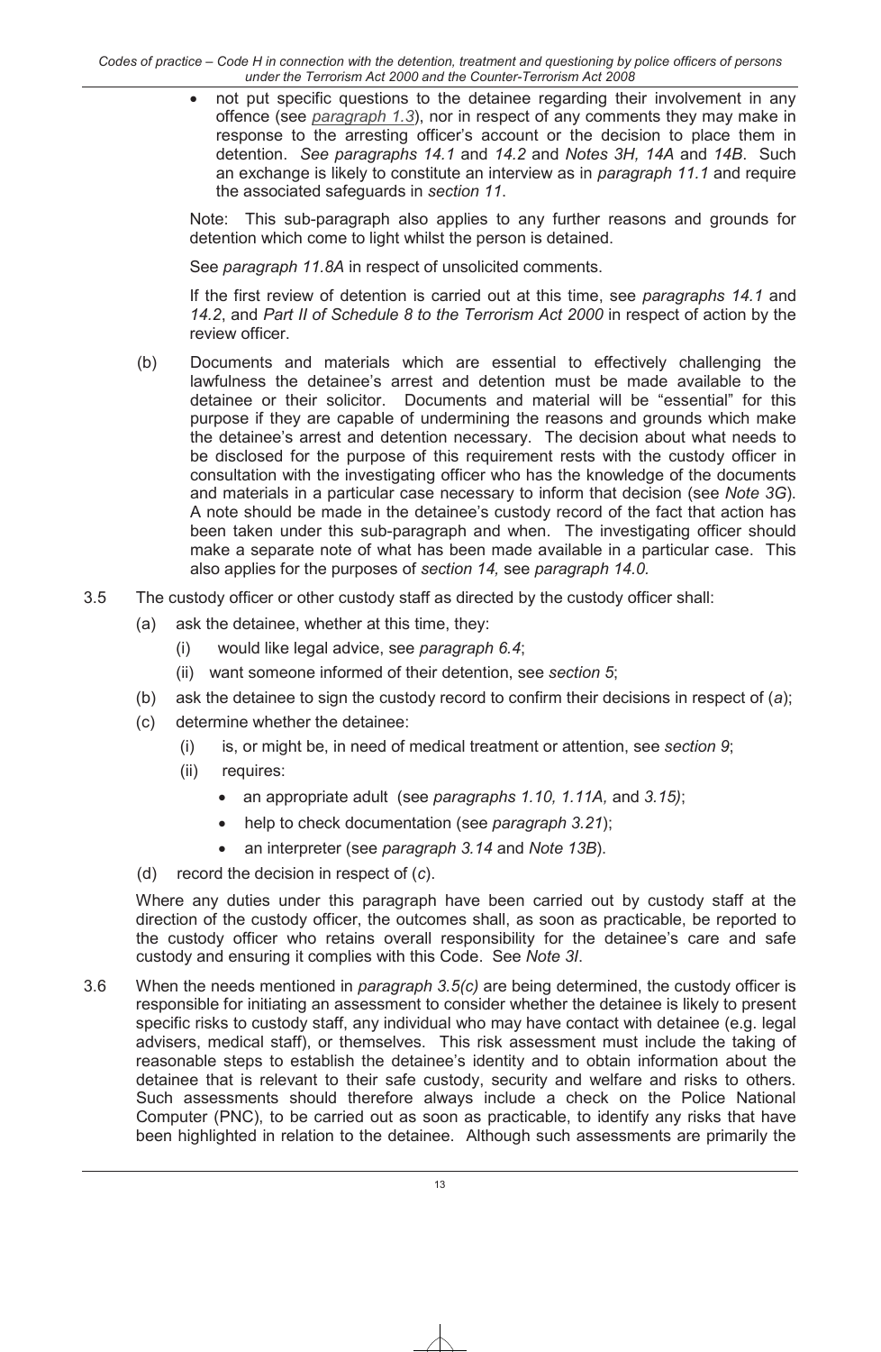- not put specific questions to the detainee regarding their involvement in any offence (see *paragraph 1.3*), nor in respect of any comments they may make in response to the arresting officer's account or the decision to place them in detention. *See paragraphs 14.1* and *14.2* and *Notes 3H, 14A* and *14B*. Such an exchange is likely to constitute an interview as in *paragraph 11.1* and require the associated safeguards in *section 11*.

  Note: This sub-paragraph also applies to any further reasons and grounds for detention which come to light whilst the person is detained.

  See *paragraph 11.8A* in respect of unsolicited comments.

  If the first review of detention is carried out at this time, see *paragraphs 14.1* and *14.2*, and *Part II of Schedule 8 to the Terrorism Act 2000* in respect of action by the review officer.

(b) Documents and materials which are essential to effectively challenging the lawfulness the detainee's arrest and detention must be made available to the detainee or their solicitor. Documents and material will be "essential" for this purpose if they are capable of undermining the reasons and grounds which make the detainee's arrest and detention necessary. The decision about what needs to be disclosed for the purpose of this requirement rests with the custody officer in consultation with the investigating officer who has the knowledge of the documents and materials in a particular case necessary to inform that decision (see *Note 3G*). A note should be made in the detainee's custody record of the fact that action has been taken under this sub-paragraph and when. The investigating officer should make a separate note of what has been made available in a particular case. This also applies for the purposes of *section 14,* see *paragraph 14.0.*

3.5 The custody officer or other custody staff as directed by the custody officer shall:

(a) ask the detainee, whether at this time, they:
   (i) would like legal advice, see *paragraph 6.4*;
   (ii) want someone informed of their detention, see *section 5*;

(b) ask the detainee to sign the custody record to confirm their decisions in respect of (*a*);

(c) determine whether the detainee:
   (i) is, or might be, in need of medical treatment or attention, see *section 9*;
   (ii) requires:
   - an appropriate adult (see *paragraphs 1.10, 1.11A,* and *3.15)*;
   - help to check documentation (see *paragraph 3.21*);
   - an interpreter (see *paragraph 3.14* and *Note 13B*).

(d) record the decision in respect of (*c*).

Where any duties under this paragraph have been carried out by custody staff at the direction of the custody officer, the outcomes shall, as soon as practicable, be reported to the custody officer who retains overall responsibility for the detainee's care and safe custody and ensuring it complies with this Code. See *Note 3I*.

3.6 When the needs mentioned in *paragraph 3.5(c)* are being determined, the custody officer is responsible for initiating an assessment to consider whether the detainee is likely to present specific risks to custody staff, any individual who may have contact with detainee (e.g. legal advisers, medical staff), or themselves. This risk assessment must include the taking of reasonable steps to establish the detainee's identity and to obtain information about the detainee that is relevant to their safe custody, security and welfare and risks to others. Such assessments should therefore always include a check on the Police National Computer (PNC), to be carried out as soon as practicable, to identify any risks that have been highlighted in relation to the detainee. Although such assessments are primarily the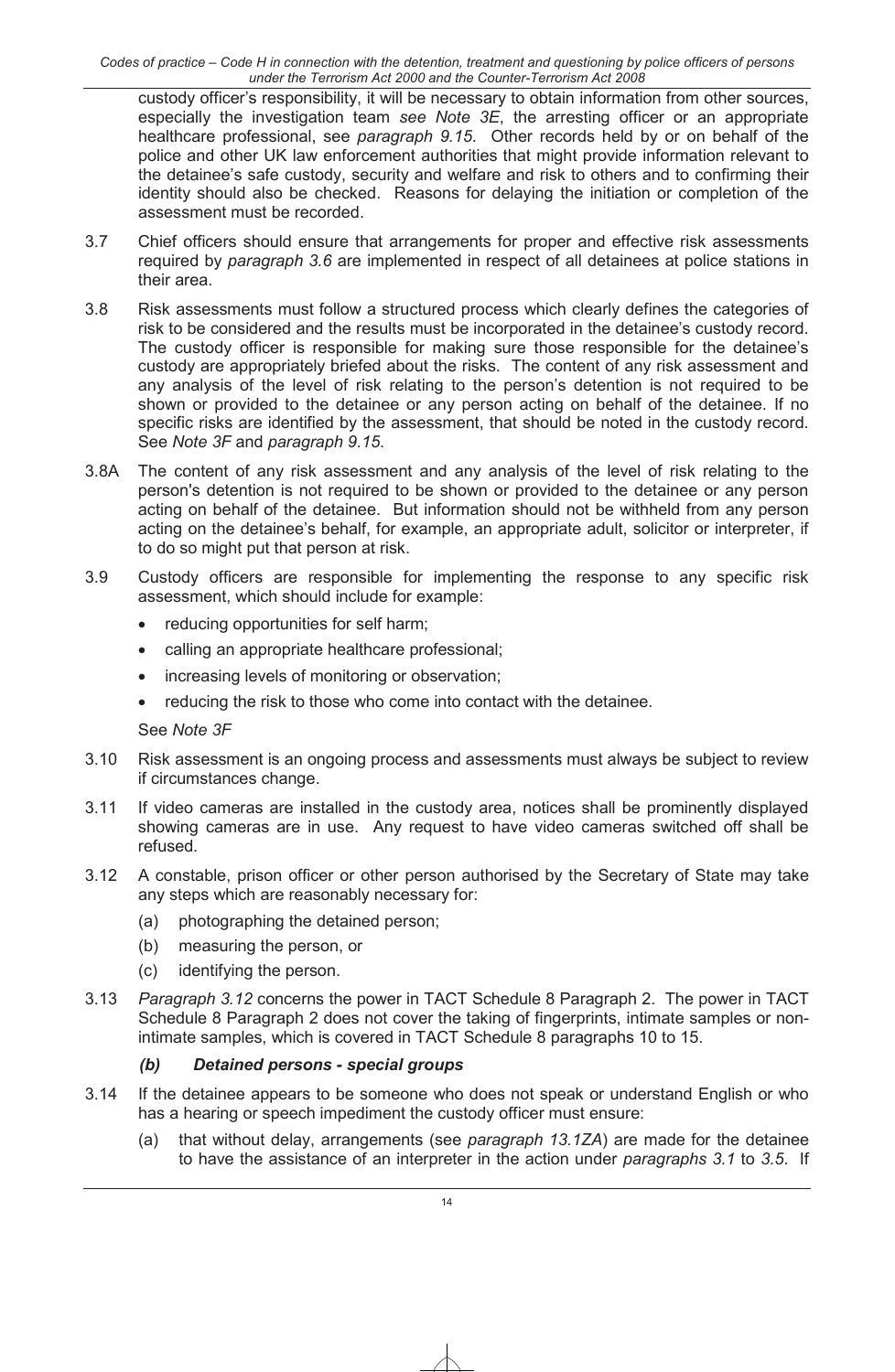custody officer's responsibility, it will be necessary to obtain information from other sources, especially the investigation team *see Note 3E*, the arresting officer or an appropriate healthcare professional, see *paragraph 9.15*. Other records held by or on behalf of the police and other UK law enforcement authorities that might provide information relevant to the detainee's safe custody, security and welfare and risk to others and to confirming their identity should also be checked. Reasons for delaying the initiation or completion of the assessment must be recorded.

3.7 Chief officers should ensure that arrangements for proper and effective risk assessments required by *paragraph 3.6* are implemented in respect of all detainees at police stations in their area.

3.8 Risk assessments must follow a structured process which clearly defines the categories of risk to be considered and the results must be incorporated in the detainee's custody record. The custody officer is responsible for making sure those responsible for the detainee's custody are appropriately briefed about the risks. The content of any risk assessment and any analysis of the level of risk relating to the person's detention is not required to be shown or provided to the detainee or any person acting on behalf of the detainee. If no specific risks are identified by the assessment, that should be noted in the custody record. See *Note 3F* and *paragraph 9.15*.

3.8A The content of any risk assessment and any analysis of the level of risk relating to the person's detention is not required to be shown or provided to the detainee or any person acting on behalf of the detainee. But information should not be withheld from any person acting on the detainee's behalf, for example, an appropriate adult, solicitor or interpreter, if to do so might put that person at risk.

3.9 Custody officers are responsible for implementing the response to any specific risk assessment, which should include for example:

- reducing opportunities for self harm;
- calling an appropriate healthcare professional;
- increasing levels of monitoring or observation;
- reducing the risk to those who come into contact with the detainee.

See *Note 3F*

3.10 Risk assessment is an ongoing process and assessments must always be subject to review if circumstances change.

3.11 If video cameras are installed in the custody area, notices shall be prominently displayed showing cameras are in use. Any request to have video cameras switched off shall be refused.

3.12 A constable, prison officer or other person authorised by the Secretary of State may take any steps which are reasonably necessary for:

(a) photographing the detained person;

(b) measuring the person, or

(c) identifying the person.

3.13 *Paragraph 3.12* concerns the power in TACT Schedule 8 Paragraph 2. The power in TACT Schedule 8 Paragraph 2 does not cover the taking of fingerprints, intimate samples or non-intimate samples, which is covered in TACT Schedule 8 paragraphs 10 to 15.

### *(b) Detained persons - special groups*

3.14 If the detainee appears to be someone who does not speak or understand English or who has a hearing or speech impediment the custody officer must ensure:

(a) that without delay, arrangements (see *paragraph 13.1ZA*) are made for the detainee to have the assistance of an interpreter in the action under *paragraphs 3.1* to *3.5*. If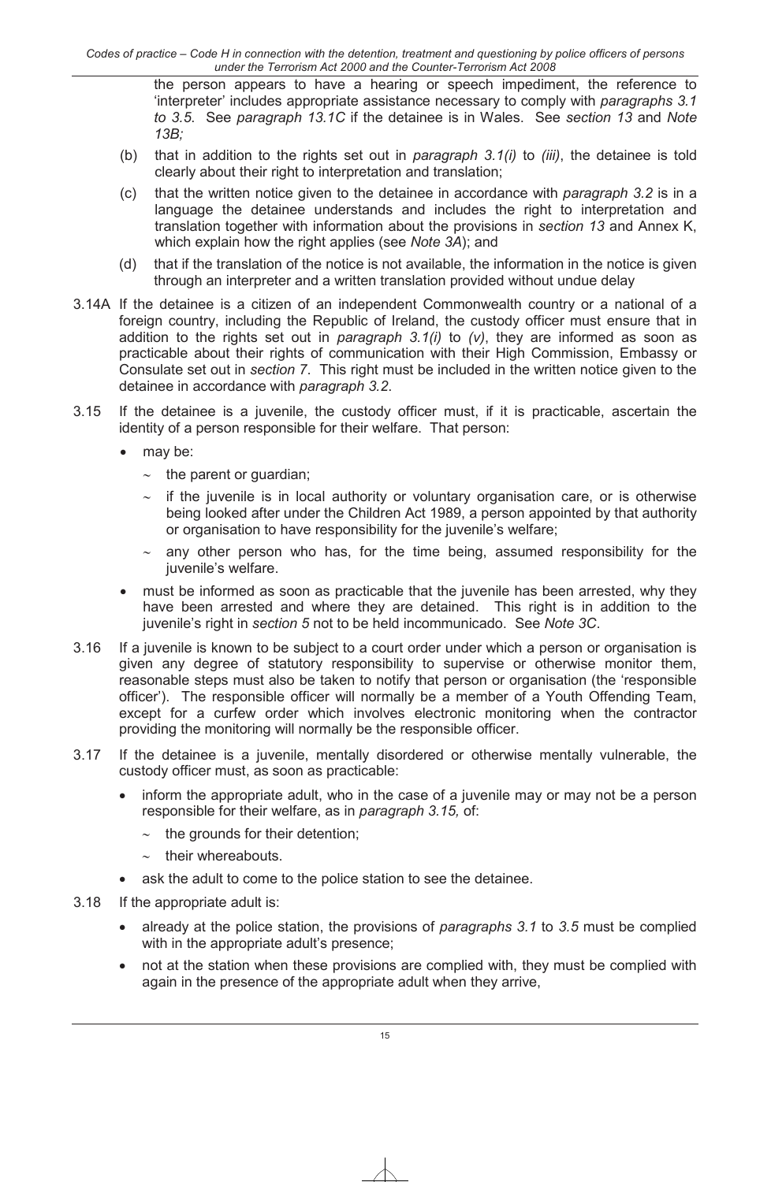the person appears to have a hearing or speech impediment, the reference to 'interpreter' includes appropriate assistance necessary to comply with *paragraphs 3.1 to 3.5*. See *paragraph 13.1C* if the detainee is in Wales. See *section 13* and *Note 13B;*

(b) that in addition to the rights set out in *paragraph 3.1(i)* to *(iii)*, the detainee is told clearly about their right to interpretation and translation;

(c) that the written notice given to the detainee in accordance with *paragraph 3.2* is in a language the detainee understands and includes the right to interpretation and translation together with information about the provisions in *section 13* and Annex K, which explain how the right applies (see *Note 3A*); and

(d) that if the translation of the notice is not available, the information in the notice is given through an interpreter and a written translation provided without undue delay

3.14A If the detainee is a citizen of an independent Commonwealth country or a national of a foreign country, including the Republic of Ireland, the custody officer must ensure that in addition to the rights set out in *paragraph 3.1(i)* to *(v)*, they are informed as soon as practicable about their rights of communication with their High Commission, Embassy or Consulate set out in *section 7*. This right must be included in the written notice given to the detainee in accordance with *paragraph 3.2*.

3.15 If the detainee is a juvenile, the custody officer must, if it is practicable, ascertain the identity of a person responsible for their welfare. That person:

- may be:
  - ~ the parent or guardian;
  - ~ if the juvenile is in local authority or voluntary organisation care, or is otherwise being looked after under the Children Act 1989, a person appointed by that authority or organisation to have responsibility for the juvenile's welfare;
  - ~ any other person who has, for the time being, assumed responsibility for the juvenile's welfare.
- must be informed as soon as practicable that the juvenile has been arrested, why they have been arrested and where they are detained. This right is in addition to the juvenile's right in *section 5* not to be held incommunicado. See *Note 3C*.

3.16 If a juvenile is known to be subject to a court order under which a person or organisation is given any degree of statutory responsibility to supervise or otherwise monitor them, reasonable steps must also be taken to notify that person or organisation (the 'responsible officer'). The responsible officer will normally be a member of a Youth Offending Team, except for a curfew order which involves electronic monitoring when the contractor providing the monitoring will normally be the responsible officer.

3.17 If the detainee is a juvenile, mentally disordered or otherwise mentally vulnerable, the custody officer must, as soon as practicable:

- inform the appropriate adult, who in the case of a juvenile may or may not be a person responsible for their welfare, as in *paragraph 3.15,* of:
  - ~ the grounds for their detention;
  - ~ their whereabouts.
- ask the adult to come to the police station to see the detainee.

3.18 If the appropriate adult is:

- already at the police station, the provisions of *paragraphs 3.1* to *3.5* must be complied with in the appropriate adult's presence;
- not at the station when these provisions are complied with, they must be complied with again in the presence of the appropriate adult when they arrive,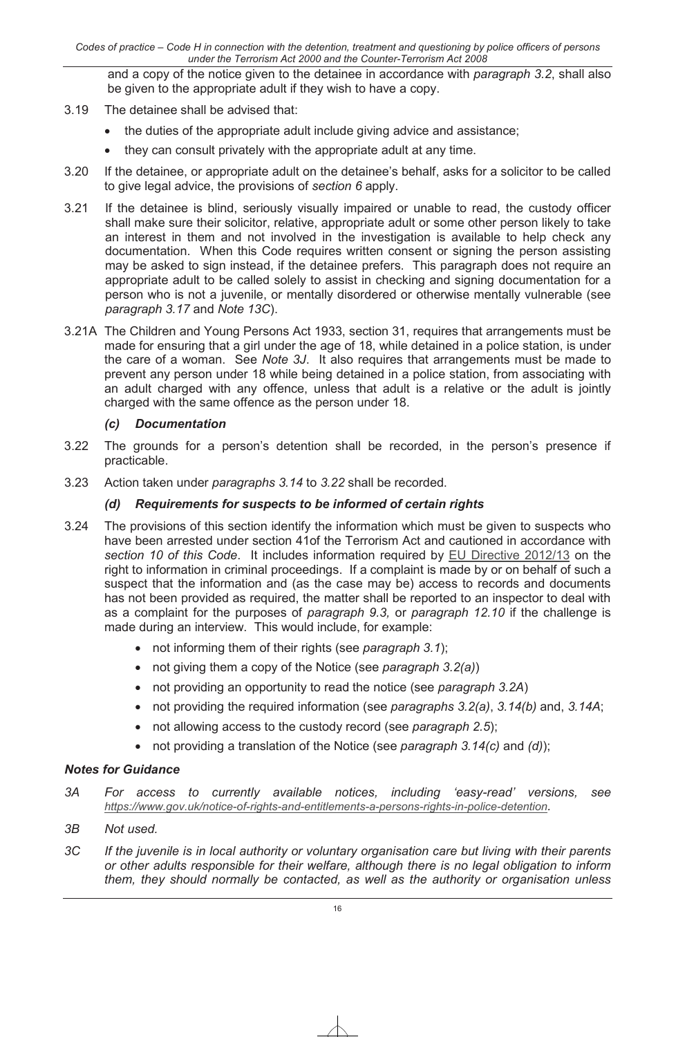and a copy of the notice given to the detainee in accordance with *paragraph 3.2*, shall also be given to the appropriate adult if they wish to have a copy.

3.19 The detainee shall be advised that:

- the duties of the appropriate adult include giving advice and assistance;
- they can consult privately with the appropriate adult at any time.

3.20 If the detainee, or appropriate adult on the detainee's behalf, asks for a solicitor to be called to give legal advice, the provisions of *section 6* apply.

3.21 If the detainee is blind, seriously visually impaired or unable to read, the custody officer shall make sure their solicitor, relative, appropriate adult or some other person likely to take an interest in them and not involved in the investigation is available to help check any documentation. When this Code requires written consent or signing the person assisting may be asked to sign instead, if the detainee prefers. This paragraph does not require an appropriate adult to be called solely to assist in checking and signing documentation for a person who is not a juvenile, or mentally disordered or otherwise mentally vulnerable (see *paragraph 3.17* and *Note 13C*).

3.21A The Children and Young Persons Act 1933, section 31, requires that arrangements must be made for ensuring that a girl under the age of 18, while detained in a police station, is under the care of a woman. See *Note 3J*. It also requires that arrangements must be made to prevent any person under 18 while being detained in a police station, from associating with an adult charged with any offence, unless that adult is a relative or the adult is jointly charged with the same offence as the person under 18.

### *(c) Documentation*

3.22 The grounds for a person's detention shall be recorded, in the person's presence if practicable.

3.23 Action taken under *paragraphs 3.14* to *3.22* shall be recorded.

### *(d) Requirements for suspects to be informed of certain rights*

3.24 The provisions of this section identify the information which must be given to suspects who have been arrested under section 41of the Terrorism Act and cautioned in accordance with *section 10 of this Code*. It includes information required by EU Directive 2012/13 on the right to information in criminal proceedings. If a complaint is made by or on behalf of such a suspect that the information and (as the case may be) access to records and documents has not been provided as required, the matter shall be reported to an inspector to deal with as a complaint for the purposes of *paragraph 9.3,* or *paragraph 12.10* if the challenge is made during an interview. This would include, for example:

- not informing them of their rights (see *paragraph 3.1*);
- not giving them a copy of the Notice (see *paragraph 3.2(a)*)
- not providing an opportunity to read the notice (see *paragraph 3.2A*)
- not providing the required information (see *paragraphs 3.2(a)*, *3.14(b)* and, *3.14A*;
- not allowing access to the custody record (see *paragraph 2.5*);
- not providing a translation of the Notice (see *paragraph 3.14(c)* and *(d)*);

### *Notes for Guidance*

*3A For access to currently available notices, including 'easy-read' versions, see https://www.gov.uk/notice-of-rights-and-entitlements-a-persons-rights-in-police-detention.*

*3B Not used.*

*3C If the juvenile is in local authority or voluntary organisation care but living with their parents or other adults responsible for their welfare, although there is no legal obligation to inform them, they should normally be contacted, as well as the authority or organisation unless*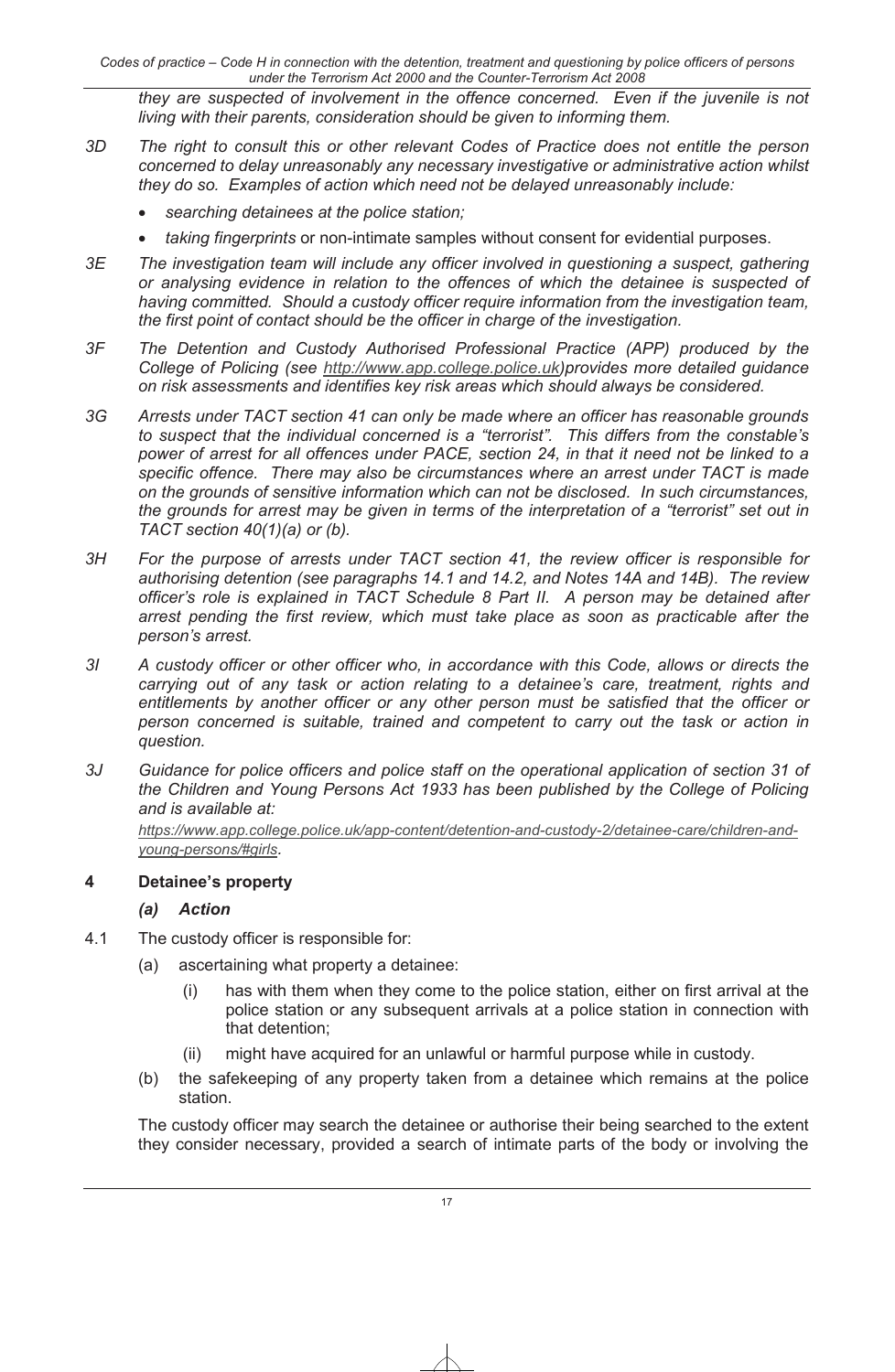*they are suspected of involvement in the offence concerned. Even if the juvenile is not living with their parents, consideration should be given to informing them.*

3D *The right to consult this or other relevant Codes of Practice does not entitle the person concerned to delay unreasonably any necessary investigative or administrative action whilst they do so. Examples of action which need not be delayed unreasonably include:*

- *searching detainees at the police station;*
- *taking fingerprints* or non-intimate samples without consent for evidential purposes.

3E *The investigation team will include any officer involved in questioning a suspect, gathering or analysing evidence in relation to the offences of which the detainee is suspected of having committed. Should a custody officer require information from the investigation team, the first point of contact should be the officer in charge of the investigation.*

3F *The Detention and Custody Authorised Professional Practice (APP) produced by the College of Policing (see http://www.app.college.police.uk)provides more detailed guidance on risk assessments and identifies key risk areas which should always be considered.*

3G *Arrests under TACT section 41 can only be made where an officer has reasonable grounds to suspect that the individual concerned is a "terrorist". This differs from the constable's power of arrest for all offences under PACE, section 24, in that it need not be linked to a specific offence. There may also be circumstances where an arrest under TACT is made on the grounds of sensitive information which can not be disclosed. In such circumstances, the grounds for arrest may be given in terms of the interpretation of a "terrorist" set out in TACT section 40(1)(a) or (b).*

3H *For the purpose of arrests under TACT section 41, the review officer is responsible for authorising detention (see paragraphs 14.1 and 14.2, and Notes 14A and 14B). The review officer's role is explained in TACT Schedule 8 Part II. A person may be detained after arrest pending the first review, which must take place as soon as practicable after the person's arrest.*

3I *A custody officer or other officer who, in accordance with this Code, allows or directs the carrying out of any task or action relating to a detainee's care, treatment, rights and entitlements by another officer or any other person must be satisfied that the officer or person concerned is suitable, trained and competent to carry out the task or action in question.*

3J *Guidance for police officers and police staff on the operational application of section 31 of the Children and Young Persons Act 1933 has been published by the College of Policing and is available at:*

*https://www.app.college.police.uk/app-content/detention-and-custody-2/detainee-care/children-and-young-persons/#girls.*

## 4 Detainee's property

### *(a) Action*

4.1 The custody officer is responsible for:

(a) ascertaining what property a detainee:

(i) has with them when they come to the police station, either on first arrival at the police station or any subsequent arrivals at a police station in connection with that detention;

(ii) might have acquired for an unlawful or harmful purpose while in custody.

(b) the safekeeping of any property taken from a detainee which remains at the police station.

The custody officer may search the detainee or authorise their being searched to the extent they consider necessary, provided a search of intimate parts of the body or involving the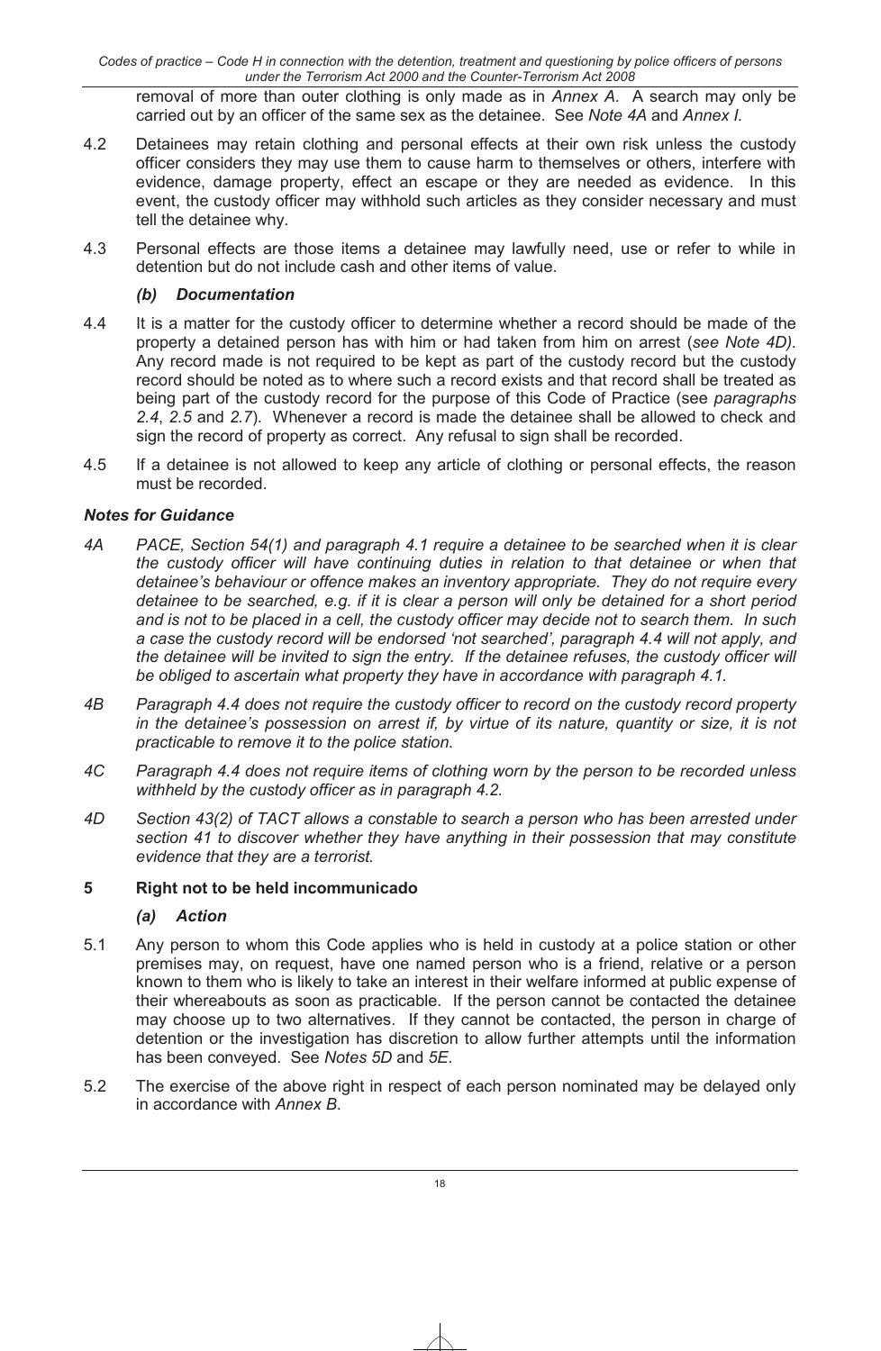removal of more than outer clothing is only made as in *Annex A*. A search may only be carried out by an officer of the same sex as the detainee. See *Note 4A* and *Annex I.*

4.2 Detainees may retain clothing and personal effects at their own risk unless the custody officer considers they may use them to cause harm to themselves or others, interfere with evidence, damage property, effect an escape or they are needed as evidence. In this event, the custody officer may withhold such articles as they consider necessary and must tell the detainee why.

4.3 Personal effects are those items a detainee may lawfully need, use or refer to while in detention but do not include cash and other items of value.

### *(b) Documentation*

4.4 It is a matter for the custody officer to determine whether a record should be made of the property a detained person has with him or had taken from him on arrest (*see Note 4D)*. Any record made is not required to be kept as part of the custody record but the custody record should be noted as to where such a record exists and that record shall be treated as being part of the custody record for the purpose of this Code of Practice (see *paragraphs 2.4*, *2.5* and *2.7*). Whenever a record is made the detainee shall be allowed to check and sign the record of property as correct. Any refusal to sign shall be recorded.

4.5 If a detainee is not allowed to keep any article of clothing or personal effects, the reason must be recorded.

### *Notes for Guidance*

*4A PACE, Section 54(1) and paragraph 4.1 require a detainee to be searched when it is clear the custody officer will have continuing duties in relation to that detainee or when that detainee's behaviour or offence makes an inventory appropriate. They do not require every detainee to be searched, e.g. if it is clear a person will only be detained for a short period and is not to be placed in a cell, the custody officer may decide not to search them. In such a case the custody record will be endorsed 'not searched', paragraph 4.4 will not apply, and the detainee will be invited to sign the entry. If the detainee refuses, the custody officer will be obliged to ascertain what property they have in accordance with paragraph 4.1.*

*4B Paragraph 4.4 does not require the custody officer to record on the custody record property in the detainee's possession on arrest if, by virtue of its nature, quantity or size, it is not practicable to remove it to the police station.*

*4C Paragraph 4.4 does not require items of clothing worn by the person to be recorded unless withheld by the custody officer as in paragraph 4.2.*

*4D Section 43(2) of TACT allows a constable to search a person who has been arrested under section 41 to discover whether they have anything in their possession that may constitute evidence that they are a terrorist.*

## 5 Right not to be held incommunicado

### *(a) Action*

5.1 Any person to whom this Code applies who is held in custody at a police station or other premises may, on request, have one named person who is a friend, relative or a person known to them who is likely to take an interest in their welfare informed at public expense of their whereabouts as soon as practicable. If the person cannot be contacted the detainee may choose up to two alternatives. If they cannot be contacted, the person in charge of detention or the investigation has discretion to allow further attempts until the information has been conveyed. See *Notes 5D* and *5E*.

5.2 The exercise of the above right in respect of each person nominated may be delayed only in accordance with *Annex B*.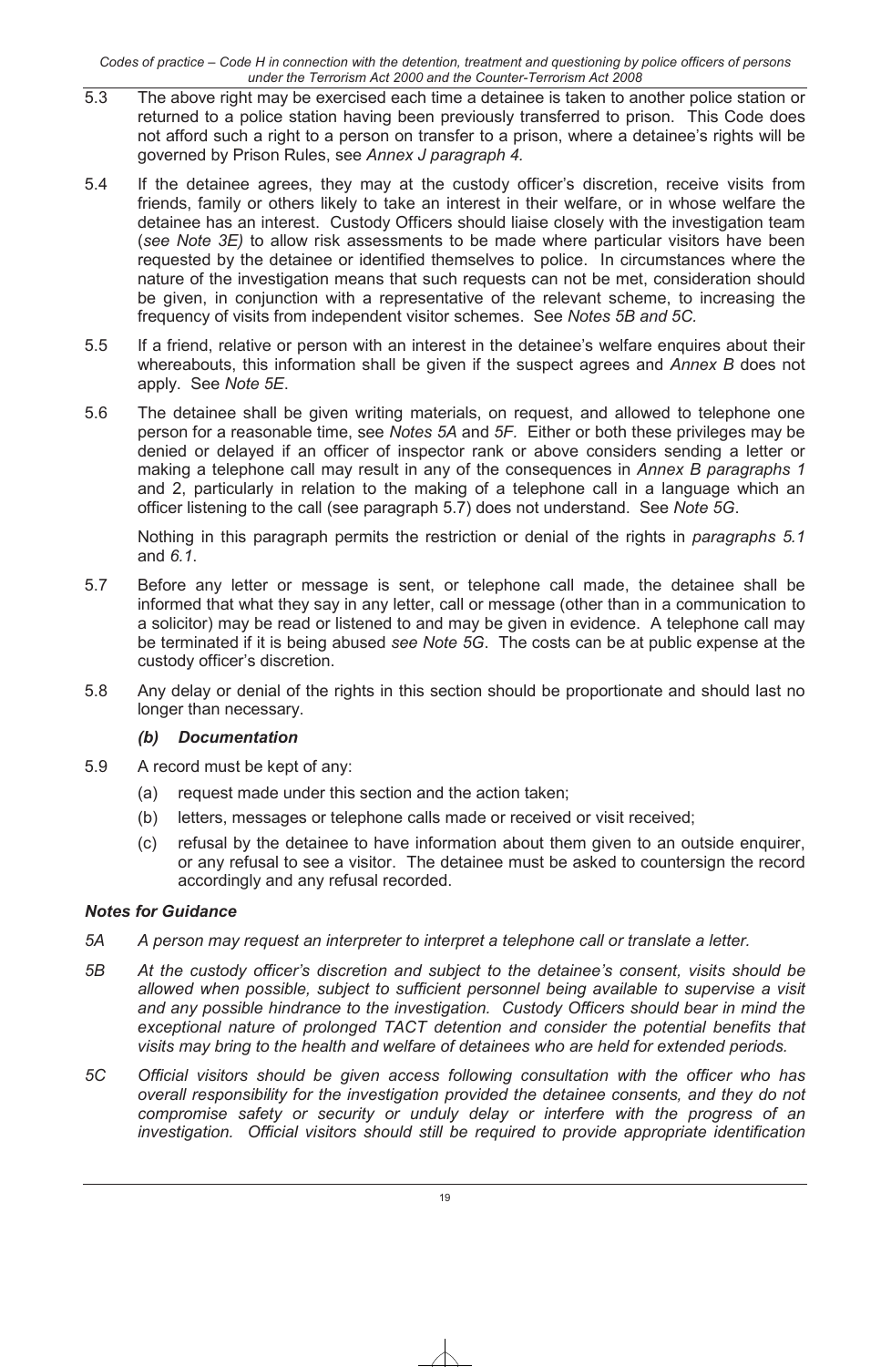5.3 The above right may be exercised each time a detainee is taken to another police station or returned to a police station having been previously transferred to prison. This Code does not afford such a right to a person on transfer to a prison, where a detainee's rights will be governed by Prison Rules, see *Annex J paragraph 4.*

5.4 If the detainee agrees, they may at the custody officer's discretion, receive visits from friends, family or others likely to take an interest in their welfare, or in whose welfare the detainee has an interest. Custody Officers should liaise closely with the investigation team (*see Note 3E)* to allow risk assessments to be made where particular visitors have been requested by the detainee or identified themselves to police. In circumstances where the nature of the investigation means that such requests can not be met, consideration should be given, in conjunction with a representative of the relevant scheme, to increasing the frequency of visits from independent visitor schemes. See *Notes 5B and 5C.*

5.5 If a friend, relative or person with an interest in the detainee's welfare enquires about their whereabouts, this information shall be given if the suspect agrees and *Annex B* does not apply. See *Note 5E*.

5.6 The detainee shall be given writing materials, on request, and allowed to telephone one person for a reasonable time, see *Notes 5A* and *5F.* Either or both these privileges may be denied or delayed if an officer of inspector rank or above considers sending a letter or making a telephone call may result in any of the consequences in *Annex B paragraphs 1* and 2, particularly in relation to the making of a telephone call in a language which an officer listening to the call (see paragraph 5.7) does not understand. See *Note 5G*.

Nothing in this paragraph permits the restriction or denial of the rights in *paragraphs 5.1* and *6.1*.

5.7 Before any letter or message is sent, or telephone call made, the detainee shall be informed that what they say in any letter, call or message (other than in a communication to a solicitor) may be read or listened to and may be given in evidence. A telephone call may be terminated if it is being abused *see Note 5G*. The costs can be at public expense at the custody officer's discretion.

5.8 Any delay or denial of the rights in this section should be proportionate and should last no longer than necessary.

### *(b) Documentation*

5.9 A record must be kept of any:

(a) request made under this section and the action taken;

(b) letters, messages or telephone calls made or received or visit received;

(c) refusal by the detainee to have information about them given to an outside enquirer, or any refusal to see a visitor. The detainee must be asked to countersign the record accordingly and any refusal recorded.

### *Notes for Guidance*

*5A A person may request an interpreter to interpret a telephone call or translate a letter.*

*5B At the custody officer's discretion and subject to the detainee's consent, visits should be allowed when possible, subject to sufficient personnel being available to supervise a visit and any possible hindrance to the investigation. Custody Officers should bear in mind the exceptional nature of prolonged TACT detention and consider the potential benefits that visits may bring to the health and welfare of detainees who are held for extended periods.*

*5C Official visitors should be given access following consultation with the officer who has overall responsibility for the investigation provided the detainee consents, and they do not compromise safety or security or unduly delay or interfere with the progress of an investigation. Official visitors should still be required to provide appropriate identification*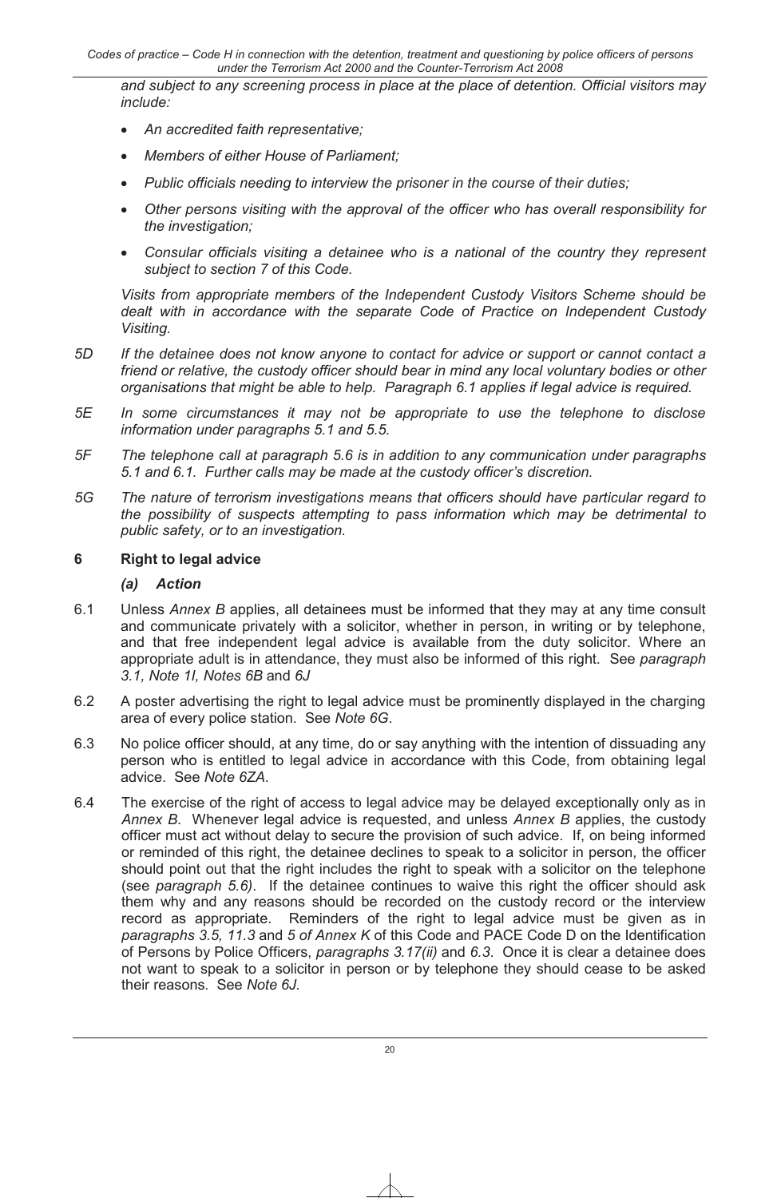*and subject to any screening process in place at the place of detention. Official visitors may include:*

- *An accredited faith representative;*
- *Members of either House of Parliament;*
- *Public officials needing to interview the prisoner in the course of their duties;*
- *Other persons visiting with the approval of the officer who has overall responsibility for the investigation;*
- *Consular officials visiting a detainee who is a national of the country they represent subject to section 7 of this Code.*

*Visits from appropriate members of the Independent Custody Visitors Scheme should be dealt with in accordance with the separate Code of Practice on Independent Custody Visiting.*

*5D If the detainee does not know anyone to contact for advice or support or cannot contact a friend or relative, the custody officer should bear in mind any local voluntary bodies or other organisations that might be able to help. Paragraph 6.1 applies if legal advice is required.*

*5E In some circumstances it may not be appropriate to use the telephone to disclose information under paragraphs 5.1 and 5.5.*

*5F The telephone call at paragraph 5.6 is in addition to any communication under paragraphs 5.1 and 6.1. Further calls may be made at the custody officer's discretion.*

*5G The nature of terrorism investigations means that officers should have particular regard to the possibility of suspects attempting to pass information which may be detrimental to public safety, or to an investigation.*

## 6 Right to legal advice

### *(a) Action*

6.1 Unless *Annex B* applies, all detainees must be informed that they may at any time consult and communicate privately with a solicitor, whether in person, in writing or by telephone, and that free independent legal advice is available from the duty solicitor. Where an appropriate adult is in attendance, they must also be informed of this right. See *paragraph 3.1, Note 1I, Notes 6B* and *6J*

6.2 A poster advertising the right to legal advice must be prominently displayed in the charging area of every police station. See *Note 6G*.

6.3 No police officer should, at any time, do or say anything with the intention of dissuading any person who is entitled to legal advice in accordance with this Code, from obtaining legal advice. See *Note 6ZA*.

6.4 The exercise of the right of access to legal advice may be delayed exceptionally only as in *Annex B*. Whenever legal advice is requested, and unless *Annex B* applies, the custody officer must act without delay to secure the provision of such advice. If, on being informed or reminded of this right, the detainee declines to speak to a solicitor in person, the officer should point out that the right includes the right to speak with a solicitor on the telephone (see *paragraph 5.6)*. If the detainee continues to waive this right the officer should ask them why and any reasons should be recorded on the custody record or the interview record as appropriate. Reminders of the right to legal advice must be given as in *paragraphs 3.5, 11.3* and *5 of Annex K* of this Code and PACE Code D on the Identification of Persons by Police Officers, *paragraphs 3.17(ii)* and *6.3*. Once it is clear a detainee does not want to speak to a solicitor in person or by telephone they should cease to be asked their reasons. See *Note 6J*.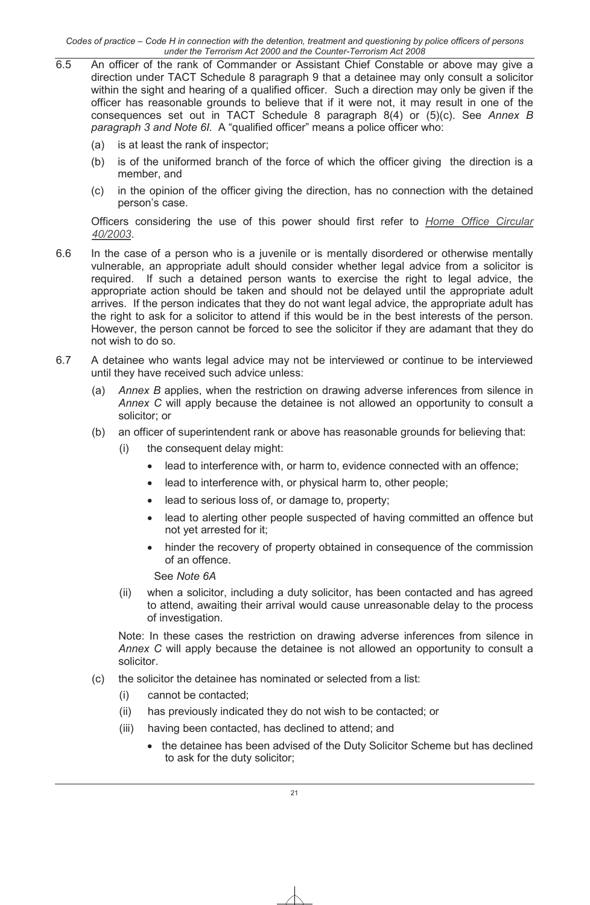6.5 An officer of the rank of Commander or Assistant Chief Constable or above may give a direction under TACT Schedule 8 paragraph 9 that a detainee may only consult a solicitor within the sight and hearing of a qualified officer. Such a direction may only be given if the officer has reasonable grounds to believe that if it were not, it may result in one of the consequences set out in TACT Schedule 8 paragraph 8(4) or (5)(c). See *Annex B paragraph 3 and Note 6I.* A "qualified officer" means a police officer who:

(a) is at least the rank of inspector;

(b) is of the uniformed branch of the force of which the officer giving the direction is a member, and

(c) in the opinion of the officer giving the direction, has no connection with the detained person's case.

Officers considering the use of this power should first refer to *Home Office Circular 40/2003*.

6.6 In the case of a person who is a juvenile or is mentally disordered or otherwise mentally vulnerable, an appropriate adult should consider whether legal advice from a solicitor is required. If such a detained person wants to exercise the right to legal advice, the appropriate action should be taken and should not be delayed until the appropriate adult arrives. If the person indicates that they do not want legal advice, the appropriate adult has the right to ask for a solicitor to attend if this would be in the best interests of the person. However, the person cannot be forced to see the solicitor if they are adamant that they do not wish to do so.

6.7 A detainee who wants legal advice may not be interviewed or continue to be interviewed until they have received such advice unless:

(a) *Annex B* applies, when the restriction on drawing adverse inferences from silence in *Annex C* will apply because the detainee is not allowed an opportunity to consult a solicitor; or

(b) an officer of superintendent rank or above has reasonable grounds for believing that:

(i) the consequent delay might:

- lead to interference with, or harm to, evidence connected with an offence;
- lead to interference with, or physical harm to, other people;
- lead to serious loss of, or damage to, property;
- lead to alerting other people suspected of having committed an offence but not yet arrested for it;
- hinder the recovery of property obtained in consequence of the commission of an offence.

See *Note 6A*

(ii) when a solicitor, including a duty solicitor, has been contacted and has agreed to attend, awaiting their arrival would cause unreasonable delay to the process of investigation.

Note: In these cases the restriction on drawing adverse inferences from silence in *Annex C* will apply because the detainee is not allowed an opportunity to consult a solicitor.

(c) the solicitor the detainee has nominated or selected from a list:

(i) cannot be contacted;

(ii) has previously indicated they do not wish to be contacted; or

(iii) having been contacted, has declined to attend; and

- the detainee has been advised of the Duty Solicitor Scheme but has declined to ask for the duty solicitor;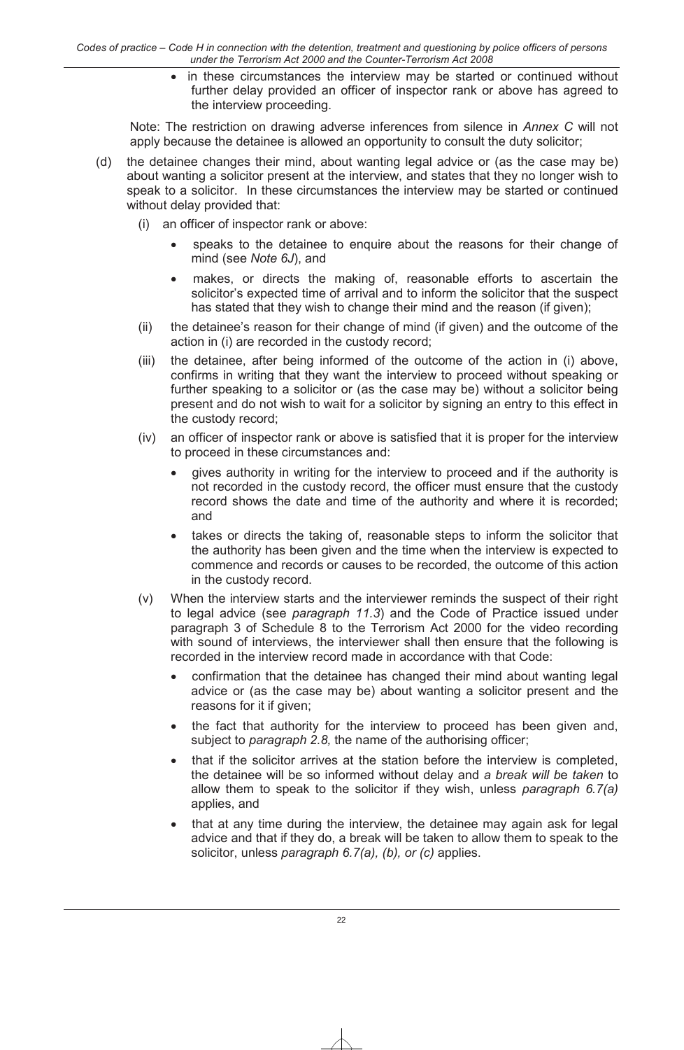- in these circumstances the interview may be started or continued without further delay provided an officer of inspector rank or above has agreed to the interview proceeding.

Note: The restriction on drawing adverse inferences from silence in *Annex C* will not apply because the detainee is allowed an opportunity to consult the duty solicitor;

(d) the detainee changes their mind, about wanting legal advice or (as the case may be) about wanting a solicitor present at the interview, and states that they no longer wish to speak to a solicitor. In these circumstances the interview may be started or continued without delay provided that:

(i) an officer of inspector rank or above:

- speaks to the detainee to enquire about the reasons for their change of mind (see *Note 6J*), and
- makes, or directs the making of, reasonable efforts to ascertain the solicitor's expected time of arrival and to inform the solicitor that the suspect has stated that they wish to change their mind and the reason (if given);

(ii) the detainee's reason for their change of mind (if given) and the outcome of the action in (i) are recorded in the custody record;

(iii) the detainee, after being informed of the outcome of the action in (i) above, confirms in writing that they want the interview to proceed without speaking or further speaking to a solicitor or (as the case may be) without a solicitor being present and do not wish to wait for a solicitor by signing an entry to this effect in the custody record;

(iv) an officer of inspector rank or above is satisfied that it is proper for the interview to proceed in these circumstances and:

- gives authority in writing for the interview to proceed and if the authority is not recorded in the custody record, the officer must ensure that the custody record shows the date and time of the authority and where it is recorded; and
- takes or directs the taking of, reasonable steps to inform the solicitor that the authority has been given and the time when the interview is expected to commence and records or causes to be recorded, the outcome of this action in the custody record.

(v) When the interview starts and the interviewer reminds the suspect of their right to legal advice (see *paragraph 11.3*) and the Code of Practice issued under paragraph 3 of Schedule 8 to the Terrorism Act 2000 for the video recording with sound of interviews, the interviewer shall then ensure that the following is recorded in the interview record made in accordance with that Code:

- confirmation that the detainee has changed their mind about wanting legal advice or (as the case may be) about wanting a solicitor present and the reasons for it if given;
- the fact that authority for the interview to proceed has been given and, subject to *paragraph 2.8,* the name of the authorising officer;
- that if the solicitor arrives at the station before the interview is completed, the detainee will be so informed without delay and *a break will be taken* to allow them to speak to the solicitor if they wish, unless *paragraph 6.7(a)* applies, and
- that at any time during the interview, the detainee may again ask for legal advice and that if they do, a break will be taken to allow them to speak to the solicitor, unless *paragraph 6.7(a), (b), or (c)* applies.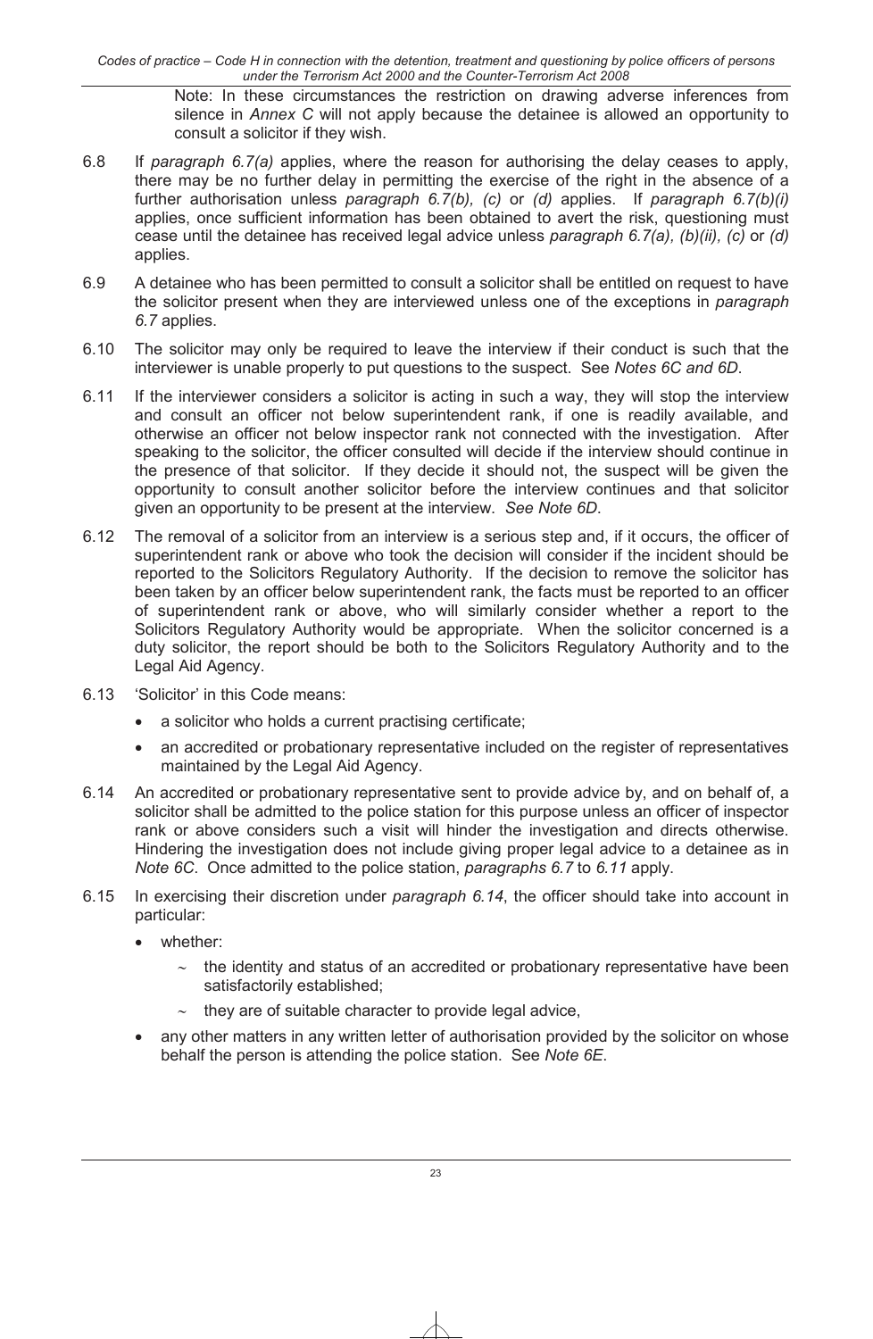Note: In these circumstances the restriction on drawing adverse inferences from silence in *Annex C* will not apply because the detainee is allowed an opportunity to consult a solicitor if they wish.

6.8 If *paragraph 6.7(a)* applies, where the reason for authorising the delay ceases to apply, there may be no further delay in permitting the exercise of the right in the absence of a further authorisation unless *paragraph 6.7(b), (c)* or *(d)* applies. If *paragraph 6.7(b)(i)* applies, once sufficient information has been obtained to avert the risk, questioning must cease until the detainee has received legal advice unless *paragraph 6.7(a), (b)(ii), (c)* or *(d)* applies.

6.9 A detainee who has been permitted to consult a solicitor shall be entitled on request to have the solicitor present when they are interviewed unless one of the exceptions in *paragraph 6.7* applies.

6.10 The solicitor may only be required to leave the interview if their conduct is such that the interviewer is unable properly to put questions to the suspect. See *Notes 6C and 6D*.

6.11 If the interviewer considers a solicitor is acting in such a way, they will stop the interview and consult an officer not below superintendent rank, if one is readily available, and otherwise an officer not below inspector rank not connected with the investigation. After speaking to the solicitor, the officer consulted will decide if the interview should continue in the presence of that solicitor. If they decide it should not, the suspect will be given the opportunity to consult another solicitor before the interview continues and that solicitor given an opportunity to be present at the interview. *See Note 6D*.

6.12 The removal of a solicitor from an interview is a serious step and, if it occurs, the officer of superintendent rank or above who took the decision will consider if the incident should be reported to the Solicitors Regulatory Authority. If the decision to remove the solicitor has been taken by an officer below superintendent rank, the facts must be reported to an officer of superintendent rank or above, who will similarly consider whether a report to the Solicitors Regulatory Authority would be appropriate. When the solicitor concerned is a duty solicitor, the report should be both to the Solicitors Regulatory Authority and to the Legal Aid Agency.

6.13 'Solicitor' in this Code means:

- a solicitor who holds a current practising certificate;
- an accredited or probationary representative included on the register of representatives maintained by the Legal Aid Agency.

6.14 An accredited or probationary representative sent to provide advice by, and on behalf of, a solicitor shall be admitted to the police station for this purpose unless an officer of inspector rank or above considers such a visit will hinder the investigation and directs otherwise. Hindering the investigation does not include giving proper legal advice to a detainee as in *Note 6C*. Once admitted to the police station, *paragraphs 6.7* to *6.11* apply.

6.15 In exercising their discretion under *paragraph 6.14*, the officer should take into account in particular:

- whether:
  - ~ the identity and status of an accredited or probationary representative have been satisfactorily established;
  - ~ they are of suitable character to provide legal advice,
- any other matters in any written letter of authorisation provided by the solicitor on whose behalf the person is attending the police station. See *Note 6E*.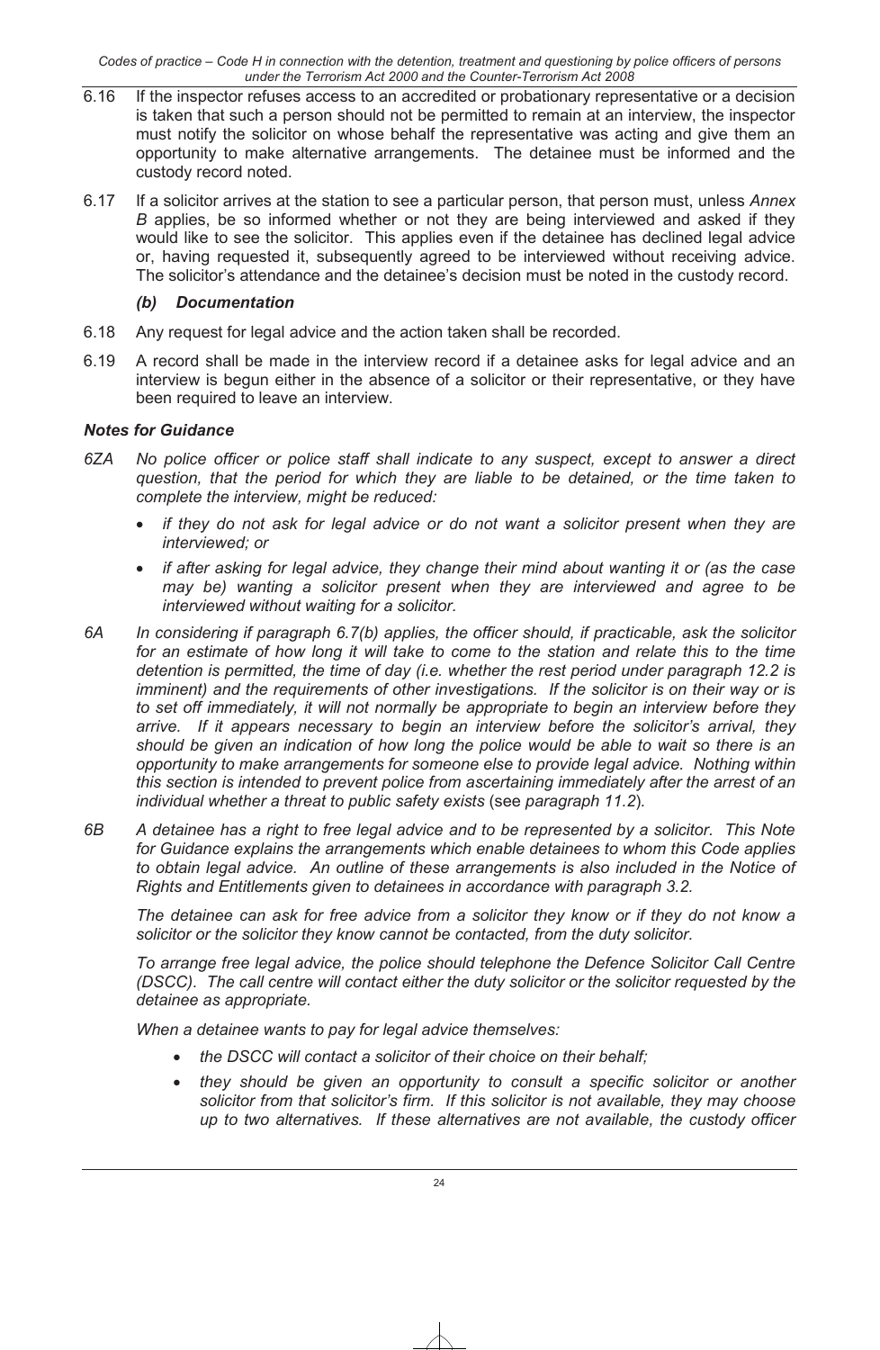6.16 If the inspector refuses access to an accredited or probationary representative or a decision is taken that such a person should not be permitted to remain at an interview, the inspector must notify the solicitor on whose behalf the representative was acting and give them an opportunity to make alternative arrangements. The detainee must be informed and the custody record noted.

6.17 If a solicitor arrives at the station to see a particular person, that person must, unless *Annex B* applies, be so informed whether or not they are being interviewed and asked if they would like to see the solicitor. This applies even if the detainee has declined legal advice or, having requested it, subsequently agreed to be interviewed without receiving advice. The solicitor's attendance and the detainee's decision must be noted in the custody record.

### *(b) Documentation*

6.18 Any request for legal advice and the action taken shall be recorded.

6.19 A record shall be made in the interview record if a detainee asks for legal advice and an interview is begun either in the absence of a solicitor or their representative, or they have been required to leave an interview.

### *Notes for Guidance*

*6ZA No police officer or police staff shall indicate to any suspect, except to answer a direct question, that the period for which they are liable to be detained, or the time taken to complete the interview, might be reduced:*

- *if they do not ask for legal advice or do not want a solicitor present when they are interviewed; or*
- *if after asking for legal advice, they change their mind about wanting it or (as the case may be) wanting a solicitor present when they are interviewed and agree to be interviewed without waiting for a solicitor.*

*6A In considering if paragraph 6.7(b) applies, the officer should, if practicable, ask the solicitor for an estimate of how long it will take to come to the station and relate this to the time detention is permitted, the time of day (i.e. whether the rest period under paragraph 12.2 is imminent) and the requirements of other investigations. If the solicitor is on their way or is to set off immediately, it will not normally be appropriate to begin an interview before they arrive. If it appears necessary to begin an interview before the solicitor's arrival, they should be given an indication of how long the police would be able to wait so there is an opportunity to make arrangements for someone else to provide legal advice. Nothing within this section is intended to prevent police from ascertaining immediately after the arrest of an individual whether a threat to public safety exists* (see *paragraph 11.2*).

*6B A detainee has a right to free legal advice and to be represented by a solicitor. This Note for Guidance explains the arrangements which enable detainees to whom this Code applies to obtain legal advice. An outline of these arrangements is also included in the Notice of Rights and Entitlements given to detainees in accordance with paragraph 3.2.*

*The detainee can ask for free advice from a solicitor they know or if they do not know a solicitor or the solicitor they know cannot be contacted, from the duty solicitor.*

*To arrange free legal advice, the police should telephone the Defence Solicitor Call Centre (DSCC). The call centre will contact either the duty solicitor or the solicitor requested by the detainee as appropriate.*

*When a detainee wants to pay for legal advice themselves:*

- *the DSCC will contact a solicitor of their choice on their behalf;*
- *they should be given an opportunity to consult a specific solicitor or another solicitor from that solicitor's firm. If this solicitor is not available, they may choose up to two alternatives. If these alternatives are not available, the custody officer*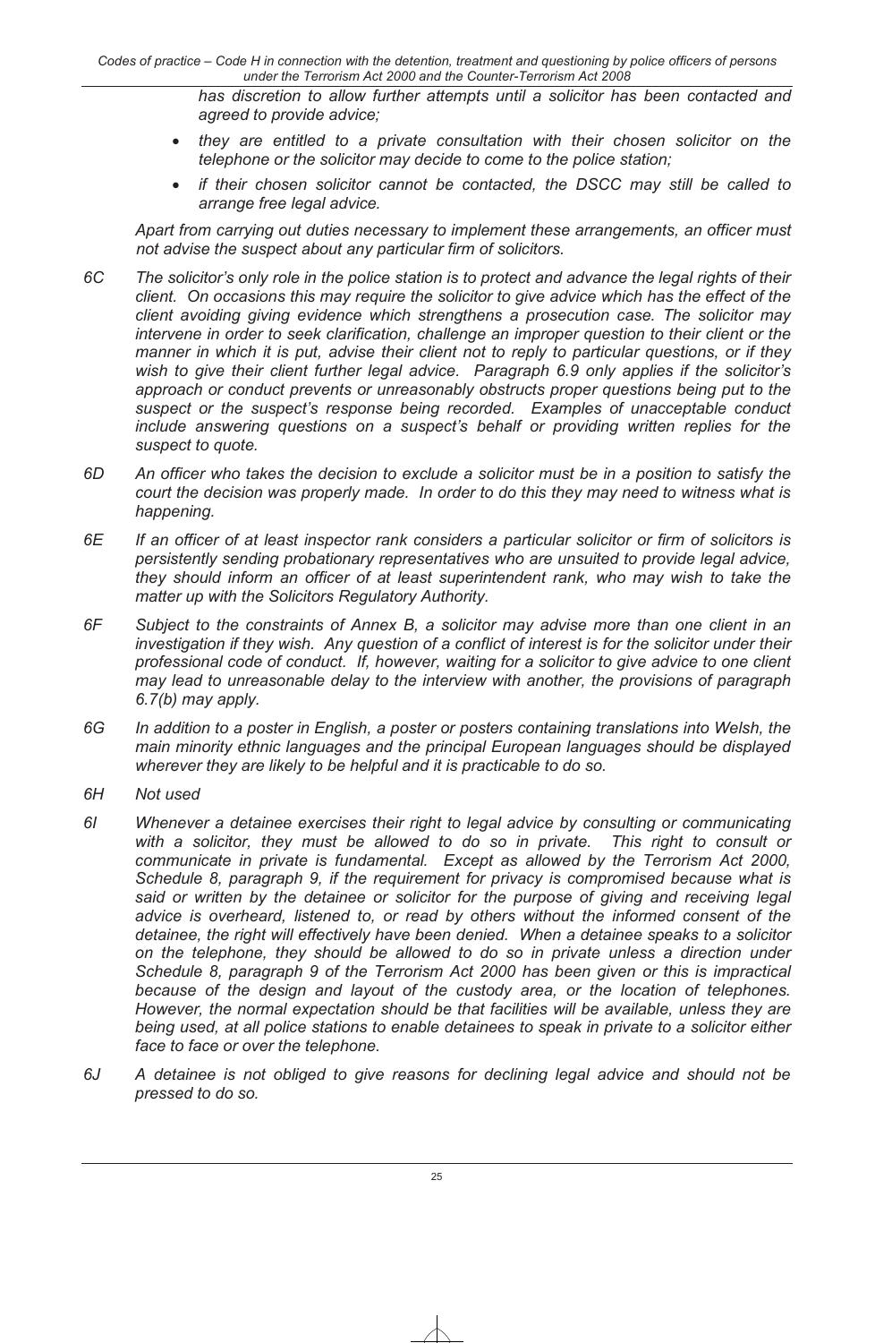*has discretion to allow further attempts until a solicitor has been contacted and agreed to provide advice;*

- *they are entitled to a private consultation with their chosen solicitor on the telephone or the solicitor may decide to come to the police station;*
- *if their chosen solicitor cannot be contacted, the DSCC may still be called to arrange free legal advice.*

*Apart from carrying out duties necessary to implement these arrangements, an officer must not advise the suspect about any particular firm of solicitors.*

*6C The solicitor's only role in the police station is to protect and advance the legal rights of their client. On occasions this may require the solicitor to give advice which has the effect of the client avoiding giving evidence which strengthens a prosecution case. The solicitor may intervene in order to seek clarification, challenge an improper question to their client or the manner in which it is put, advise their client not to reply to particular questions, or if they wish to give their client further legal advice. Paragraph 6.9 only applies if the solicitor's approach or conduct prevents or unreasonably obstructs proper questions being put to the suspect or the suspect's response being recorded. Examples of unacceptable conduct include answering questions on a suspect's behalf or providing written replies for the suspect to quote.*

*6D An officer who takes the decision to exclude a solicitor must be in a position to satisfy the court the decision was properly made. In order to do this they may need to witness what is happening.*

*6E If an officer of at least inspector rank considers a particular solicitor or firm of solicitors is persistently sending probationary representatives who are unsuited to provide legal advice, they should inform an officer of at least superintendent rank, who may wish to take the matter up with the Solicitors Regulatory Authority.*

*6F Subject to the constraints of Annex B, a solicitor may advise more than one client in an investigation if they wish. Any question of a conflict of interest is for the solicitor under their professional code of conduct. If, however, waiting for a solicitor to give advice to one client may lead to unreasonable delay to the interview with another, the provisions of paragraph 6.7(b) may apply.*

*6G In addition to a poster in English, a poster or posters containing translations into Welsh, the main minority ethnic languages and the principal European languages should be displayed wherever they are likely to be helpful and it is practicable to do so.*

*6H Not used*

*6I Whenever a detainee exercises their right to legal advice by consulting or communicating with a solicitor, they must be allowed to do so in private. This right to consult or communicate in private is fundamental. Except as allowed by the Terrorism Act 2000, Schedule 8, paragraph 9, if the requirement for privacy is compromised because what is said or written by the detainee or solicitor for the purpose of giving and receiving legal advice is overheard, listened to, or read by others without the informed consent of the detainee, the right will effectively have been denied. When a detainee speaks to a solicitor on the telephone, they should be allowed to do so in private unless a direction under Schedule 8, paragraph 9 of the Terrorism Act 2000 has been given or this is impractical because of the design and layout of the custody area, or the location of telephones. However, the normal expectation should be that facilities will be available, unless they are being used, at all police stations to enable detainees to speak in private to a solicitor either face to face or over the telephone.*

*6J A detainee is not obliged to give reasons for declining legal advice and should not be pressed to do so.*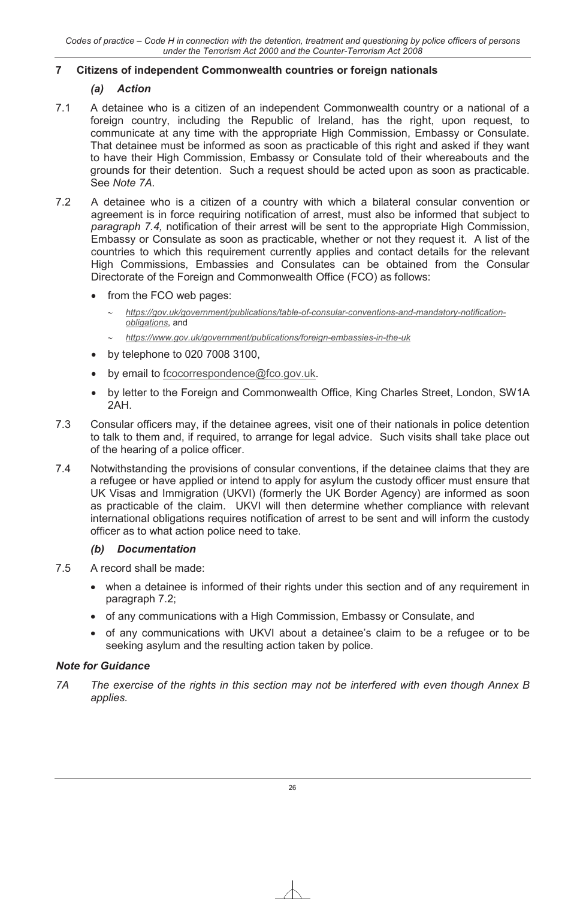## 7 Citizens of independent Commonwealth countries or foreign nationals

### *(a) Action*

7.1 A detainee who is a citizen of an independent Commonwealth country or a national of a foreign country, including the Republic of Ireland, has the right, upon request, to communicate at any time with the appropriate High Commission, Embassy or Consulate. That detainee must be informed as soon as practicable of this right and asked if they want to have their High Commission, Embassy or Consulate told of their whereabouts and the grounds for their detention. Such a request should be acted upon as soon as practicable. See *Note 7A*.

7.2 A detainee who is a citizen of a country with which a bilateral consular convention or agreement is in force requiring notification of arrest, must also be informed that subject to *paragraph 7.4,* notification of their arrest will be sent to the appropriate High Commission, Embassy or Consulate as soon as practicable, whether or not they request it. A list of the countries to which this requirement currently applies and contact details for the relevant High Commissions, Embassies and Consulates can be obtained from the Consular Directorate of the Foreign and Commonwealth Office (FCO) as follows:

- from the FCO web pages:
  - *https://gov.uk/government/publications/table-of-consular-conventions-and-mandatory-notification-obligations*, and
  - *https://www.gov.uk/government/publications/foreign-embassies-in-the-uk*
- by telephone to 020 7008 3100,
- by email to fcocorrespondence@fco.gov.uk.
- by letter to the Foreign and Commonwealth Office, King Charles Street, London, SW1A 2AH.

7.3 Consular officers may, if the detainee agrees, visit one of their nationals in police detention to talk to them and, if required, to arrange for legal advice. Such visits shall take place out of the hearing of a police officer.

7.4 Notwithstanding the provisions of consular conventions, if the detainee claims that they are a refugee or have applied or intend to apply for asylum the custody officer must ensure that UK Visas and Immigration (UKVI) (formerly the UK Border Agency) are informed as soon as practicable of the claim. UKVI will then determine whether compliance with relevant international obligations requires notification of arrest to be sent and will inform the custody officer as to what action police need to take.

### *(b) Documentation*

7.5 A record shall be made:

- when a detainee is informed of their rights under this section and of any requirement in paragraph 7.2;
- of any communications with a High Commission, Embassy or Consulate, and
- of any communications with UKVI about a detainee's claim to be a refugee or to be seeking asylum and the resulting action taken by police.

### *Note for Guidance*

*7A The exercise of the rights in this section may not be interfered with even though Annex B applies.*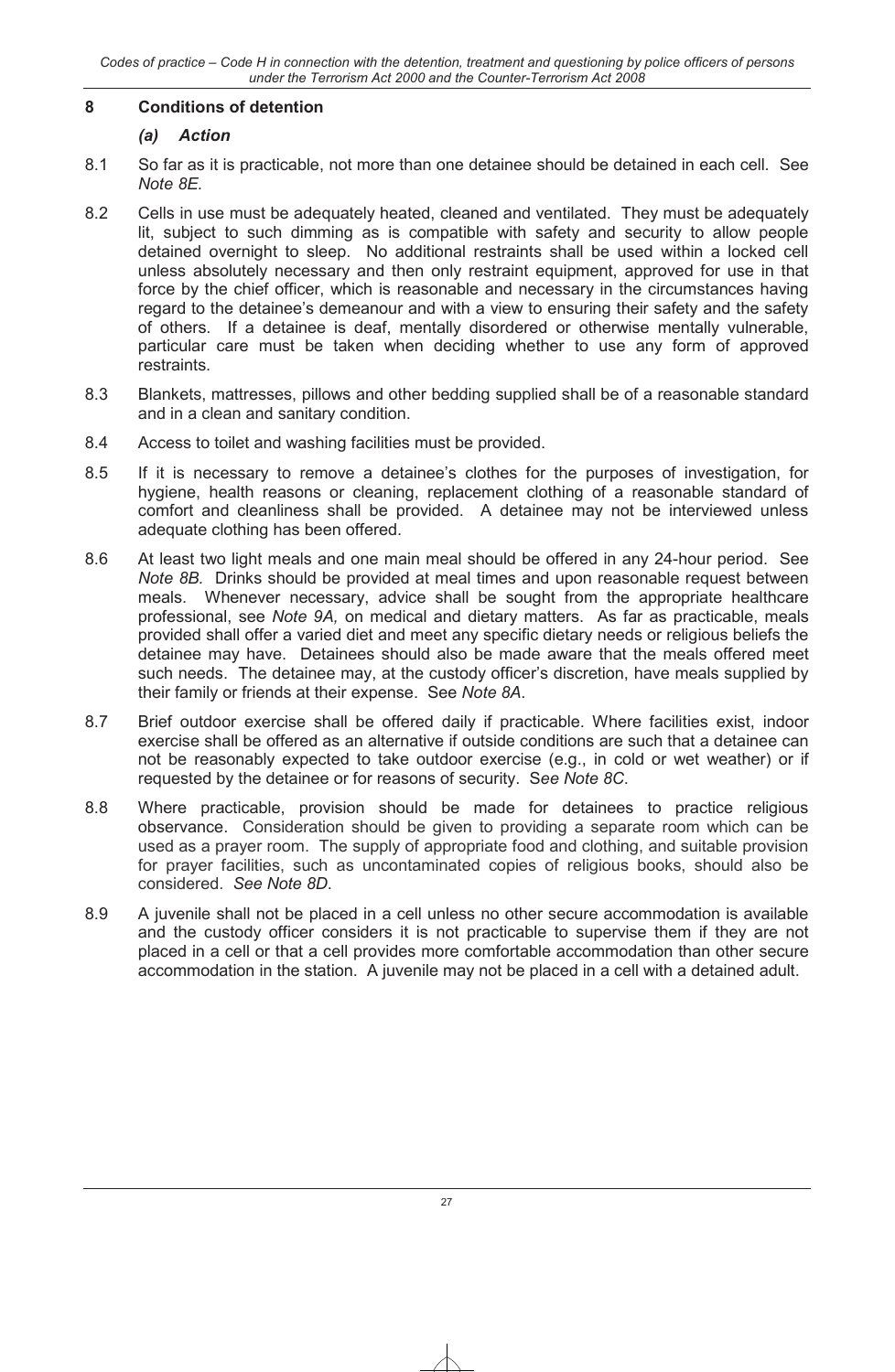## 8 Conditions of detention

### *(a) Action*

8.1 So far as it is practicable, not more than one detainee should be detained in each cell. See *Note 8E*.

8.2 Cells in use must be adequately heated, cleaned and ventilated. They must be adequately lit, subject to such dimming as is compatible with safety and security to allow people detained overnight to sleep. No additional restraints shall be used within a locked cell unless absolutely necessary and then only restraint equipment, approved for use in that force by the chief officer, which is reasonable and necessary in the circumstances having regard to the detainee's demeanour and with a view to ensuring their safety and the safety of others. If a detainee is deaf, mentally disordered or otherwise mentally vulnerable, particular care must be taken when deciding whether to use any form of approved restraints.

8.3 Blankets, mattresses, pillows and other bedding supplied shall be of a reasonable standard and in a clean and sanitary condition.

8.4 Access to toilet and washing facilities must be provided.

8.5 If it is necessary to remove a detainee's clothes for the purposes of investigation, for hygiene, health reasons or cleaning, replacement clothing of a reasonable standard of comfort and cleanliness shall be provided. A detainee may not be interviewed unless adequate clothing has been offered.

8.6 At least two light meals and one main meal should be offered in any 24-hour period. See *Note 8B.* Drinks should be provided at meal times and upon reasonable request between meals. Whenever necessary, advice shall be sought from the appropriate healthcare professional, see *Note 9A,* on medical and dietary matters. As far as practicable, meals provided shall offer a varied diet and meet any specific dietary needs or religious beliefs the detainee may have. Detainees should also be made aware that the meals offered meet such needs. The detainee may, at the custody officer's discretion, have meals supplied by their family or friends at their expense. See *Note 8A*.

8.7 Brief outdoor exercise shall be offered daily if practicable. Where facilities exist, indoor exercise shall be offered as an alternative if outside conditions are such that a detainee can not be reasonably expected to take outdoor exercise (e.g., in cold or wet weather) or if requested by the detainee or for reasons of security. S*ee Note 8C*.

8.8 Where practicable, provision should be made for detainees to practice religious observance. Consideration should be given to providing a separate room which can be used as a prayer room. The supply of appropriate food and clothing, and suitable provision for prayer facilities, such as uncontaminated copies of religious books, should also be considered. *See Note 8D*.

8.9 A juvenile shall not be placed in a cell unless no other secure accommodation is available and the custody officer considers it is not practicable to supervise them if they are not placed in a cell or that a cell provides more comfortable accommodation than other secure accommodation in the station. A juvenile may not be placed in a cell with a detained adult.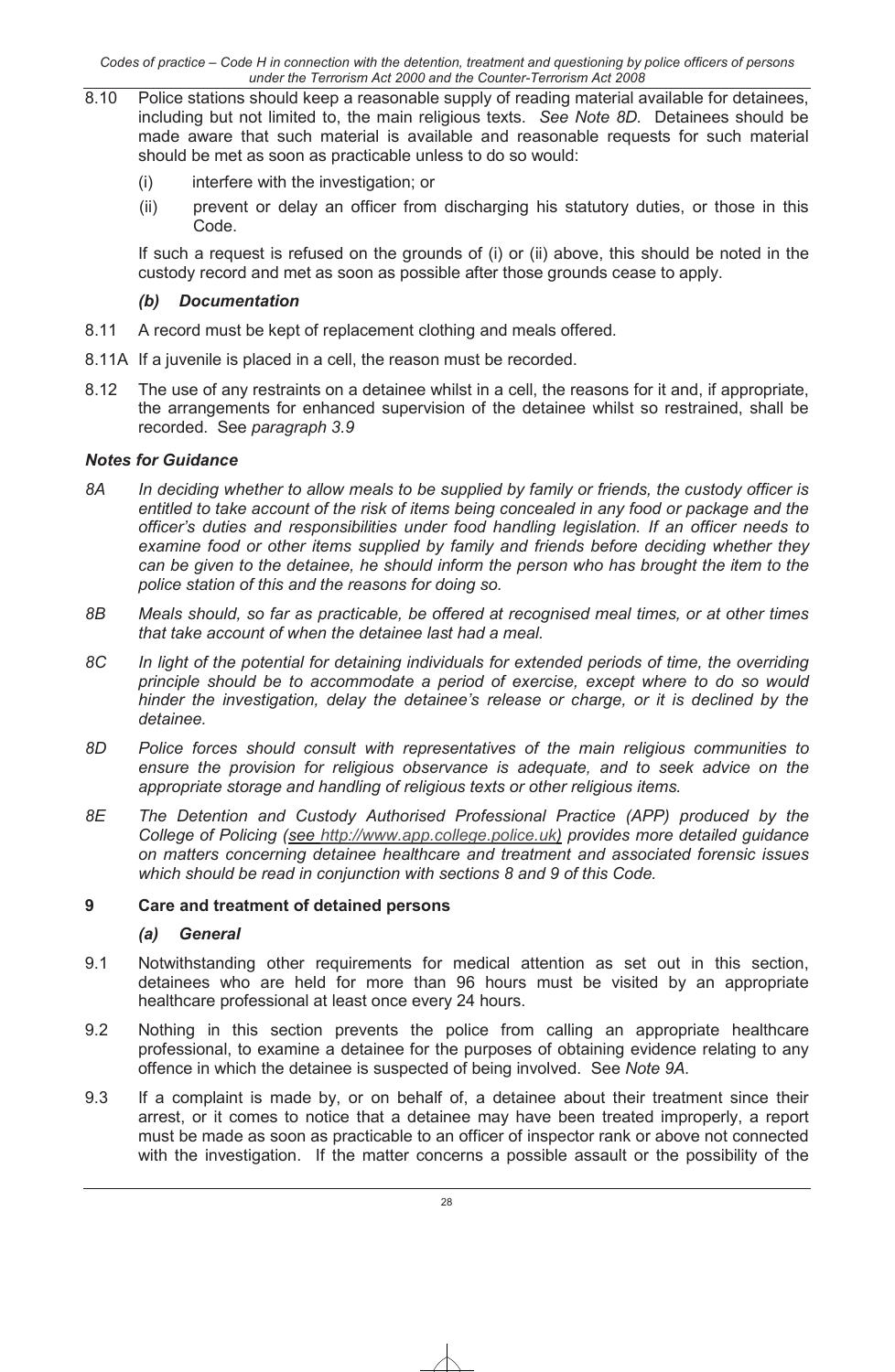8.10 Police stations should keep a reasonable supply of reading material available for detainees, including but not limited to, the main religious texts. *See Note 8D.* Detainees should be made aware that such material is available and reasonable requests for such material should be met as soon as practicable unless to do so would:

(i) interfere with the investigation; or

(ii) prevent or delay an officer from discharging his statutory duties, or those in this Code.

If such a request is refused on the grounds of (i) or (ii) above, this should be noted in the custody record and met as soon as possible after those grounds cease to apply.

### *(b) Documentation*

8.11 A record must be kept of replacement clothing and meals offered.

8.11A If a juvenile is placed in a cell, the reason must be recorded.

8.12 The use of any restraints on a detainee whilst in a cell, the reasons for it and, if appropriate, the arrangements for enhanced supervision of the detainee whilst so restrained, shall be recorded. See *paragraph 3.9*

### *Notes for Guidance*

*8A In deciding whether to allow meals to be supplied by family or friends, the custody officer is entitled to take account of the risk of items being concealed in any food or package and the officer's duties and responsibilities under food handling legislation. If an officer needs to examine food or other items supplied by family and friends before deciding whether they can be given to the detainee, he should inform the person who has brought the item to the police station of this and the reasons for doing so.*

*8B Meals should, so far as practicable, be offered at recognised meal times, or at other times that take account of when the detainee last had a meal.*

*8C In light of the potential for detaining individuals for extended periods of time, the overriding principle should be to accommodate a period of exercise, except where to do so would hinder the investigation, delay the detainee's release or charge, or it is declined by the detainee.*

*8D Police forces should consult with representatives of the main religious communities to ensure the provision for religious observance is adequate, and to seek advice on the appropriate storage and handling of religious texts or other religious items.*

*8E The Detention and Custody Authorised Professional Practice (APP) produced by the College of Policing (see http://www.app.college.police.uk) provides more detailed guidance on matters concerning detainee healthcare and treatment and associated forensic issues which should be read in conjunction with sections 8 and 9 of this Code.*

## 9 Care and treatment of detained persons

### *(a) General*

9.1 Notwithstanding other requirements for medical attention as set out in this section, detainees who are held for more than 96 hours must be visited by an appropriate healthcare professional at least once every 24 hours.

9.2 Nothing in this section prevents the police from calling an appropriate healthcare professional, to examine a detainee for the purposes of obtaining evidence relating to any offence in which the detainee is suspected of being involved. See *Note 9A.*

9.3 If a complaint is made by, or on behalf of, a detainee about their treatment since their arrest, or it comes to notice that a detainee may have been treated improperly, a report must be made as soon as practicable to an officer of inspector rank or above not connected with the investigation. If the matter concerns a possible assault or the possibility of the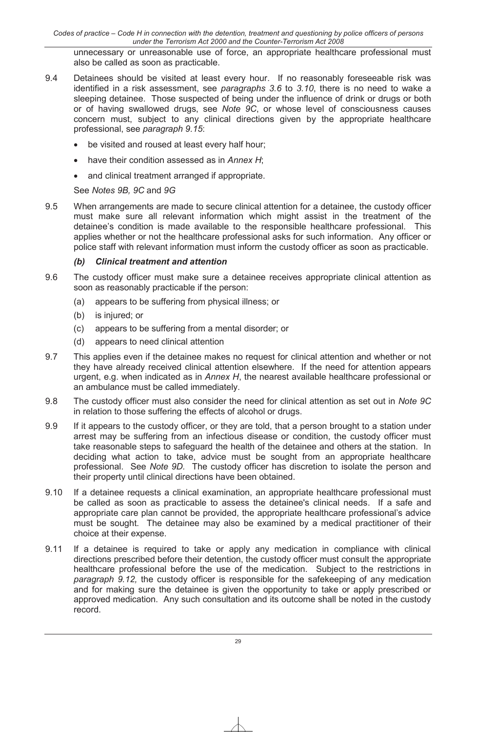unnecessary or unreasonable use of force, an appropriate healthcare professional must also be called as soon as practicable.

9.4 Detainees should be visited at least every hour. If no reasonably foreseeable risk was identified in a risk assessment, see *paragraphs 3.6* to *3.10*, there is no need to wake a sleeping detainee. Those suspected of being under the influence of drink or drugs or both or of having swallowed drugs, see *Note 9C*, or whose level of consciousness causes concern must, subject to any clinical directions given by the appropriate healthcare professional, see *paragraph 9.15*:

- be visited and roused at least every half hour;
- have their condition assessed as in *Annex H*;
- and clinical treatment arranged if appropriate.

See *Notes 9B, 9C* and *9G*

9.5 When arrangements are made to secure clinical attention for a detainee, the custody officer must make sure all relevant information which might assist in the treatment of the detainee's condition is made available to the responsible healthcare professional. This applies whether or not the healthcare professional asks for such information. Any officer or police staff with relevant information must inform the custody officer as soon as practicable.

### *(b) Clinical treatment and attention*

9.6 The custody officer must make sure a detainee receives appropriate clinical attention as soon as reasonably practicable if the person:

(a) appears to be suffering from physical illness; or

(b) is injured; or

(c) appears to be suffering from a mental disorder; or

(d) appears to need clinical attention

9.7 This applies even if the detainee makes no request for clinical attention and whether or not they have already received clinical attention elsewhere. If the need for attention appears urgent, e.g. when indicated as in *Annex H*, the nearest available healthcare professional or an ambulance must be called immediately.

9.8 The custody officer must also consider the need for clinical attention as set out in *Note 9C* in relation to those suffering the effects of alcohol or drugs.

9.9 If it appears to the custody officer, or they are told, that a person brought to a station under arrest may be suffering from an infectious disease or condition, the custody officer must take reasonable steps to safeguard the health of the detainee and others at the station. In deciding what action to take, advice must be sought from an appropriate healthcare professional. See *Note 9D*. The custody officer has discretion to isolate the person and their property until clinical directions have been obtained.

9.10 If a detainee requests a clinical examination, an appropriate healthcare professional must be called as soon as practicable to assess the detainee's clinical needs. If a safe and appropriate care plan cannot be provided, the appropriate healthcare professional's advice must be sought. The detainee may also be examined by a medical practitioner of their choice at their expense.

9.11 If a detainee is required to take or apply any medication in compliance with clinical directions prescribed before their detention, the custody officer must consult the appropriate healthcare professional before the use of the medication. Subject to the restrictions in *paragraph 9.12,* the custody officer is responsible for the safekeeping of any medication and for making sure the detainee is given the opportunity to take or apply prescribed or approved medication. Any such consultation and its outcome shall be noted in the custody record.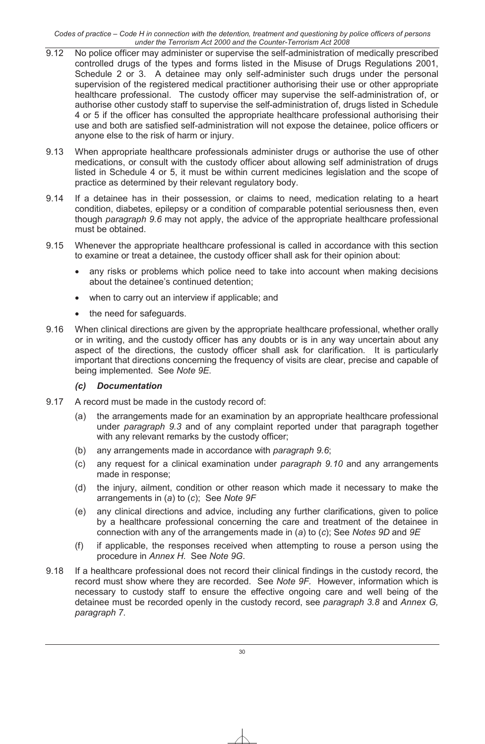9.12 No police officer may administer or supervise the self-administration of medically prescribed controlled drugs of the types and forms listed in the Misuse of Drugs Regulations 2001, Schedule 2 or 3. A detainee may only self-administer such drugs under the personal supervision of the registered medical practitioner authorising their use or other appropriate healthcare professional. The custody officer may supervise the self-administration of, or authorise other custody staff to supervise the self-administration of, drugs listed in Schedule 4 or 5 if the officer has consulted the appropriate healthcare professional authorising their use and both are satisfied self-administration will not expose the detainee, police officers or anyone else to the risk of harm or injury.

9.13 When appropriate healthcare professionals administer drugs or authorise the use of other medications, or consult with the custody officer about allowing self administration of drugs listed in Schedule 4 or 5, it must be within current medicines legislation and the scope of practice as determined by their relevant regulatory body.

9.14 If a detainee has in their possession, or claims to need, medication relating to a heart condition, diabetes, epilepsy or a condition of comparable potential seriousness then, even though *paragraph 9.6* may not apply, the advice of the appropriate healthcare professional must be obtained.

9.15 Whenever the appropriate healthcare professional is called in accordance with this section to examine or treat a detainee, the custody officer shall ask for their opinion about:

- any risks or problems which police need to take into account when making decisions about the detainee's continued detention;
- when to carry out an interview if applicable; and
- the need for safeguards.

9.16 When clinical directions are given by the appropriate healthcare professional, whether orally or in writing, and the custody officer has any doubts or is in any way uncertain about any aspect of the directions, the custody officer shall ask for clarification. It is particularly important that directions concerning the frequency of visits are clear, precise and capable of being implemented. See *Note 9E*.

### *(c) Documentation*

9.17 A record must be made in the custody record of:

(a) the arrangements made for an examination by an appropriate healthcare professional under *paragraph 9.3* and of any complaint reported under that paragraph together with any relevant remarks by the custody officer;

(b) any arrangements made in accordance with *paragraph 9.6*;

(c) any request for a clinical examination under *paragraph 9.10* and any arrangements made in response;

(d) the injury, ailment, condition or other reason which made it necessary to make the arrangements in (*a*) to (*c*); See *Note 9F*

(e) any clinical directions and advice, including any further clarifications, given to police by a healthcare professional concerning the care and treatment of the detainee in connection with any of the arrangements made in (*a*) to (*c*); See *Notes 9D* and *9E*

(f) if applicable, the responses received when attempting to rouse a person using the procedure in *Annex H*. See *Note 9G*.

9.18 If a healthcare professional does not record their clinical findings in the custody record, the record must show where they are recorded. See *Note 9F*. However, information which is necessary to custody staff to ensure the effective ongoing care and well being of the detainee must be recorded openly in the custody record, see *paragraph 3.8* and *Annex G, paragraph 7*.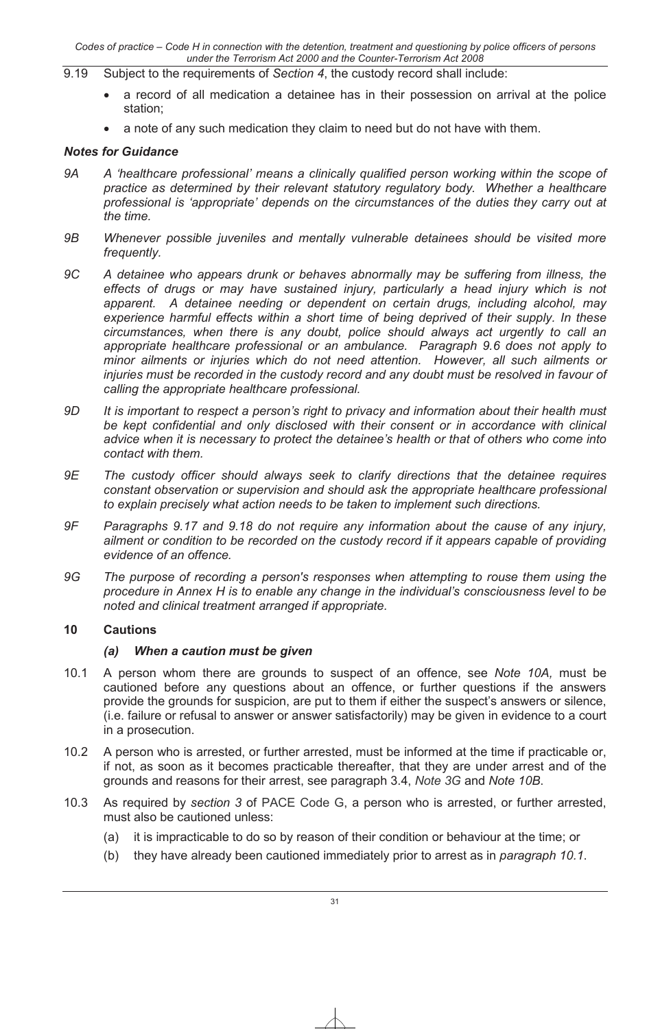9.19 Subject to the requirements of *Section 4*, the custody record shall include:

- a record of all medication a detainee has in their possession on arrival at the police station;
- a note of any such medication they claim to need but do not have with them.

### *Notes for Guidance*

*9A A 'healthcare professional' means a clinically qualified person working within the scope of practice as determined by their relevant statutory regulatory body. Whether a healthcare professional is 'appropriate' depends on the circumstances of the duties they carry out at the time.*

*9B Whenever possible juveniles and mentally vulnerable detainees should be visited more frequently.*

*9C A detainee who appears drunk or behaves abnormally may be suffering from illness, the effects of drugs or may have sustained injury, particularly a head injury which is not apparent. A detainee needing or dependent on certain drugs, including alcohol, may experience harmful effects within a short time of being deprived of their supply. In these circumstances, when there is any doubt, police should always act urgently to call an appropriate healthcare professional or an ambulance. Paragraph 9.6 does not apply to minor ailments or injuries which do not need attention. However, all such ailments or injuries must be recorded in the custody record and any doubt must be resolved in favour of calling the appropriate healthcare professional.*

*9D It is important to respect a person's right to privacy and information about their health must be kept confidential and only disclosed with their consent or in accordance with clinical advice when it is necessary to protect the detainee's health or that of others who come into contact with them.*

*9E The custody officer should always seek to clarify directions that the detainee requires constant observation or supervision and should ask the appropriate healthcare professional to explain precisely what action needs to be taken to implement such directions.*

*9F Paragraphs 9.17 and 9.18 do not require any information about the cause of any injury, ailment or condition to be recorded on the custody record if it appears capable of providing evidence of an offence.*

*9G The purpose of recording a person's responses when attempting to rouse them using the procedure in Annex H is to enable any change in the individual's consciousness level to be noted and clinical treatment arranged if appropriate.*

## 10 Cautions

### *(a) When a caution must be given*

10.1 A person whom there are grounds to suspect of an offence, see *Note 10A,* must be cautioned before any questions about an offence, or further questions if the answers provide the grounds for suspicion, are put to them if either the suspect's answers or silence, (i.e. failure or refusal to answer or answer satisfactorily) may be given in evidence to a court in a prosecution.

10.2 A person who is arrested, or further arrested, must be informed at the time if practicable or, if not, as soon as it becomes practicable thereafter, that they are under arrest and of the grounds and reasons for their arrest, see paragraph 3.4, *Note 3G* and *Note 10B*.

10.3 As required by *section 3* of PACE Code G, a person who is arrested, or further arrested, must also be cautioned unless:

(a) it is impracticable to do so by reason of their condition or behaviour at the time; or

(b) they have already been cautioned immediately prior to arrest as in *paragraph 10.1*.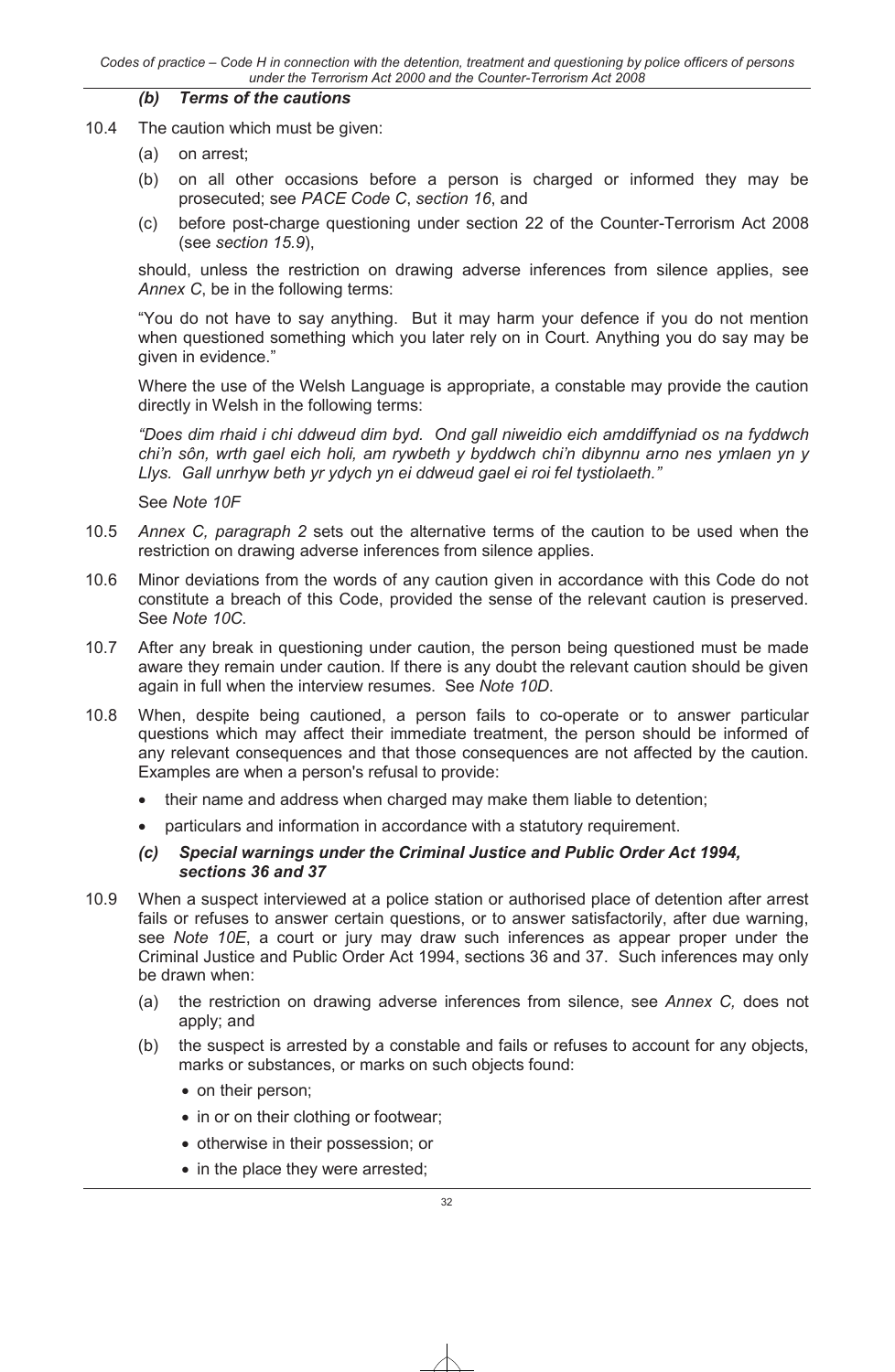### *(b) Terms of the cautions*

10.4 The caution which must be given:

(a) on arrest;

(b) on all other occasions before a person is charged or informed they may be prosecuted; see *PACE Code C*, *section 16*, and

(c) before post-charge questioning under section 22 of the Counter-Terrorism Act 2008 (see *section 15.9*),

should, unless the restriction on drawing adverse inferences from silence applies, see *Annex C*, be in the following terms:

"You do not have to say anything. But it may harm your defence if you do not mention when questioned something which you later rely on in Court. Anything you do say may be given in evidence."

Where the use of the Welsh Language is appropriate, a constable may provide the caution directly in Welsh in the following terms:

*"Does dim rhaid i chi ddweud dim byd. Ond gall niweidio eich amddiffyniad os na fyddwch chi'n sôn, wrth gael eich holi, am rywbeth y byddwch chi'n dibynnu arno nes ymlaen yn y Llys. Gall unrhyw beth yr ydych yn ei ddweud gael ei roi fel tystiolaeth."*

See *Note 10F*

10.5 *Annex C, paragraph 2* sets out the alternative terms of the caution to be used when the restriction on drawing adverse inferences from silence applies.

10.6 Minor deviations from the words of any caution given in accordance with this Code do not constitute a breach of this Code, provided the sense of the relevant caution is preserved. See *Note 10C*.

10.7 After any break in questioning under caution, the person being questioned must be made aware they remain under caution. If there is any doubt the relevant caution should be given again in full when the interview resumes. See *Note 10D*.

10.8 When, despite being cautioned, a person fails to co-operate or to answer particular questions which may affect their immediate treatment, the person should be informed of any relevant consequences and that those consequences are not affected by the caution. Examples are when a person's refusal to provide:

- their name and address when charged may make them liable to detention;
- particulars and information in accordance with a statutory requirement.

### *(c) Special warnings under the Criminal Justice and Public Order Act 1994, sections 36 and 37*

10.9 When a suspect interviewed at a police station or authorised place of detention after arrest fails or refuses to answer certain questions, or to answer satisfactorily, after due warning, see *Note 10E*, a court or jury may draw such inferences as appear proper under the Criminal Justice and Public Order Act 1994, sections 36 and 37. Such inferences may only be drawn when:

(a) the restriction on drawing adverse inferences from silence, see *Annex C,* does not apply; and

(b) the suspect is arrested by a constable and fails or refuses to account for any objects, marks or substances, or marks on such objects found:

- on their person;
- in or on their clothing or footwear;
- otherwise in their possession; or
- in the place they were arrested;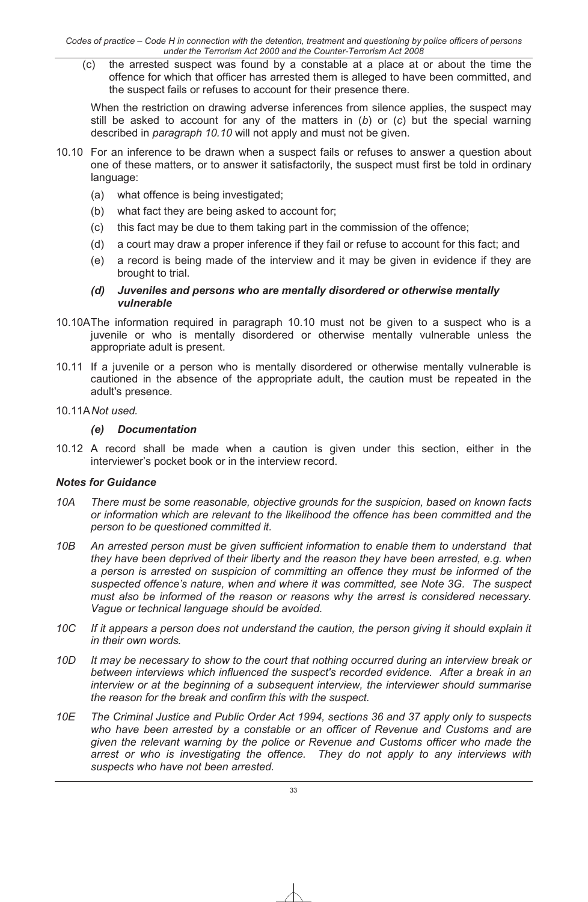(c) the arrested suspect was found by a constable at a place at or about the time the offence for which that officer has arrested them is alleged to have been committed, and the suspect fails or refuses to account for their presence there.

When the restriction on drawing adverse inferences from silence applies, the suspect may still be asked to account for any of the matters in (*b*) or (*c*) but the special warning described in *paragraph 10.10* will not apply and must not be given.

10.10 For an inference to be drawn when a suspect fails or refuses to answer a question about one of these matters, or to answer it satisfactorily, the suspect must first be told in ordinary language:

- (a) what offence is being investigated;
- (b) what fact they are being asked to account for;
- (c) this fact may be due to them taking part in the commission of the offence;
- (d) a court may draw a proper inference if they fail or refuse to account for this fact; and
- (e) a record is being made of the interview and it may be given in evidence if they are brought to trial.

### *(d) Juveniles and persons who are mentally disordered or otherwise mentally vulnerable*

10.10A The information required in paragraph 10.10 must not be given to a suspect who is a juvenile or who is mentally disordered or otherwise mentally vulnerable unless the appropriate adult is present.

10.11 If a juvenile or a person who is mentally disordered or otherwise mentally vulnerable is cautioned in the absence of the appropriate adult, the caution must be repeated in the adult's presence.

10.11A *Not used.*

### *(e) Documentation*

10.12 A record shall be made when a caution is given under this section, either in the interviewer's pocket book or in the interview record.

### *Notes for Guidance*

*10A There must be some reasonable, objective grounds for the suspicion, based on known facts or information which are relevant to the likelihood the offence has been committed and the person to be questioned committed it.*

*10B An arrested person must be given sufficient information to enable them to understand that they have been deprived of their liberty and the reason they have been arrested, e.g. when a person is arrested on suspicion of committing an offence they must be informed of the suspected offence's nature, when and where it was committed, see Note 3G. The suspect must also be informed of the reason or reasons why the arrest is considered necessary. Vague or technical language should be avoided.*

*10C If it appears a person does not understand the caution, the person giving it should explain it in their own words.*

*10D It may be necessary to show to the court that nothing occurred during an interview break or between interviews which influenced the suspect's recorded evidence. After a break in an interview or at the beginning of a subsequent interview, the interviewer should summarise the reason for the break and confirm this with the suspect.*

*10E The Criminal Justice and Public Order Act 1994, sections 36 and 37 apply only to suspects who have been arrested by a constable or an officer of Revenue and Customs and are given the relevant warning by the police or Revenue and Customs officer who made the arrest or who is investigating the offence. They do not apply to any interviews with suspects who have not been arrested.*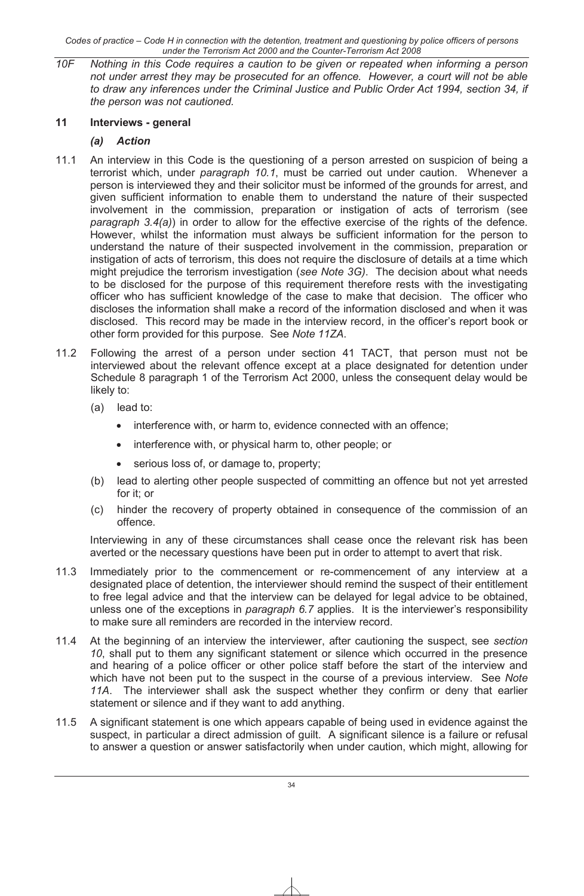*10F Nothing in this Code requires a caution to be given or repeated when informing a person not under arrest they may be prosecuted for an offence. However, a court will not be able to draw any inferences under the Criminal Justice and Public Order Act 1994, section 34, if the person was not cautioned.*

## 11 Interviews - general

### *(a) Action*

11.1 An interview in this Code is the questioning of a person arrested on suspicion of being a terrorist which, under *paragraph 10.1*, must be carried out under caution. Whenever a person is interviewed they and their solicitor must be informed of the grounds for arrest, and given sufficient information to enable them to understand the nature of their suspected involvement in the commission, preparation or instigation of acts of terrorism (see *paragraph 3.4(a)*) in order to allow for the effective exercise of the rights of the defence. However, whilst the information must always be sufficient information for the person to understand the nature of their suspected involvement in the commission, preparation or instigation of acts of terrorism, this does not require the disclosure of details at a time which might prejudice the terrorism investigation (*see Note 3G)*. The decision about what needs to be disclosed for the purpose of this requirement therefore rests with the investigating officer who has sufficient knowledge of the case to make that decision. The officer who discloses the information shall make a record of the information disclosed and when it was disclosed. This record may be made in the interview record, in the officer's report book or other form provided for this purpose. See *Note 11ZA*.

11.2 Following the arrest of a person under section 41 TACT, that person must not be interviewed about the relevant offence except at a place designated for detention under Schedule 8 paragraph 1 of the Terrorism Act 2000, unless the consequent delay would be likely to:

(a) lead to:

- interference with, or harm to, evidence connected with an offence;
- interference with, or physical harm to, other people; or
- serious loss of, or damage to, property;

(b) lead to alerting other people suspected of committing an offence but not yet arrested for it; or

(c) hinder the recovery of property obtained in consequence of the commission of an offence.

Interviewing in any of these circumstances shall cease once the relevant risk has been averted or the necessary questions have been put in order to attempt to avert that risk.

11.3 Immediately prior to the commencement or re-commencement of any interview at a designated place of detention, the interviewer should remind the suspect of their entitlement to free legal advice and that the interview can be delayed for legal advice to be obtained, unless one of the exceptions in *paragraph 6.7* applies. It is the interviewer's responsibility to make sure all reminders are recorded in the interview record.

11.4 At the beginning of an interview the interviewer, after cautioning the suspect, see *section 10*, shall put to them any significant statement or silence which occurred in the presence and hearing of a police officer or other police staff before the start of the interview and which have not been put to the suspect in the course of a previous interview. See *Note 11A*. The interviewer shall ask the suspect whether they confirm or deny that earlier statement or silence and if they want to add anything.

11.5 A significant statement is one which appears capable of being used in evidence against the suspect, in particular a direct admission of guilt. A significant silence is a failure or refusal to answer a question or answer satisfactorily when under caution, which might, allowing for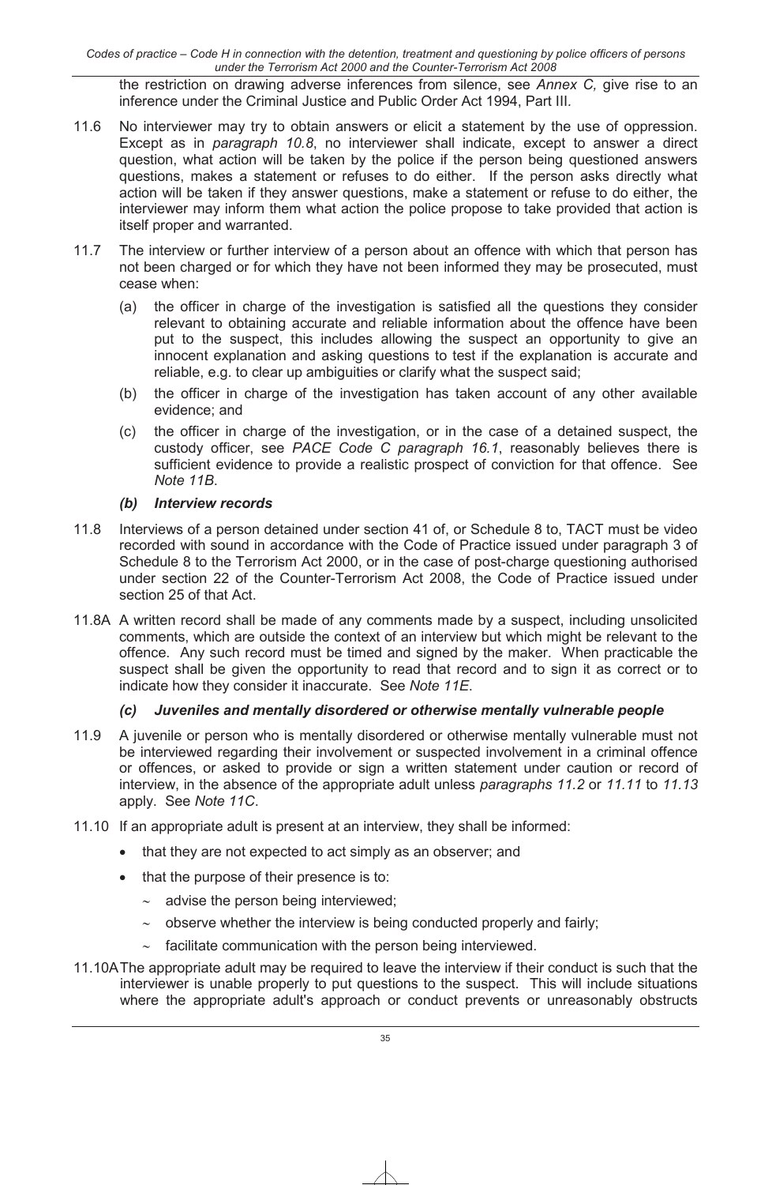the restriction on drawing adverse inferences from silence, see *Annex C,* give rise to an inference under the Criminal Justice and Public Order Act 1994, Part III.

11.6 No interviewer may try to obtain answers or elicit a statement by the use of oppression. Except as in *paragraph 10.8*, no interviewer shall indicate, except to answer a direct question, what action will be taken by the police if the person being questioned answers questions, makes a statement or refuses to do either. If the person asks directly what action will be taken if they answer questions, make a statement or refuse to do either, the interviewer may inform them what action the police propose to take provided that action is itself proper and warranted.

11.7 The interview or further interview of a person about an offence with which that person has not been charged or for which they have not been informed they may be prosecuted, must cease when:

(a) the officer in charge of the investigation is satisfied all the questions they consider relevant to obtaining accurate and reliable information about the offence have been put to the suspect, this includes allowing the suspect an opportunity to give an innocent explanation and asking questions to test if the explanation is accurate and reliable, e.g. to clear up ambiguities or clarify what the suspect said;

(b) the officer in charge of the investigation has taken account of any other available evidence; and

(c) the officer in charge of the investigation, or in the case of a detained suspect, the custody officer, see *PACE Code C paragraph 16.1*, reasonably believes there is sufficient evidence to provide a realistic prospect of conviction for that offence. See *Note 11B*.

### *(b) Interview records*

11.8 Interviews of a person detained under section 41 of, or Schedule 8 to, TACT must be video recorded with sound in accordance with the Code of Practice issued under paragraph 3 of Schedule 8 to the Terrorism Act 2000, or in the case of post-charge questioning authorised under section 22 of the Counter-Terrorism Act 2008, the Code of Practice issued under section 25 of that Act.

11.8A A written record shall be made of any comments made by a suspect, including unsolicited comments, which are outside the context of an interview but which might be relevant to the offence. Any such record must be timed and signed by the maker. When practicable the suspect shall be given the opportunity to read that record and to sign it as correct or to indicate how they consider it inaccurate. See *Note 11E*.

### *(c) Juveniles and mentally disordered or otherwise mentally vulnerable people*

11.9 A juvenile or person who is mentally disordered or otherwise mentally vulnerable must not be interviewed regarding their involvement or suspected involvement in a criminal offence or offences, or asked to provide or sign a written statement under caution or record of interview, in the absence of the appropriate adult unless *paragraphs 11.2* or *11.11* to *11.13* apply. See *Note 11C*.

11.10 If an appropriate adult is present at an interview, they shall be informed:

- that they are not expected to act simply as an observer; and
- that the purpose of their presence is to:
  - ~ advise the person being interviewed;
  - ~ observe whether the interview is being conducted properly and fairly;
  - ~ facilitate communication with the person being interviewed.

11.10A The appropriate adult may be required to leave the interview if their conduct is such that the interviewer is unable properly to put questions to the suspect. This will include situations where the appropriate adult's approach or conduct prevents or unreasonably obstructs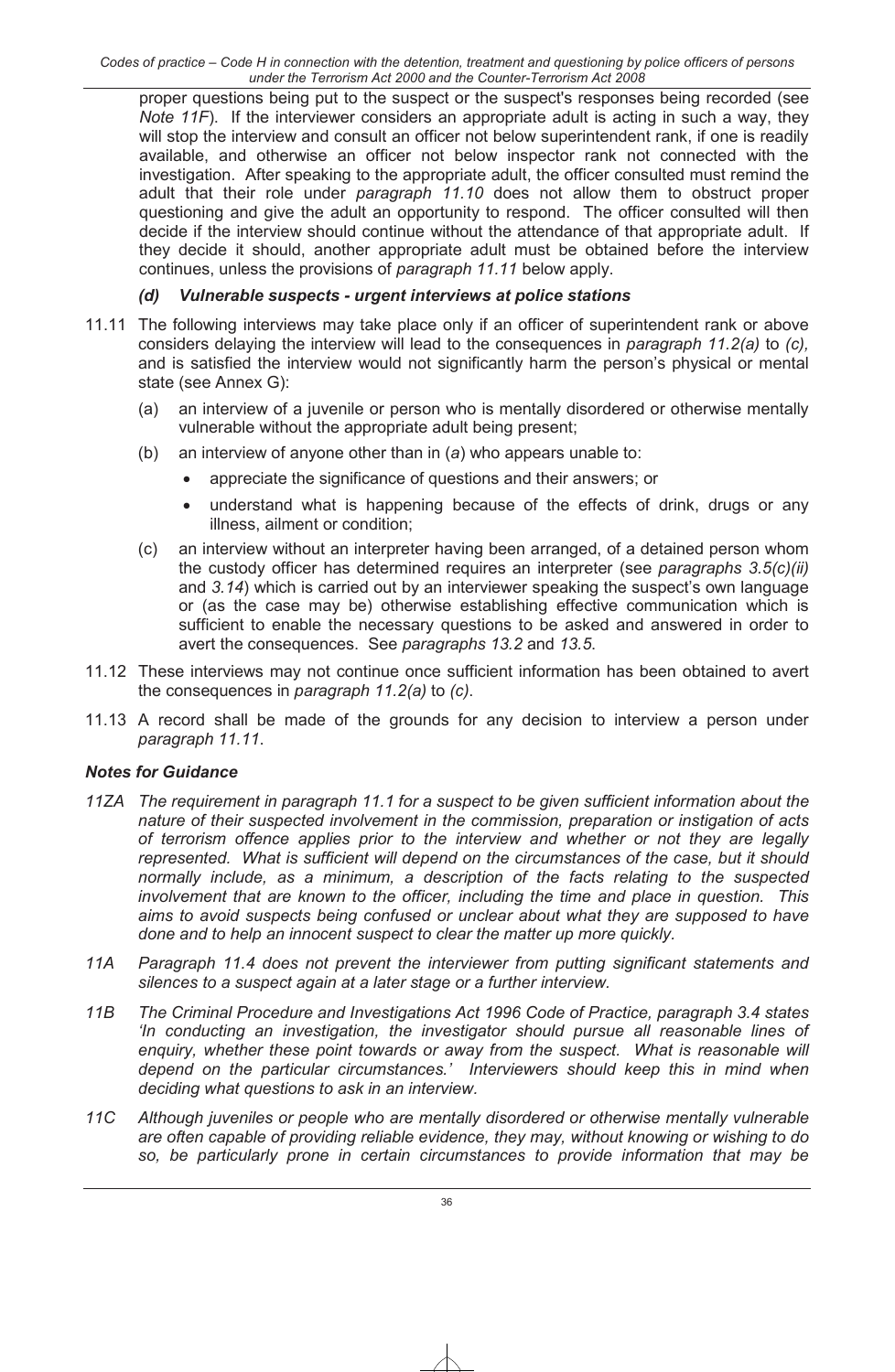proper questions being put to the suspect or the suspect's responses being recorded (see *Note 11F*). If the interviewer considers an appropriate adult is acting in such a way, they will stop the interview and consult an officer not below superintendent rank, if one is readily available, and otherwise an officer not below inspector rank not connected with the investigation. After speaking to the appropriate adult, the officer consulted must remind the adult that their role under *paragraph 11.10* does not allow them to obstruct proper questioning and give the adult an opportunity to respond. The officer consulted will then decide if the interview should continue without the attendance of that appropriate adult. If they decide it should, another appropriate adult must be obtained before the interview continues, unless the provisions of *paragraph 11.11* below apply.

### *(d) Vulnerable suspects - urgent interviews at police stations*

11.11 The following interviews may take place only if an officer of superintendent rank or above considers delaying the interview will lead to the consequences in *paragraph 11.2(a)* to *(c),* and is satisfied the interview would not significantly harm the person's physical or mental state (see Annex G):

(a) an interview of a juvenile or person who is mentally disordered or otherwise mentally vulnerable without the appropriate adult being present;

(b) an interview of anyone other than in (*a*) who appears unable to:

- appreciate the significance of questions and their answers; or
- understand what is happening because of the effects of drink, drugs or any illness, ailment or condition;

(c) an interview without an interpreter having been arranged, of a detained person whom the custody officer has determined requires an interpreter (see *paragraphs 3.5(c)(ii)* and *3.14*) which is carried out by an interviewer speaking the suspect's own language or (as the case may be) otherwise establishing effective communication which is sufficient to enable the necessary questions to be asked and answered in order to avert the consequences. See *paragraphs 13.2* and *13.5*.

11.12 These interviews may not continue once sufficient information has been obtained to avert the consequences in *paragraph 11.2(a)* to *(c)*.

11.13 A record shall be made of the grounds for any decision to interview a person under *paragraph 11.11*.

### *Notes for Guidance*

*11ZA The requirement in paragraph 11.1 for a suspect to be given sufficient information about the nature of their suspected involvement in the commission, preparation or instigation of acts of terrorism offence applies prior to the interview and whether or not they are legally represented. What is sufficient will depend on the circumstances of the case, but it should normally include, as a minimum, a description of the facts relating to the suspected involvement that are known to the officer, including the time and place in question. This aims to avoid suspects being confused or unclear about what they are supposed to have done and to help an innocent suspect to clear the matter up more quickly.*

*11A Paragraph 11.4 does not prevent the interviewer from putting significant statements and silences to a suspect again at a later stage or a further interview.*

*11B The Criminal Procedure and Investigations Act 1996 Code of Practice, paragraph 3.4 states 'In conducting an investigation, the investigator should pursue all reasonable lines of enquiry, whether these point towards or away from the suspect. What is reasonable will depend on the particular circumstances.' Interviewers should keep this in mind when deciding what questions to ask in an interview.*

*11C Although juveniles or people who are mentally disordered or otherwise mentally vulnerable are often capable of providing reliable evidence, they may, without knowing or wishing to do so, be particularly prone in certain circumstances to provide information that may be*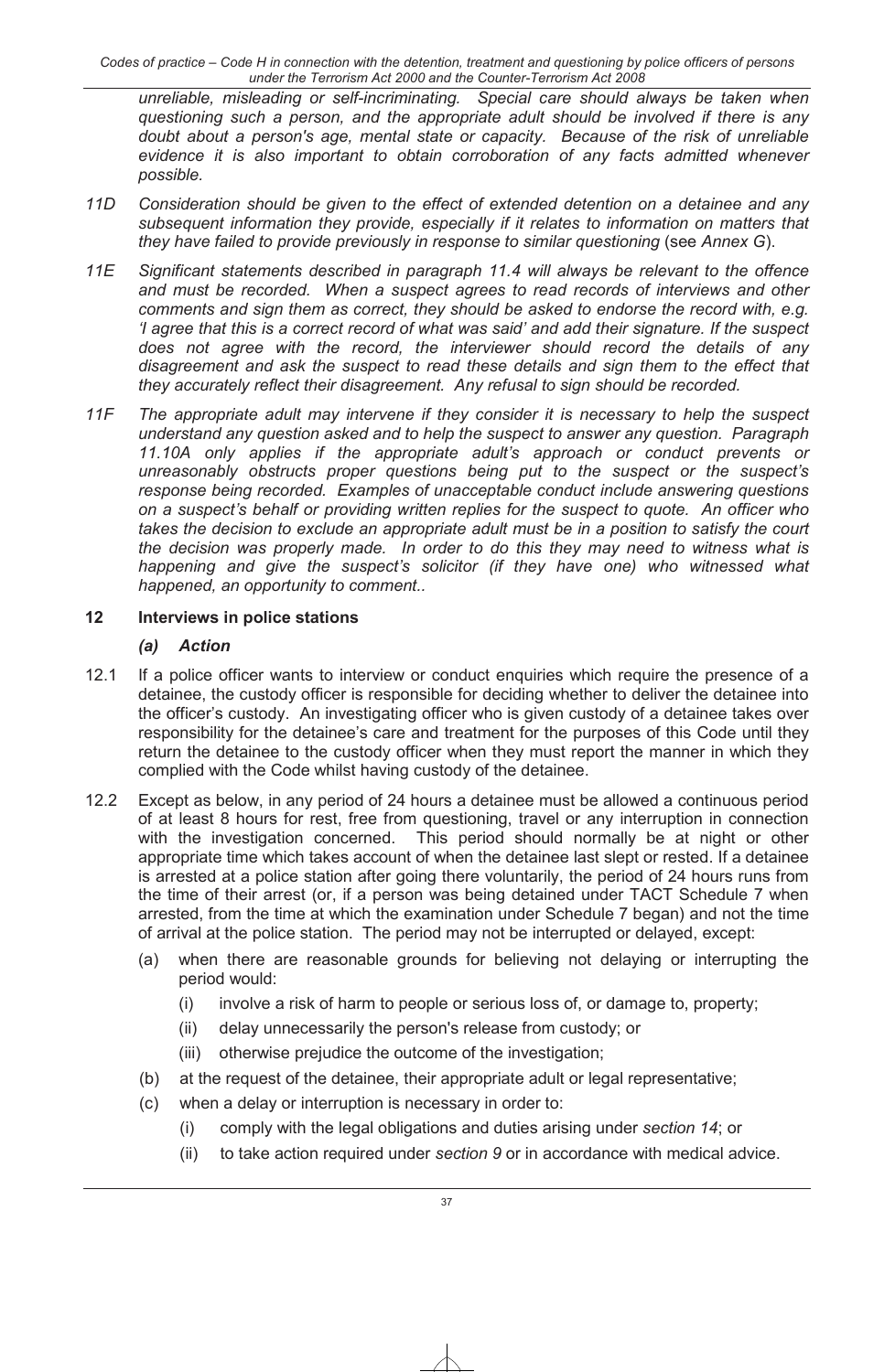*unreliable, misleading or self-incriminating. Special care should always be taken when questioning such a person, and the appropriate adult should be involved if there is any doubt about a person's age, mental state or capacity. Because of the risk of unreliable evidence it is also important to obtain corroboration of any facts admitted whenever possible.*

*11D Consideration should be given to the effect of extended detention on a detainee and any subsequent information they provide, especially if it relates to information on matters that they have failed to provide previously in response to similar questioning* (see *Annex G*).

*11E Significant statements described in paragraph 11.4 will always be relevant to the offence and must be recorded. When a suspect agrees to read records of interviews and other comments and sign them as correct, they should be asked to endorse the record with, e.g. 'I agree that this is a correct record of what was said' and add their signature. If the suspect does not agree with the record, the interviewer should record the details of any disagreement and ask the suspect to read these details and sign them to the effect that they accurately reflect their disagreement. Any refusal to sign should be recorded.*

*11F The appropriate adult may intervene if they consider it is necessary to help the suspect understand any question asked and to help the suspect to answer any question. Paragraph 11.10A only applies if the appropriate adult's approach or conduct prevents or unreasonably obstructs proper questions being put to the suspect or the suspect's response being recorded. Examples of unacceptable conduct include answering questions on a suspect's behalf or providing written replies for the suspect to quote. An officer who takes the decision to exclude an appropriate adult must be in a position to satisfy the court the decision was properly made. In order to do this they may need to witness what is happening and give the suspect's solicitor (if they have one) who witnessed what happened, an opportunity to comment..*

## 12 Interviews in police stations

### *(a) Action*

12.1 If a police officer wants to interview or conduct enquiries which require the presence of a detainee, the custody officer is responsible for deciding whether to deliver the detainee into the officer's custody. An investigating officer who is given custody of a detainee takes over responsibility for the detainee's care and treatment for the purposes of this Code until they return the detainee to the custody officer when they must report the manner in which they complied with the Code whilst having custody of the detainee.

12.2 Except as below, in any period of 24 hours a detainee must be allowed a continuous period of at least 8 hours for rest, free from questioning, travel or any interruption in connection with the investigation concerned. This period should normally be at night or other appropriate time which takes account of when the detainee last slept or rested. If a detainee is arrested at a police station after going there voluntarily, the period of 24 hours runs from the time of their arrest (or, if a person was being detained under TACT Schedule 7 when arrested, from the time at which the examination under Schedule 7 began) and not the time of arrival at the police station. The period may not be interrupted or delayed, except:

- (a) when there are reasonable grounds for believing not delaying or interrupting the period would:
  - (i) involve a risk of harm to people or serious loss of, or damage to, property;
  - (ii) delay unnecessarily the person's release from custody; or
  - (iii) otherwise prejudice the outcome of the investigation;
- (b) at the request of the detainee, their appropriate adult or legal representative;
- (c) when a delay or interruption is necessary in order to:
  - (i) comply with the legal obligations and duties arising under *section 14*; or
  - (ii) to take action required under *section 9* or in accordance with medical advice.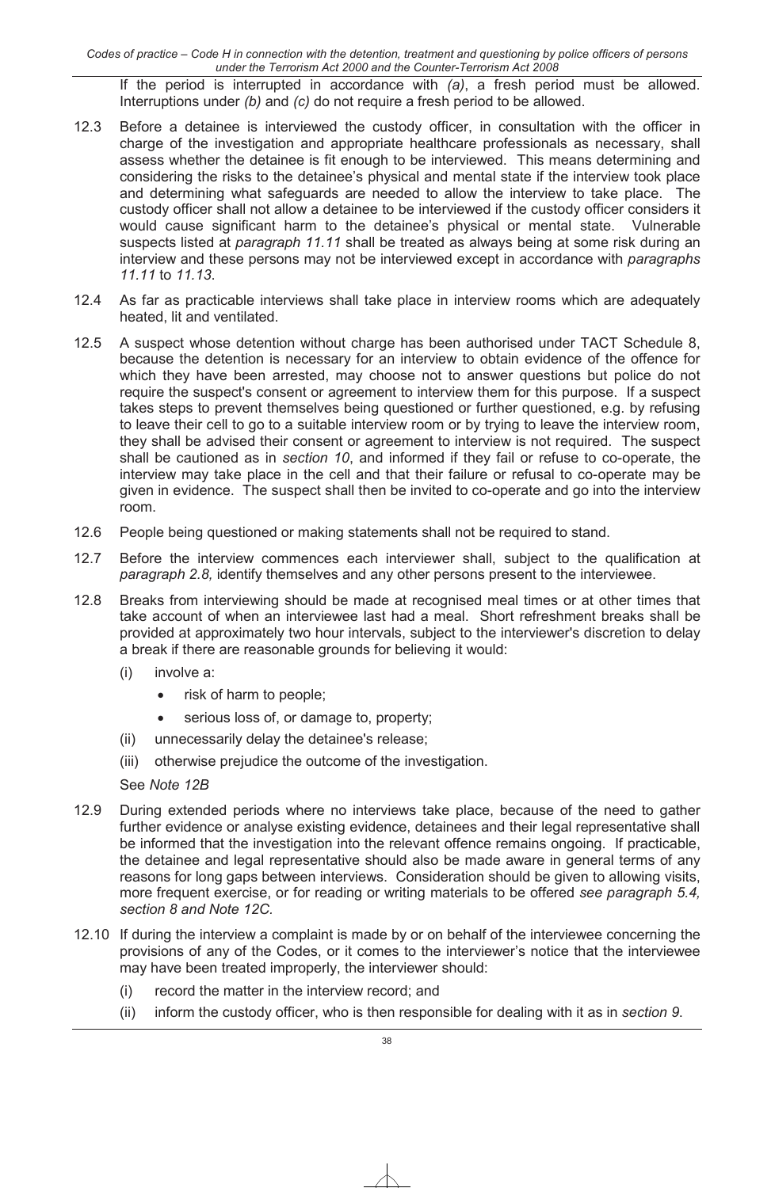If the period is interrupted in accordance with *(a)*, a fresh period must be allowed. Interruptions under *(b)* and *(c)* do not require a fresh period to be allowed.

12.3 Before a detainee is interviewed the custody officer, in consultation with the officer in charge of the investigation and appropriate healthcare professionals as necessary, shall assess whether the detainee is fit enough to be interviewed. This means determining and considering the risks to the detainee's physical and mental state if the interview took place and determining what safeguards are needed to allow the interview to take place. The custody officer shall not allow a detainee to be interviewed if the custody officer considers it would cause significant harm to the detainee's physical or mental state. Vulnerable suspects listed at *paragraph 11.11* shall be treated as always being at some risk during an interview and these persons may not be interviewed except in accordance with *paragraphs 11.11* to *11.13*.

12.4 As far as practicable interviews shall take place in interview rooms which are adequately heated, lit and ventilated.

12.5 A suspect whose detention without charge has been authorised under TACT Schedule 8, because the detention is necessary for an interview to obtain evidence of the offence for which they have been arrested, may choose not to answer questions but police do not require the suspect's consent or agreement to interview them for this purpose. If a suspect takes steps to prevent themselves being questioned or further questioned, e.g. by refusing to leave their cell to go to a suitable interview room or by trying to leave the interview room, they shall be advised their consent or agreement to interview is not required. The suspect shall be cautioned as in *section 10*, and informed if they fail or refuse to co-operate, the interview may take place in the cell and that their failure or refusal to co-operate may be given in evidence. The suspect shall then be invited to co-operate and go into the interview room.

12.6 People being questioned or making statements shall not be required to stand.

12.7 Before the interview commences each interviewer shall, subject to the qualification at *paragraph 2.8,* identify themselves and any other persons present to the interviewee.

12.8 Breaks from interviewing should be made at recognised meal times or at other times that take account of when an interviewee last had a meal. Short refreshment breaks shall be provided at approximately two hour intervals, subject to the interviewer's discretion to delay a break if there are reasonable grounds for believing it would:

(i) involve a:

- risk of harm to people;
- serious loss of, or damage to, property;

(ii) unnecessarily delay the detainee's release;

(iii) otherwise prejudice the outcome of the investigation.

See *Note 12B*

12.9 During extended periods where no interviews take place, because of the need to gather further evidence or analyse existing evidence, detainees and their legal representative shall be informed that the investigation into the relevant offence remains ongoing. If practicable, the detainee and legal representative should also be made aware in general terms of any reasons for long gaps between interviews. Consideration should be given to allowing visits, more frequent exercise, or for reading or writing materials to be offered *see paragraph 5.4, section 8 and Note 12C.*

12.10 If during the interview a complaint is made by or on behalf of the interviewee concerning the provisions of any of the Codes, or it comes to the interviewer's notice that the interviewee may have been treated improperly, the interviewer should:

(i) record the matter in the interview record; and

(ii) inform the custody officer, who is then responsible for dealing with it as in *section 9*.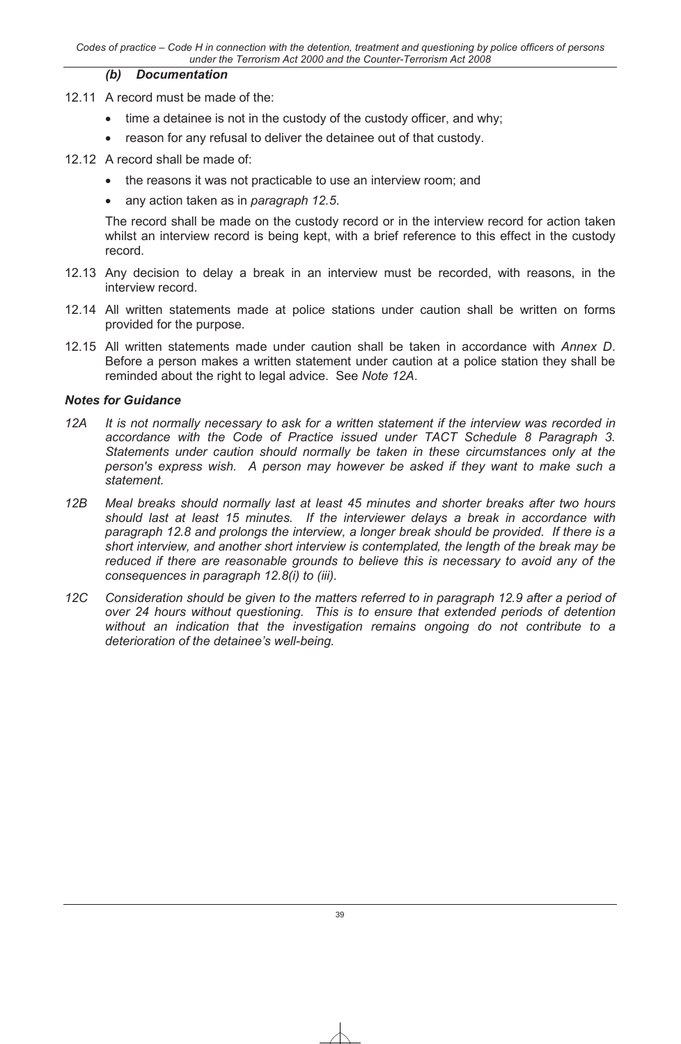### *(b) Documentation*

12.11 A record must be made of the:

- time a detainee is not in the custody of the custody officer, and why;
- reason for any refusal to deliver the detainee out of that custody.

12.12 A record shall be made of:

- the reasons it was not practicable to use an interview room; and
- any action taken as in *paragraph 12.5*.

The record shall be made on the custody record or in the interview record for action taken whilst an interview record is being kept, with a brief reference to this effect in the custody record.

12.13 Any decision to delay a break in an interview must be recorded, with reasons, in the interview record.

12.14 All written statements made at police stations under caution shall be written on forms provided for the purpose.

12.15 All written statements made under caution shall be taken in accordance with *Annex D*. Before a person makes a written statement under caution at a police station they shall be reminded about the right to legal advice. See *Note 12A*.

### *Notes for Guidance*

*12A It is not normally necessary to ask for a written statement if the interview was recorded in accordance with the Code of Practice issued under TACT Schedule 8 Paragraph 3. Statements under caution should normally be taken in these circumstances only at the person's express wish. A person may however be asked if they want to make such a statement.*

*12B Meal breaks should normally last at least 45 minutes and shorter breaks after two hours should last at least 15 minutes. If the interviewer delays a break in accordance with paragraph 12.8 and prolongs the interview, a longer break should be provided. If there is a short interview, and another short interview is contemplated, the length of the break may be reduced if there are reasonable grounds to believe this is necessary to avoid any of the consequences in paragraph 12.8(i) to (iii).*

*12C Consideration should be given to the matters referred to in paragraph 12.9 after a period of over 24 hours without questioning. This is to ensure that extended periods of detention without an indication that the investigation remains ongoing do not contribute to a deterioration of the detainee's well-being.*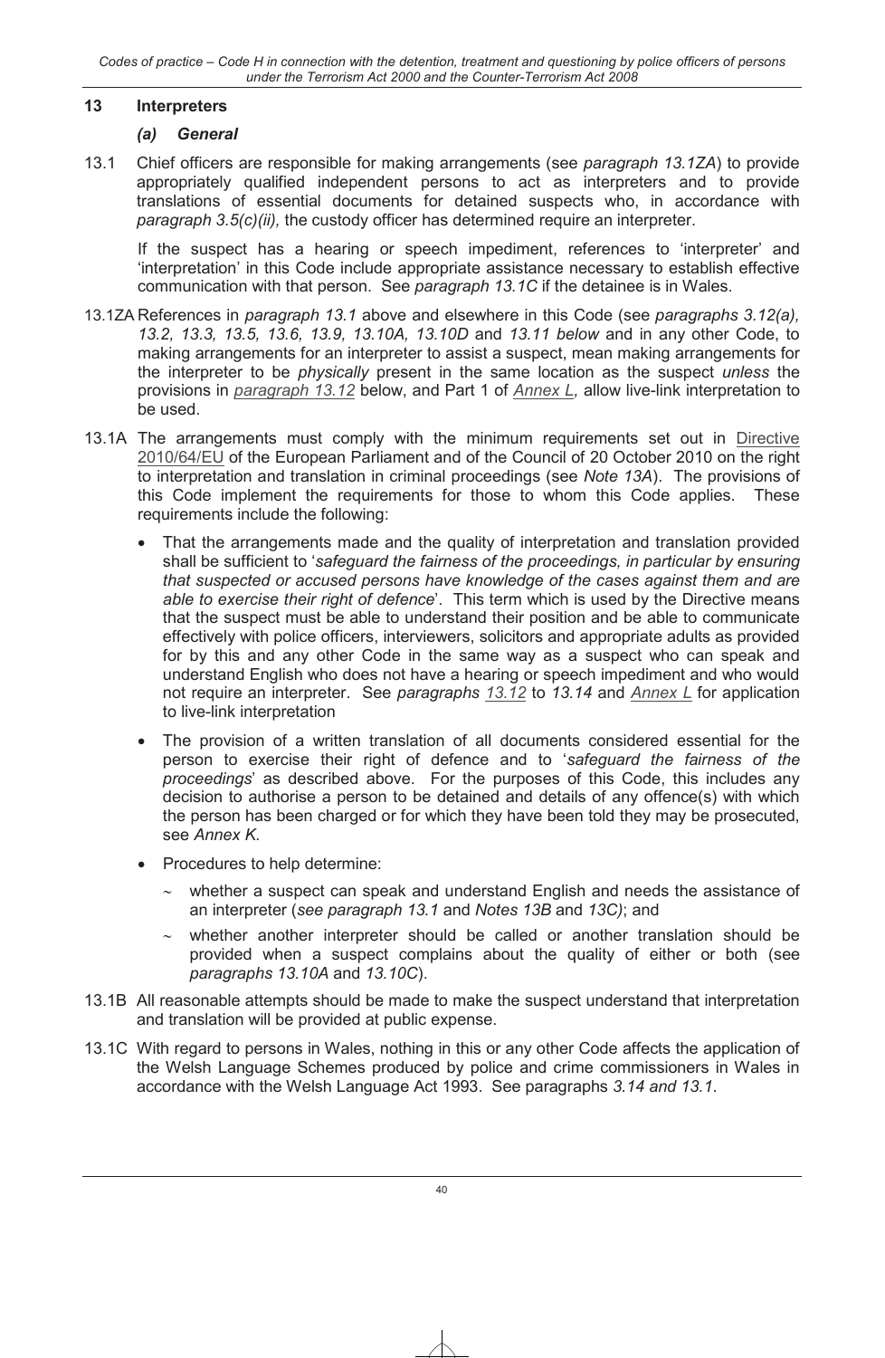## 13 Interpreters

### *(a) General*

13.1 Chief officers are responsible for making arrangements (see *paragraph 13.1ZA*) to provide appropriately qualified independent persons to act as interpreters and to provide translations of essential documents for detained suspects who, in accordance with *paragraph 3.5(c)(ii),* the custody officer has determined require an interpreter.

If the suspect has a hearing or speech impediment, references to 'interpreter' and 'interpretation' in this Code include appropriate assistance necessary to establish effective communication with that person. See *paragraph 13.1C* if the detainee is in Wales.

13.1ZA References in *paragraph 13.1* above and elsewhere in this Code (see *paragraphs 3.12(a), 13.2, 13.3, 13.5, 13.6, 13.9, 13.10A, 13.10D* and *13.11 below* and in any other Code, to making arrangements for an interpreter to assist a suspect, mean making arrangements for the interpreter to be *physically* present in the same location as the suspect *unless* the provisions in *paragraph 13.12* below, and Part 1 of *Annex L,* allow live-link interpretation to be used.

13.1A The arrangements must comply with the minimum requirements set out in Directive 2010/64/EU of the European Parliament and of the Council of 20 October 2010 on the right to interpretation and translation in criminal proceedings (see *Note 13A*). The provisions of this Code implement the requirements for those to whom this Code applies. These requirements include the following:

- That the arrangements made and the quality of interpretation and translation provided shall be sufficient to '*safeguard the fairness of the proceedings, in particular by ensuring that suspected or accused persons have knowledge of the cases against them and are able to exercise their right of defence*'. This term which is used by the Directive means that the suspect must be able to understand their position and be able to communicate effectively with police officers, interviewers, solicitors and appropriate adults as provided for by this and any other Code in the same way as a suspect who can speak and understand English who does not have a hearing or speech impediment and who would not require an interpreter. See *paragraphs 13.12* to *13.14* and *Annex L* for application to live-link interpretation
- The provision of a written translation of all documents considered essential for the person to exercise their right of defence and to '*safeguard the fairness of the proceedings*' as described above. For the purposes of this Code, this includes any decision to authorise a person to be detained and details of any offence(s) with which the person has been charged or for which they have been told they may be prosecuted, see *Annex K*.
- Procedures to help determine:
  - ~ whether a suspect can speak and understand English and needs the assistance of an interpreter (*see paragraph 13.1* and *Notes 13B* and *13C)*; and
  - ~ whether another interpreter should be called or another translation should be provided when a suspect complains about the quality of either or both (see *paragraphs 13.10A* and *13.10C*).

13.1B All reasonable attempts should be made to make the suspect understand that interpretation and translation will be provided at public expense.

13.1C With regard to persons in Wales, nothing in this or any other Code affects the application of the Welsh Language Schemes produced by police and crime commissioners in Wales in accordance with the Welsh Language Act 1993. See paragraphs *3.14 and 13.1*.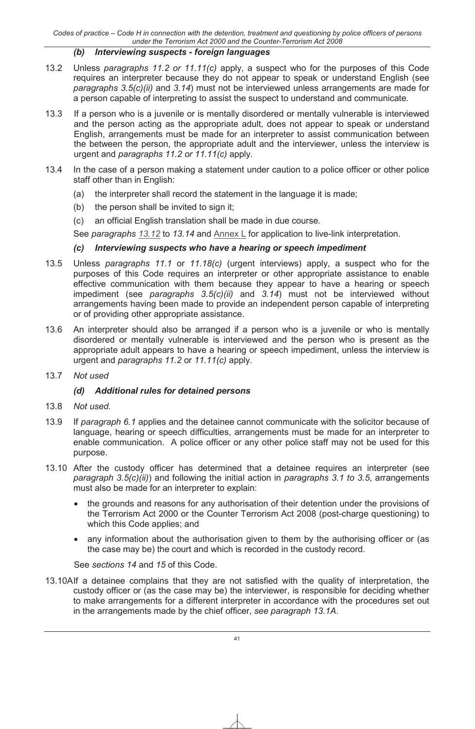### *(b) Interviewing suspects - foreign languages*

13.2 Unless *paragraphs 11.2 or 11.11(c)* apply, a suspect who for the purposes of this Code requires an interpreter because they do not appear to speak or understand English (see *paragraphs 3.5(c)(ii)* and *3.14*) must not be interviewed unless arrangements are made for a person capable of interpreting to assist the suspect to understand and communicate.

13.3 If a person who is a juvenile or is mentally disordered or mentally vulnerable is interviewed and the person acting as the appropriate adult, does not appear to speak or understand English, arrangements must be made for an interpreter to assist communication between the between the person, the appropriate adult and the interviewer, unless the interview is urgent and *paragraphs 11.2 or 11.11(c)* apply.

13.4 In the case of a person making a statement under caution to a police officer or other police staff other than in English:

(a) the interpreter shall record the statement in the language it is made;

(b) the person shall be invited to sign it;

(c) an official English translation shall be made in due course.

See *paragraphs 13.12* to *13.14* and Annex L for application to live-link interpretation.

### *(c) Interviewing suspects who have a hearing or speech impediment*

13.5 Unless *paragraphs 11.1* or *11.18(c)* (urgent interviews) apply, a suspect who for the purposes of this Code requires an interpreter or other appropriate assistance to enable effective communication with them because they appear to have a hearing or speech impediment (see *paragraphs 3.5(c)(ii)* and *3.14*) must not be interviewed without arrangements having been made to provide an independent person capable of interpreting or of providing other appropriate assistance.

13.6 An interpreter should also be arranged if a person who is a juvenile or who is mentally disordered or mentally vulnerable is interviewed and the person who is present as the appropriate adult appears to have a hearing or speech impediment, unless the interview is urgent and *paragraphs 11.2* or *11.11(c)* apply.

13.7 *Not used*

### *(d) Additional rules for detained persons*

13.8 *Not used.*

13.9 If *paragraph 6.1* applies and the detainee cannot communicate with the solicitor because of language, hearing or speech difficulties, arrangements must be made for an interpreter to enable communication. A police officer or any other police staff may not be used for this purpose.

13.10 After the custody officer has determined that a detainee requires an interpreter (see *paragraph 3.5(c)(ii)*) and following the initial action in *paragraphs 3.1 to 3.5*, arrangements must also be made for an interpreter to explain:

- the grounds and reasons for any authorisation of their detention under the provisions of the Terrorism Act 2000 or the Counter Terrorism Act 2008 (post-charge questioning) to which this Code applies; and
- any information about the authorisation given to them by the authorising officer or (as the case may be) the court and which is recorded in the custody record.

See *sections 14* and *15* of this Code.

13.10A If a detainee complains that they are not satisfied with the quality of interpretation, the custody officer or (as the case may be) the interviewer, is responsible for deciding whether to make arrangements for a different interpreter in accordance with the procedures set out in the arrangements made by the chief officer, *see paragraph 13.1A*.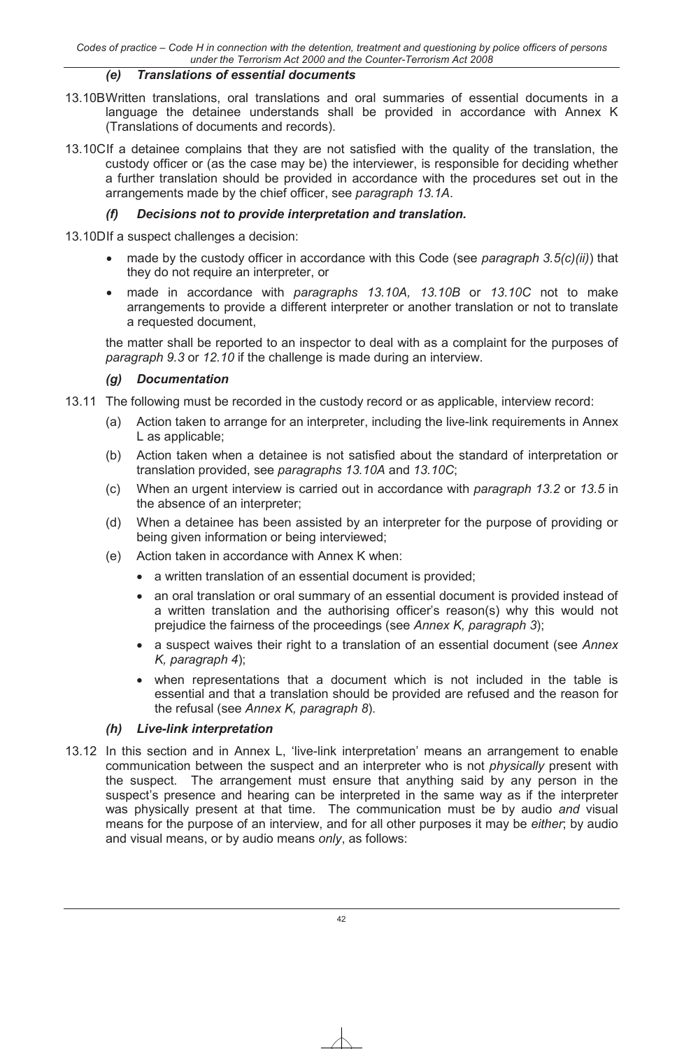### *(e) Translations of essential documents*

13.10B Written translations, oral translations and oral summaries of essential documents in a language the detainee understands shall be provided in accordance with Annex K (Translations of documents and records).

13.10C If a detainee complains that they are not satisfied with the quality of the translation, the custody officer or (as the case may be) the interviewer, is responsible for deciding whether a further translation should be provided in accordance with the procedures set out in the arrangements made by the chief officer, see *paragraph 13.1A*.

### *(f) Decisions not to provide interpretation and translation.*

13.10D If a suspect challenges a decision:

- made by the custody officer in accordance with this Code (see *paragraph 3.5(c)(ii)*) that they do not require an interpreter, or
- made in accordance with *paragraphs 13.10A, 13.10B* or *13.10C* not to make arrangements to provide a different interpreter or another translation or not to translate a requested document,

the matter shall be reported to an inspector to deal with as a complaint for the purposes of *paragraph 9.3* or *12.10* if the challenge is made during an interview.

### *(g) Documentation*

13.11 The following must be recorded in the custody record or as applicable, interview record:

(a) Action taken to arrange for an interpreter, including the live-link requirements in Annex L as applicable;

(b) Action taken when a detainee is not satisfied about the standard of interpretation or translation provided, see *paragraphs 13.10A* and *13.10C*;

(c) When an urgent interview is carried out in accordance with *paragraph 13.2* or *13.5* in the absence of an interpreter;

(d) When a detainee has been assisted by an interpreter for the purpose of providing or being given information or being interviewed;

(e) Action taken in accordance with Annex K when:

- a written translation of an essential document is provided;
- an oral translation or oral summary of an essential document is provided instead of a written translation and the authorising officer's reason(s) why this would not prejudice the fairness of the proceedings (see *Annex K, paragraph 3*);
- a suspect waives their right to a translation of an essential document (see *Annex K, paragraph 4*);
- when representations that a document which is not included in the table is essential and that a translation should be provided are refused and the reason for the refusal (see *Annex K, paragraph 8*).

### *(h) Live-link interpretation*

13.12 In this section and in Annex L, 'live-link interpretation' means an arrangement to enable communication between the suspect and an interpreter who is not *physically* present with the suspect. The arrangement must ensure that anything said by any person in the suspect's presence and hearing can be interpreted in the same way as if the interpreter was physically present at that time. The communication must be by audio *and* visual means for the purpose of an interview, and for all other purposes it may be *either*; by audio and visual means, or by audio means *only*, as follows: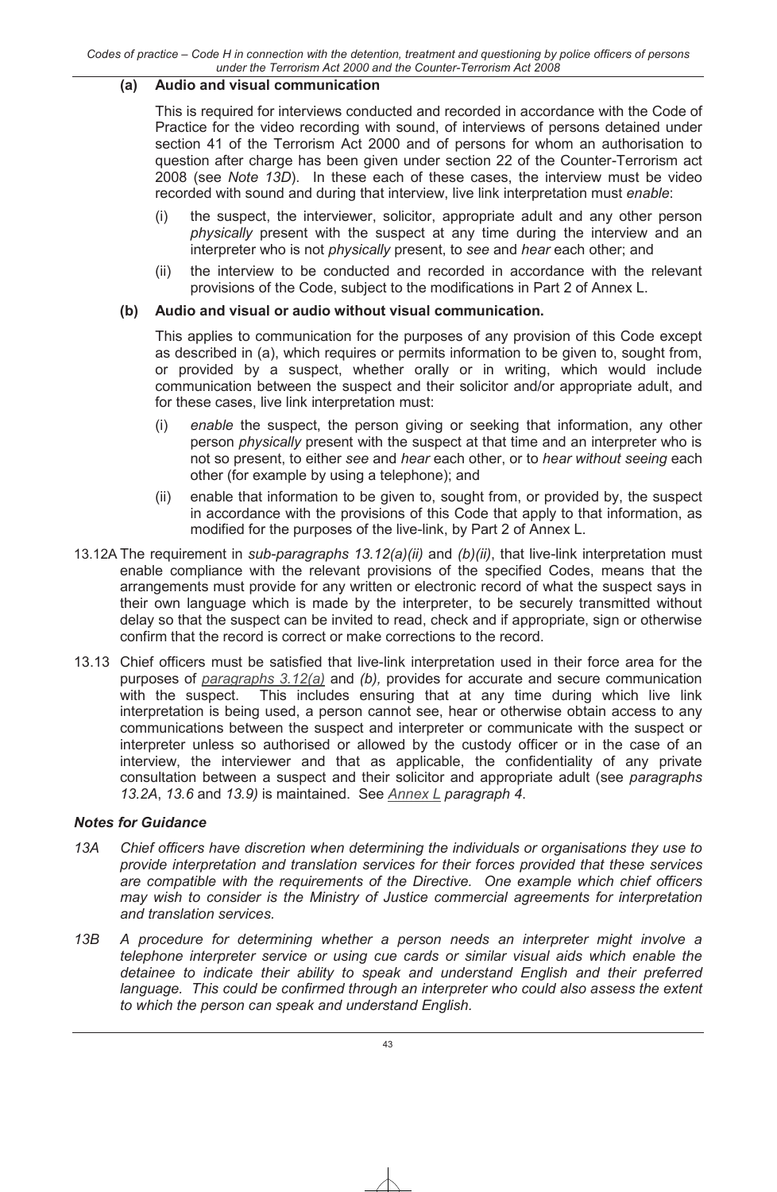**(a) Audio and visual communication**

This is required for interviews conducted and recorded in accordance with the Code of Practice for the video recording with sound, of interviews of persons detained under section 41 of the Terrorism Act 2000 and of persons for whom an authorisation to question after charge has been given under section 22 of the Counter-Terrorism act 2008 (see *Note 13D*). In these each of these cases, the interview must be video recorded with sound and during that interview, live link interpretation must *enable*:

(i) the suspect, the interviewer, solicitor, appropriate adult and any other person *physically* present with the suspect at any time during the interview and an interpreter who is not *physically* present, to *see* and *hear* each other; and

(ii) the interview to be conducted and recorded in accordance with the relevant provisions of the Code, subject to the modifications in Part 2 of Annex L.

**(b) Audio and visual or audio without visual communication.**

This applies to communication for the purposes of any provision of this Code except as described in (a), which requires or permits information to be given to, sought from, or provided by a suspect, whether orally or in writing, which would include communication between the suspect and their solicitor and/or appropriate adult, and for these cases, live link interpretation must:

(i) *enable* the suspect, the person giving or seeking that information, any other person *physically* present with the suspect at that time and an interpreter who is not so present, to either *see* and *hear* each other, or to *hear without seeing* each other (for example by using a telephone); and

(ii) enable that information to be given to, sought from, or provided by, the suspect in accordance with the provisions of this Code that apply to that information, as modified for the purposes of the live-link, by Part 2 of Annex L.

13.12A The requirement in *sub-paragraphs 13.12(a)(ii)* and *(b)(ii)*, that live-link interpretation must enable compliance with the relevant provisions of the specified Codes, means that the arrangements must provide for any written or electronic record of what the suspect says in their own language which is made by the interpreter, to be securely transmitted without delay so that the suspect can be invited to read, check and if appropriate, sign or otherwise confirm that the record is correct or make corrections to the record.

13.13 Chief officers must be satisfied that live-link interpretation used in their force area for the purposes of *paragraphs 3.12(a)* and *(b),* provides for accurate and secure communication with the suspect. This includes ensuring that at any time during which live link interpretation is being used, a person cannot see, hear or otherwise obtain access to any communications between the suspect and interpreter or communicate with the suspect or interpreter unless so authorised or allowed by the custody officer or in the case of an interview, the interviewer and that as applicable, the confidentiality of any private consultation between a suspect and their solicitor and appropriate adult (see *paragraphs 13.2A*, *13.6* and *13.9)* is maintained. See *Annex L paragraph 4*.

### *Notes for Guidance*

*13A Chief officers have discretion when determining the individuals or organisations they use to provide interpretation and translation services for their forces provided that these services are compatible with the requirements of the Directive. One example which chief officers may wish to consider is the Ministry of Justice commercial agreements for interpretation and translation services.*

*13B A procedure for determining whether a person needs an interpreter might involve a telephone interpreter service or using cue cards or similar visual aids which enable the detainee to indicate their ability to speak and understand English and their preferred language. This could be confirmed through an interpreter who could also assess the extent to which the person can speak and understand English.*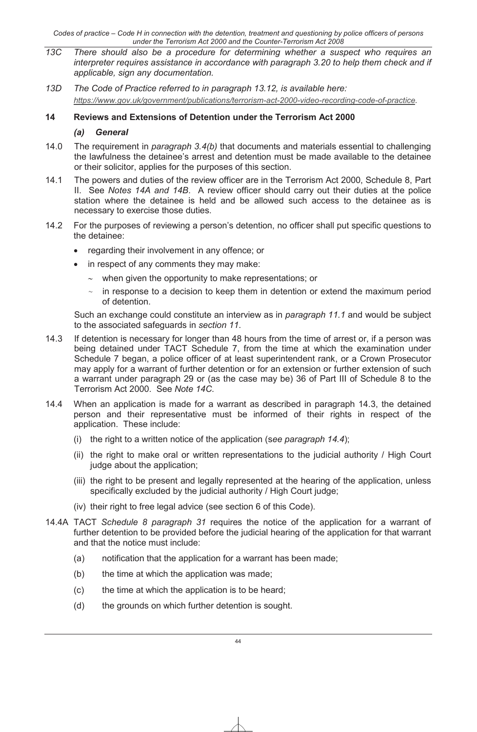*13C There should also be a procedure for determining whether a suspect who requires an interpreter requires assistance in accordance with paragraph 3.20 to help them check and if applicable, sign any documentation.*

*13D The Code of Practice referred to in paragraph 13.12, is available here: https://www.gov.uk/government/publications/terrorism-act-2000-video-recording-code-of-practice.*

## 14 Reviews and Extensions of Detention under the Terrorism Act 2000

### *(a) General*

14.0 The requirement in *paragraph 3.4(b)* that documents and materials essential to challenging the lawfulness the detainee's arrest and detention must be made available to the detainee or their solicitor, applies for the purposes of this section.

14.1 The powers and duties of the review officer are in the Terrorism Act 2000, Schedule 8, Part II. See *Notes 14A and 14B*. A review officer should carry out their duties at the police station where the detainee is held and be allowed such access to the detainee as is necessary to exercise those duties.

14.2 For the purposes of reviewing a person's detention, no officer shall put specific questions to the detainee:

- regarding their involvement in any offence; or
- in respect of any comments they may make:
  - ~ when given the opportunity to make representations; or
  - ~ in response to a decision to keep them in detention or extend the maximum period of detention.

Such an exchange could constitute an interview as in *paragraph 11.1* and would be subject to the associated safeguards in *section 11*.

14.3 If detention is necessary for longer than 48 hours from the time of arrest or, if a person was being detained under TACT Schedule 7, from the time at which the examination under Schedule 7 began, a police officer of at least superintendent rank, or a Crown Prosecutor may apply for a warrant of further detention or for an extension or further extension of such a warrant under paragraph 29 or (as the case may be) 36 of Part III of Schedule 8 to the Terrorism Act 2000. See *Note 14C*.

14.4 When an application is made for a warrant as described in paragraph 14.3, the detained person and their representative must be informed of their rights in respect of the application. These include:

(i) the right to a written notice of the application (s*ee paragraph 14.4*);

(ii) the right to make oral or written representations to the judicial authority / High Court judge about the application;

(iii) the right to be present and legally represented at the hearing of the application, unless specifically excluded by the judicial authority / High Court judge;

(iv) their right to free legal advice (see section 6 of this Code).

14.4A TACT *Schedule 8 paragraph 31* requires the notice of the application for a warrant of further detention to be provided before the judicial hearing of the application for that warrant and that the notice must include:

(a) notification that the application for a warrant has been made;

(b) the time at which the application was made;

(c) the time at which the application is to be heard;

(d) the grounds on which further detention is sought.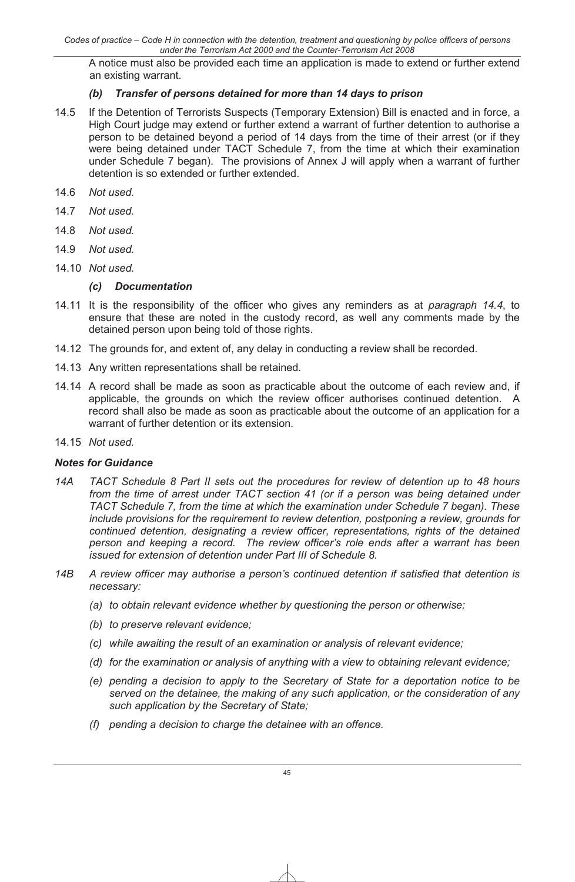A notice must also be provided each time an application is made to extend or further extend an existing warrant.

### *(b) Transfer of persons detained for more than 14 days to prison*

14.5 If the Detention of Terrorists Suspects (Temporary Extension) Bill is enacted and in force, a High Court judge may extend or further extend a warrant of further detention to authorise a person to be detained beyond a period of 14 days from the time of their arrest (or if they were being detained under TACT Schedule 7, from the time at which their examination under Schedule 7 began). The provisions of Annex J will apply when a warrant of further detention is so extended or further extended.

14.6 *Not used.*

14.7 *Not used.*

14.8 *Not used.*

14.9 *Not used.*

14.10 *Not used.*

### *(c) Documentation*

14.11 It is the responsibility of the officer who gives any reminders as at *paragraph 14.4*, to ensure that these are noted in the custody record, as well any comments made by the detained person upon being told of those rights.

14.12 The grounds for, and extent of, any delay in conducting a review shall be recorded.

14.13 Any written representations shall be retained.

14.14 A record shall be made as soon as practicable about the outcome of each review and, if applicable, the grounds on which the review officer authorises continued detention. A record shall also be made as soon as practicable about the outcome of an application for a warrant of further detention or its extension.

14.15 *Not used.*

### *Notes for Guidance*

*14A TACT Schedule 8 Part II sets out the procedures for review of detention up to 48 hours from the time of arrest under TACT section 41 (or if a person was being detained under TACT Schedule 7, from the time at which the examination under Schedule 7 began). These include provisions for the requirement to review detention, postponing a review, grounds for continued detention, designating a review officer, representations, rights of the detained person and keeping a record. The review officer's role ends after a warrant has been issued for extension of detention under Part III of Schedule 8.*

*14B A review officer may authorise a person's continued detention if satisfied that detention is necessary:*

*(a) to obtain relevant evidence whether by questioning the person or otherwise;*

*(b) to preserve relevant evidence;*

*(c) while awaiting the result of an examination or analysis of relevant evidence;*

*(d) for the examination or analysis of anything with a view to obtaining relevant evidence;*

*(e) pending a decision to apply to the Secretary of State for a deportation notice to be served on the detainee, the making of any such application, or the consideration of any such application by the Secretary of State;*

*(f) pending a decision to charge the detainee with an offence.*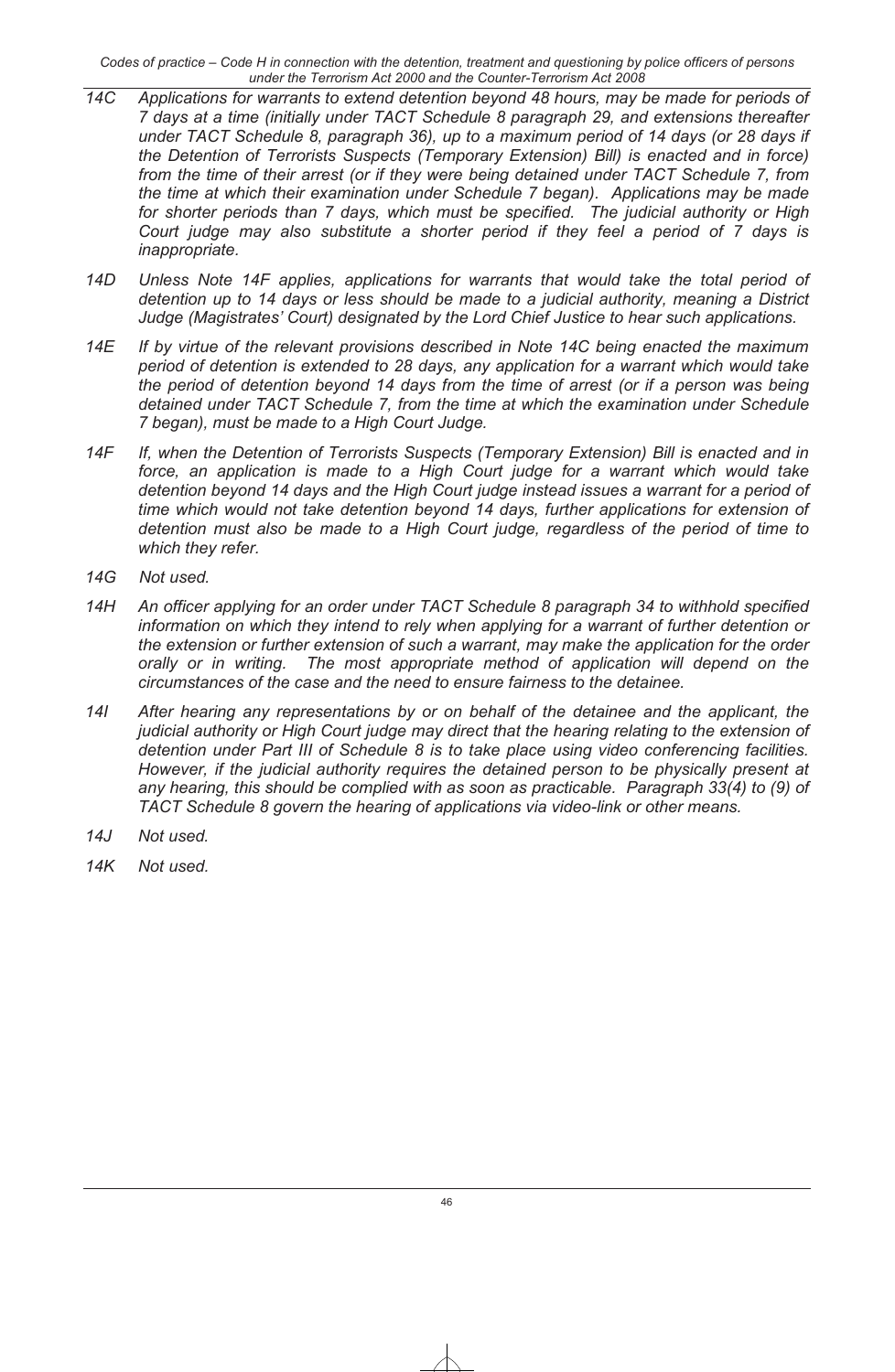*14C Applications for warrants to extend detention beyond 48 hours, may be made for periods of 7 days at a time (initially under TACT Schedule 8 paragraph 29, and extensions thereafter under TACT Schedule 8, paragraph 36), up to a maximum period of 14 days (or 28 days if the Detention of Terrorists Suspects (Temporary Extension) Bill) is enacted and in force) from the time of their arrest (or if they were being detained under TACT Schedule 7, from the time at which their examination under Schedule 7 began). Applications may be made for shorter periods than 7 days, which must be specified. The judicial authority or High Court judge may also substitute a shorter period if they feel a period of 7 days is inappropriate.*

*14D Unless Note 14F applies, applications for warrants that would take the total period of detention up to 14 days or less should be made to a judicial authority, meaning a District Judge (Magistrates' Court) designated by the Lord Chief Justice to hear such applications.*

*14E If by virtue of the relevant provisions described in Note 14C being enacted the maximum period of detention is extended to 28 days, any application for a warrant which would take the period of detention beyond 14 days from the time of arrest (or if a person was being detained under TACT Schedule 7, from the time at which the examination under Schedule 7 began), must be made to a High Court Judge.*

*14F If, when the Detention of Terrorists Suspects (Temporary Extension) Bill is enacted and in force, an application is made to a High Court judge for a warrant which would take detention beyond 14 days and the High Court judge instead issues a warrant for a period of time which would not take detention beyond 14 days, further applications for extension of detention must also be made to a High Court judge, regardless of the period of time to which they refer.*

*14G Not used.*

*14H An officer applying for an order under TACT Schedule 8 paragraph 34 to withhold specified information on which they intend to rely when applying for a warrant of further detention or the extension or further extension of such a warrant, may make the application for the order orally or in writing. The most appropriate method of application will depend on the circumstances of the case and the need to ensure fairness to the detainee.*

*14I After hearing any representations by or on behalf of the detainee and the applicant, the judicial authority or High Court judge may direct that the hearing relating to the extension of detention under Part III of Schedule 8 is to take place using video conferencing facilities. However, if the judicial authority requires the detained person to be physically present at any hearing, this should be complied with as soon as practicable. Paragraph 33(4) to (9) of TACT Schedule 8 govern the hearing of applications via video-link or other means.*

*14J Not used.*

*14K Not used.*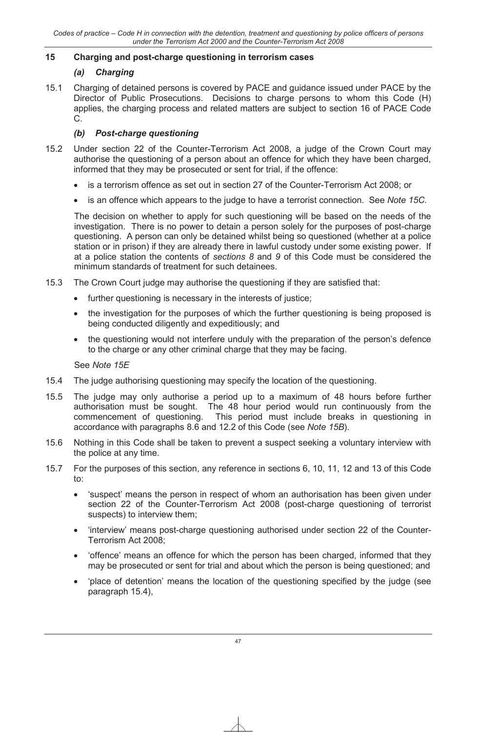## 15 Charging and post-charge questioning in terrorism cases

### *(a) Charging*

15.1 Charging of detained persons is covered by PACE and guidance issued under PACE by the Director of Public Prosecutions. Decisions to charge persons to whom this Code (H) applies, the charging process and related matters are subject to section 16 of PACE Code C.

### *(b) Post-charge questioning*

15.2 Under section 22 of the Counter-Terrorism Act 2008, a judge of the Crown Court may authorise the questioning of a person about an offence for which they have been charged, informed that they may be prosecuted or sent for trial, if the offence:

- is a terrorism offence as set out in section 27 of the Counter-Terrorism Act 2008; or
- is an offence which appears to the judge to have a terrorist connection. See *Note 15C*.

The decision on whether to apply for such questioning will be based on the needs of the investigation. There is no power to detain a person solely for the purposes of post-charge questioning. A person can only be detained whilst being so questioned (whether at a police station or in prison) if they are already there in lawful custody under some existing power. If at a police station the contents of *sections 8* and *9* of this Code must be considered the minimum standards of treatment for such detainees.

15.3 The Crown Court judge may authorise the questioning if they are satisfied that:

- further questioning is necessary in the interests of justice;
- the investigation for the purposes of which the further questioning is being proposed is being conducted diligently and expeditiously; and
- the questioning would not interfere unduly with the preparation of the person's defence to the charge or any other criminal charge that they may be facing.

See *Note 15E*

15.4 The judge authorising questioning may specify the location of the questioning.

15.5 The judge may only authorise a period up to a maximum of 48 hours before further authorisation must be sought. The 48 hour period would run continuously from the commencement of questioning. This period must include breaks in questioning in accordance with paragraphs 8.6 and 12.2 of this Code (see *Note 15B*).

15.6 Nothing in this Code shall be taken to prevent a suspect seeking a voluntary interview with the police at any time.

15.7 For the purposes of this section, any reference in sections 6, 10, 11, 12 and 13 of this Code to:

- 'suspect' means the person in respect of whom an authorisation has been given under section 22 of the Counter-Terrorism Act 2008 (post-charge questioning of terrorist suspects) to interview them;
- 'interview' means post-charge questioning authorised under section 22 of the Counter-Terrorism Act 2008;
- 'offence' means an offence for which the person has been charged, informed that they may be prosecuted or sent for trial and about which the person is being questioned; and
- 'place of detention' means the location of the questioning specified by the judge (see paragraph 15.4),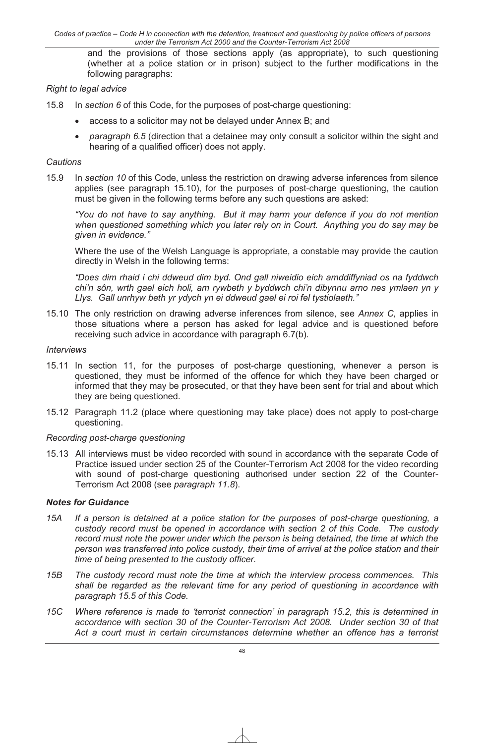and the provisions of those sections apply (as appropriate), to such questioning (whether at a police station or in prison) subject to the further modifications in the following paragraphs:

*Right to legal advice*

15.8 In *section 6* of this Code, for the purposes of post-charge questioning:

- access to a solicitor may not be delayed under Annex B; and
- *paragraph 6.5* (direction that a detainee may only consult a solicitor within the sight and hearing of a qualified officer) does not apply.

*Cautions*

15.9 In *section 10* of this Code, unless the restriction on drawing adverse inferences from silence applies (see paragraph 15.10), for the purposes of post-charge questioning, the caution must be given in the following terms before any such questions are asked:

*"You do not have to say anything. But it may harm your defence if you do not mention when questioned something which you later rely on in Court. Anything you do say may be given in evidence."*

Where the use of the Welsh Language is appropriate, a constable may provide the caution directly in Welsh in the following terms:

*"Does dim rhaid i chi ddweud dim byd. Ond gall niweidio eich amddiffyniad os na fyddwch chi'n sôn, wrth gael eich holi, am rywbeth y byddwch chi'n dibynnu arno nes ymlaen yn y Llys. Gall unrhyw beth yr ydych yn ei ddweud gael ei roi fel tystiolaeth."*

15.10 The only restriction on drawing adverse inferences from silence, see *Annex C,* applies in those situations where a person has asked for legal advice and is questioned before receiving such advice in accordance with paragraph 6.7(b).

*Interviews*

15.11 In section 11, for the purposes of post-charge questioning, whenever a person is questioned, they must be informed of the offence for which they have been charged or informed that they may be prosecuted, or that they have been sent for trial and about which they are being questioned.

15.12 Paragraph 11.2 (place where questioning may take place) does not apply to post-charge questioning.

*Recording post-charge questioning*

15.13 All interviews must be video recorded with sound in accordance with the separate Code of Practice issued under section 25 of the Counter-Terrorism Act 2008 for the video recording with sound of post-charge questioning authorised under section 22 of the Counter-Terrorism Act 2008 (see *paragraph 11.8*).

***Notes for Guidance***

*15A If a person is detained at a police station for the purposes of post-charge questioning, a custody record must be opened in accordance with section 2 of this Code. The custody record must note the power under which the person is being detained, the time at which the person was transferred into police custody, their time of arrival at the police station and their time of being presented to the custody officer.*

*15B The custody record must note the time at which the interview process commences. This shall be regarded as the relevant time for any period of questioning in accordance with paragraph 15.5 of this Code.*

*15C Where reference is made to 'terrorist connection' in paragraph 15.2, this is determined in accordance with section 30 of the Counter-Terrorism Act 2008. Under section 30 of that Act a court must in certain circumstances determine whether an offence has a terrorist*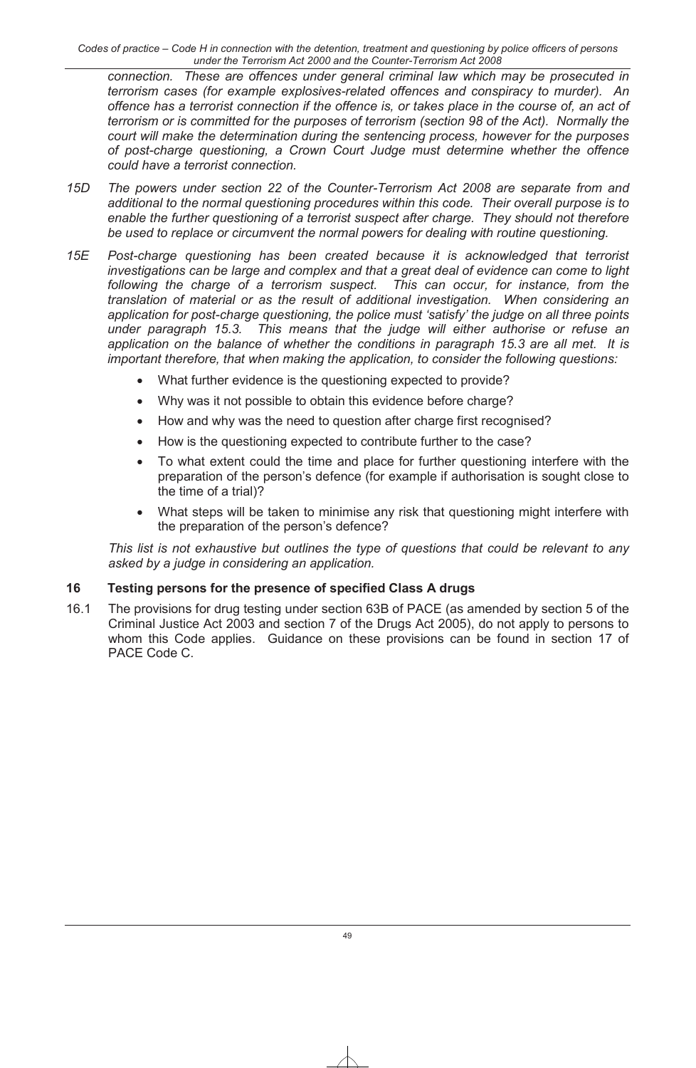*connection. These are offences under general criminal law which may be prosecuted in terrorism cases (for example explosives-related offences and conspiracy to murder). An offence has a terrorist connection if the offence is, or takes place in the course of, an act of terrorism or is committed for the purposes of terrorism (section 98 of the Act). Normally the court will make the determination during the sentencing process, however for the purposes of post-charge questioning, a Crown Court Judge must determine whether the offence could have a terrorist connection.*

*15D The powers under section 22 of the Counter-Terrorism Act 2008 are separate from and additional to the normal questioning procedures within this code. Their overall purpose is to enable the further questioning of a terrorist suspect after charge. They should not therefore be used to replace or circumvent the normal powers for dealing with routine questioning.*

*15E Post-charge questioning has been created because it is acknowledged that terrorist investigations can be large and complex and that a great deal of evidence can come to light following the charge of a terrorism suspect. This can occur, for instance, from the translation of material or as the result of additional investigation. When considering an application for post-charge questioning, the police must 'satisfy' the judge on all three points under paragraph 15.3. This means that the judge will either authorise or refuse an application on the balance of whether the conditions in paragraph 15.3 are all met. It is important therefore, that when making the application, to consider the following questions:*

- What further evidence is the questioning expected to provide?
- Why was it not possible to obtain this evidence before charge?
- How and why was the need to question after charge first recognised?
- How is the questioning expected to contribute further to the case?
- To what extent could the time and place for further questioning interfere with the preparation of the person's defence (for example if authorisation is sought close to the time of a trial)?
- What steps will be taken to minimise any risk that questioning might interfere with the preparation of the person's defence?

*This list is not exhaustive but outlines the type of questions that could be relevant to any asked by a judge in considering an application.*

## 16 Testing persons for the presence of specified Class A drugs

16.1 The provisions for drug testing under section 63B of PACE (as amended by section 5 of the Criminal Justice Act 2003 and section 7 of the Drugs Act 2005), do not apply to persons to whom this Code applies. Guidance on these provisions can be found in section 17 of PACE Code C.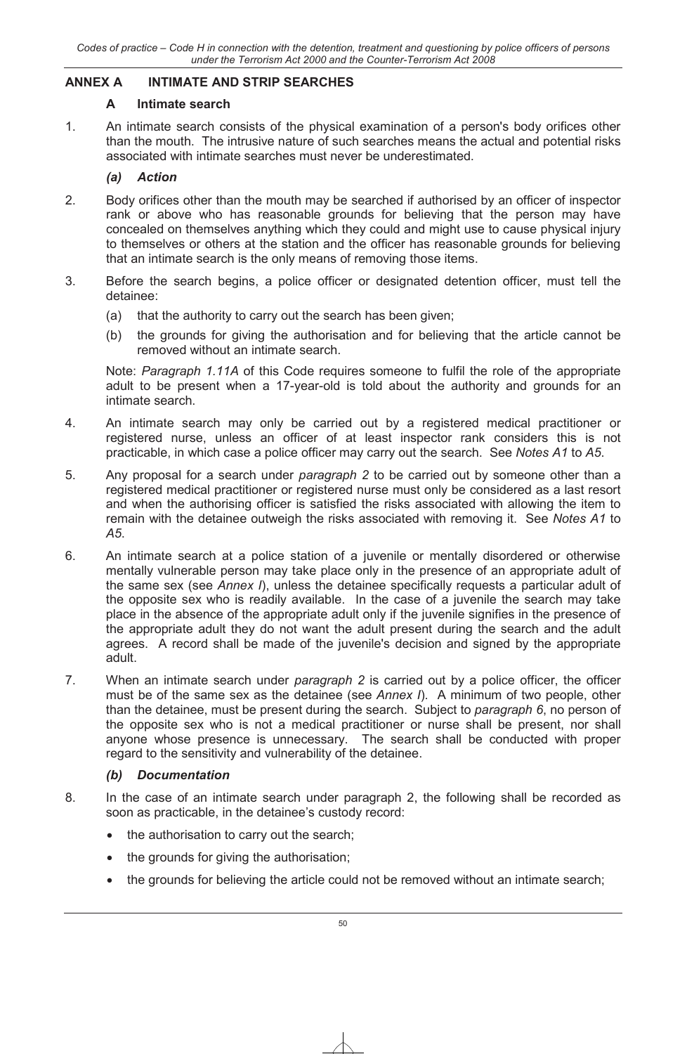## ANNEX A INTIMATE AND STRIP SEARCHES

### A Intimate search

1. An intimate search consists of the physical examination of a person's body orifices other than the mouth. The intrusive nature of such searches means the actual and potential risks associated with intimate searches must never be underestimated.

#### *(a) Action*

2. Body orifices other than the mouth may be searched if authorised by an officer of inspector rank or above who has reasonable grounds for believing that the person may have concealed on themselves anything which they could and might use to cause physical injury to themselves or others at the station and the officer has reasonable grounds for believing that an intimate search is the only means of removing those items.

3. Before the search begins, a police officer or designated detention officer, must tell the detainee:

   (a) that the authority to carry out the search has been given;

   (b) the grounds for giving the authorisation and for believing that the article cannot be removed without an intimate search.

   Note: *Paragraph 1.11A* of this Code requires someone to fulfil the role of the appropriate adult to be present when a 17-year-old is told about the authority and grounds for an intimate search.

4. An intimate search may only be carried out by a registered medical practitioner or registered nurse, unless an officer of at least inspector rank considers this is not practicable, in which case a police officer may carry out the search. See *Notes A1* to *A5*.

5. Any proposal for a search under *paragraph 2* to be carried out by someone other than a registered medical practitioner or registered nurse must only be considered as a last resort and when the authorising officer is satisfied the risks associated with allowing the item to remain with the detainee outweigh the risks associated with removing it. See *Notes A1* to *A5*.

6. An intimate search at a police station of a juvenile or mentally disordered or otherwise mentally vulnerable person may take place only in the presence of an appropriate adult of the same sex (see *Annex I*), unless the detainee specifically requests a particular adult of the opposite sex who is readily available. In the case of a juvenile the search may take place in the absence of the appropriate adult only if the juvenile signifies in the presence of the appropriate adult they do not want the adult present during the search and the adult agrees. A record shall be made of the juvenile's decision and signed by the appropriate adult.

7. When an intimate search under *paragraph 2* is carried out by a police officer, the officer must be of the same sex as the detainee (see *Annex I*). A minimum of two people, other than the detainee, must be present during the search. Subject to *paragraph 6*, no person of the opposite sex who is not a medical practitioner or nurse shall be present, nor shall anyone whose presence is unnecessary. The search shall be conducted with proper regard to the sensitivity and vulnerability of the detainee.

#### *(b) Documentation*

8. In the case of an intimate search under paragraph 2, the following shall be recorded as soon as practicable, in the detainee's custody record:

   - the authorisation to carry out the search;
   - the grounds for giving the authorisation;
   - the grounds for believing the article could not be removed without an intimate search;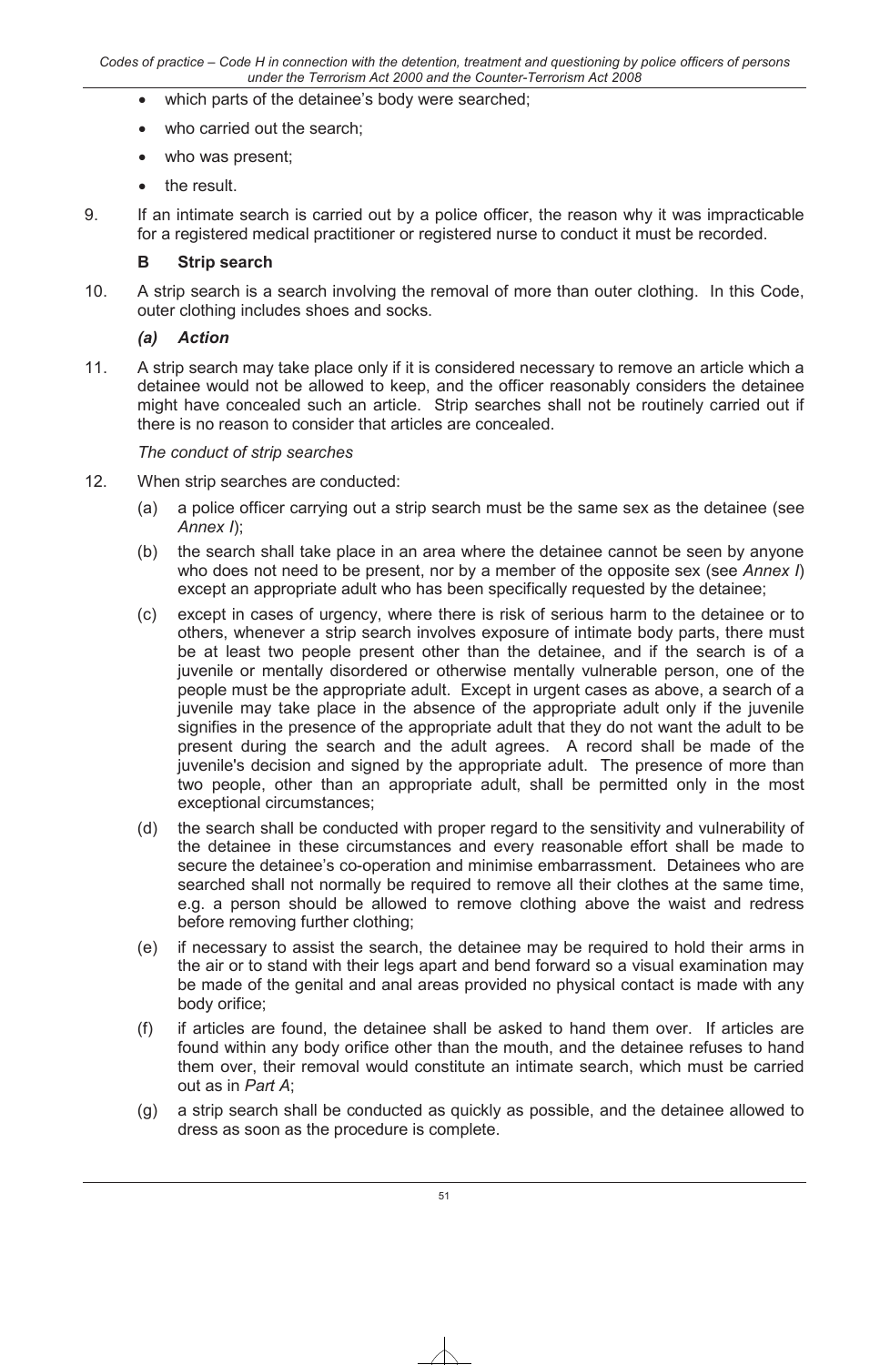- which parts of the detainee's body were searched;
- who carried out the search;
- who was present;
- the result.

9. If an intimate search is carried out by a police officer, the reason why it was impracticable for a registered medical practitioner or registered nurse to conduct it must be recorded.

### B Strip search

10. A strip search is a search involving the removal of more than outer clothing. In this Code, outer clothing includes shoes and socks.

#### *(a) Action*

11. A strip search may take place only if it is considered necessary to remove an article which a detainee would not be allowed to keep, and the officer reasonably considers the detainee might have concealed such an article. Strip searches shall not be routinely carried out if there is no reason to consider that articles are concealed.

*The conduct of strip searches*

12. When strip searches are conducted:

    (a) a police officer carrying out a strip search must be the same sex as the detainee (see *Annex I*);

    (b) the search shall take place in an area where the detainee cannot be seen by anyone who does not need to be present, nor by a member of the opposite sex (see *Annex I*) except an appropriate adult who has been specifically requested by the detainee;

    (c) except in cases of urgency, where there is risk of serious harm to the detainee or to others, whenever a strip search involves exposure of intimate body parts, there must be at least two people present other than the detainee, and if the search is of a juvenile or mentally disordered or otherwise mentally vulnerable person, one of the people must be the appropriate adult. Except in urgent cases as above, a search of a juvenile may take place in the absence of the appropriate adult only if the juvenile signifies in the presence of the appropriate adult that they do not want the adult to be present during the search and the adult agrees. A record shall be made of the juvenile's decision and signed by the appropriate adult. The presence of more than two people, other than an appropriate adult, shall be permitted only in the most exceptional circumstances;

    (d) the search shall be conducted with proper regard to the sensitivity and vulnerability of the detainee in these circumstances and every reasonable effort shall be made to secure the detainee's co-operation and minimise embarrassment. Detainees who are searched shall not normally be required to remove all their clothes at the same time, e.g. a person should be allowed to remove clothing above the waist and redress before removing further clothing;

    (e) if necessary to assist the search, the detainee may be required to hold their arms in the air or to stand with their legs apart and bend forward so a visual examination may be made of the genital and anal areas provided no physical contact is made with any body orifice;

    (f) if articles are found, the detainee shall be asked to hand them over. If articles are found within any body orifice other than the mouth, and the detainee refuses to hand them over, their removal would constitute an intimate search, which must be carried out as in *Part A*;

    (g) a strip search shall be conducted as quickly as possible, and the detainee allowed to dress as soon as the procedure is complete.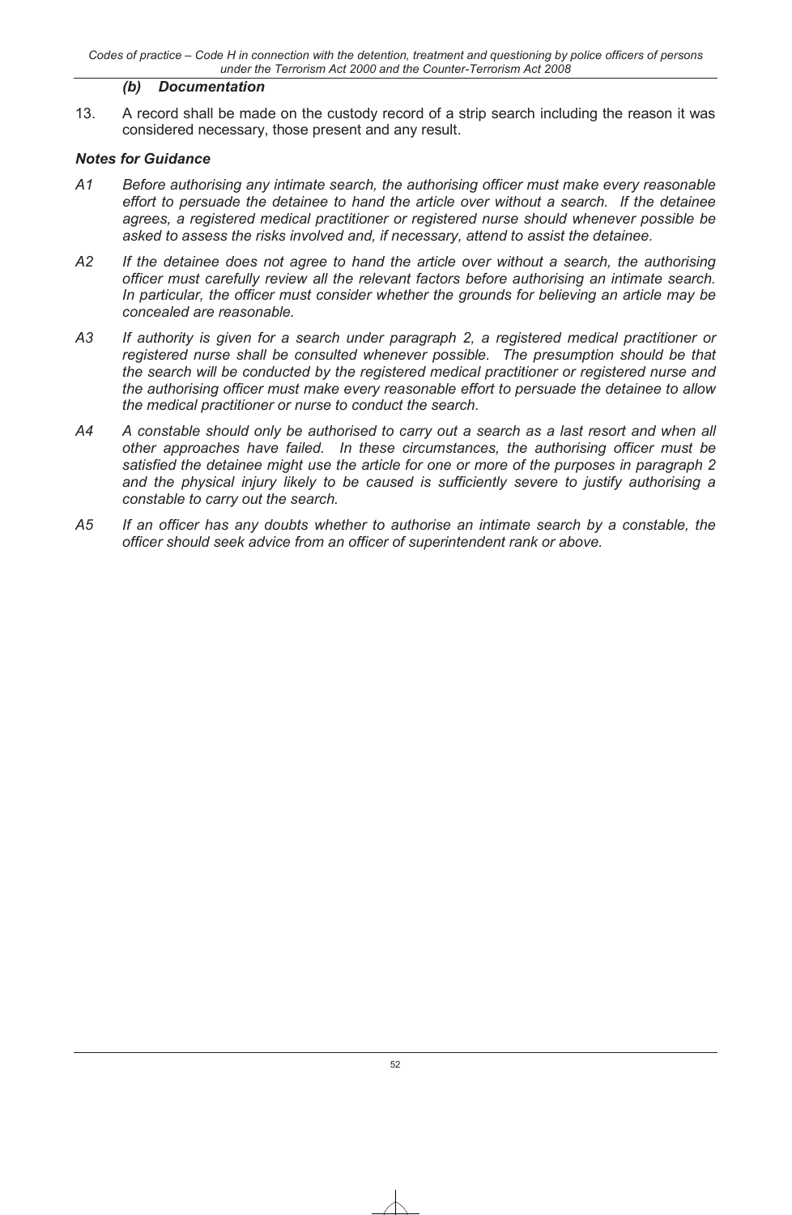### *(b) Documentation*

13. A record shall be made on the custody record of a strip search including the reason it was considered necessary, those present and any result.

### *Notes for Guidance*

*A1 Before authorising any intimate search, the authorising officer must make every reasonable effort to persuade the detainee to hand the article over without a search. If the detainee agrees, a registered medical practitioner or registered nurse should whenever possible be asked to assess the risks involved and, if necessary, attend to assist the detainee.*

*A2 If the detainee does not agree to hand the article over without a search, the authorising officer must carefully review all the relevant factors before authorising an intimate search. In particular, the officer must consider whether the grounds for believing an article may be concealed are reasonable.*

*A3 If authority is given for a search under paragraph 2, a registered medical practitioner or registered nurse shall be consulted whenever possible. The presumption should be that the search will be conducted by the registered medical practitioner or registered nurse and the authorising officer must make every reasonable effort to persuade the detainee to allow the medical practitioner or nurse to conduct the search.*

*A4 A constable should only be authorised to carry out a search as a last resort and when all other approaches have failed. In these circumstances, the authorising officer must be satisfied the detainee might use the article for one or more of the purposes in paragraph 2 and the physical injury likely to be caused is sufficiently severe to justify authorising a constable to carry out the search.*

*A5 If an officer has any doubts whether to authorise an intimate search by a constable, the officer should seek advice from an officer of superintendent rank or above.*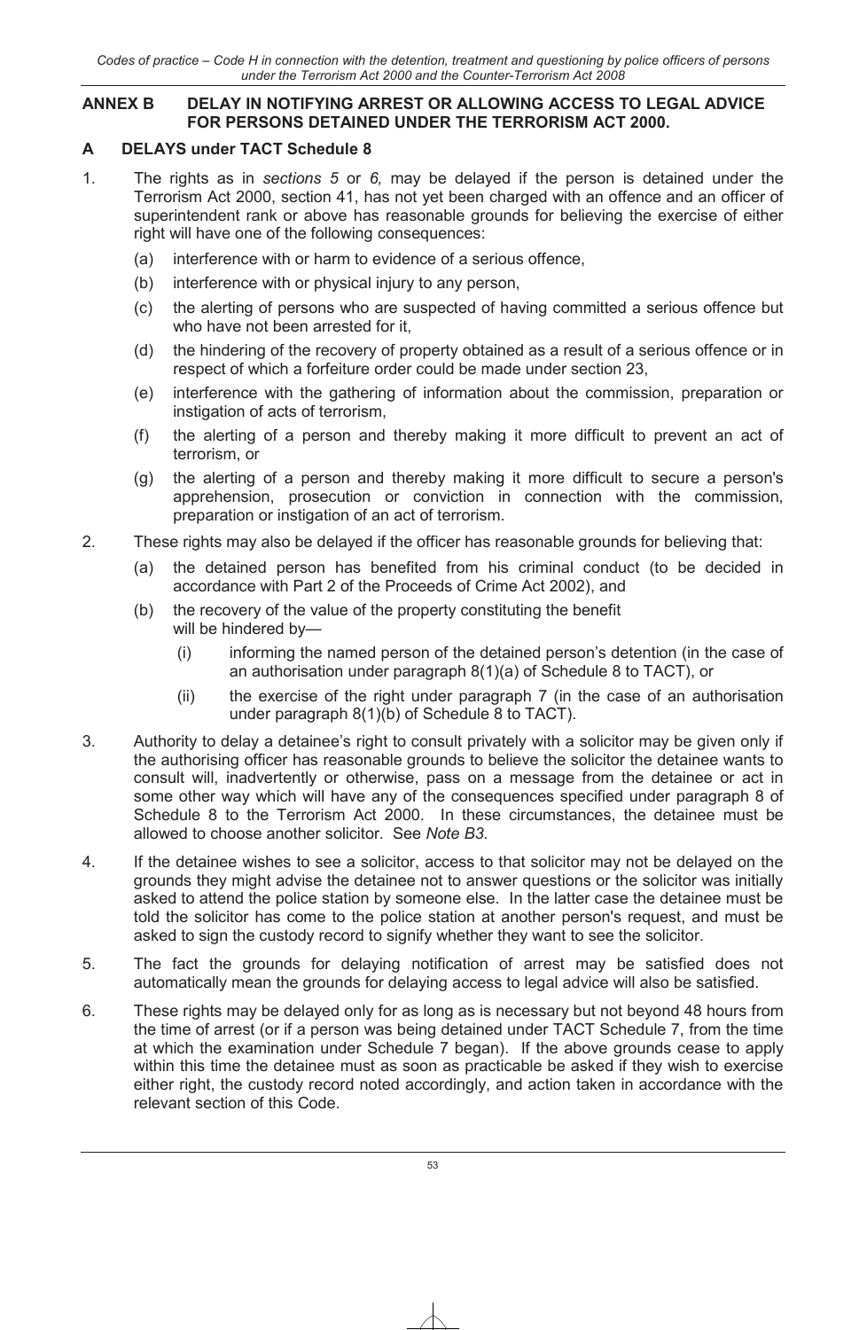## ANNEX B DELAY IN NOTIFYING ARREST OR ALLOWING ACCESS TO LEGAL ADVICE FOR PERSONS DETAINED UNDER THE TERRORISM ACT 2000.

### A DELAYS under TACT Schedule 8

1. The rights as in *sections 5* or *6,* may be delayed if the person is detained under the Terrorism Act 2000, section 41, has not yet been charged with an offence and an officer of superintendent rank or above has reasonable grounds for believing the exercise of either right will have one of the following consequences:
   - (a) interference with or harm to evidence of a serious offence,
   - (b) interference with or physical injury to any person,
   - (c) the alerting of persons who are suspected of having committed a serious offence but who have not been arrested for it,
   - (d) the hindering of the recovery of property obtained as a result of a serious offence or in respect of which a forfeiture order could be made under section 23,
   - (e) interference with the gathering of information about the commission, preparation or instigation of acts of terrorism,
   - (f) the alerting of a person and thereby making it more difficult to prevent an act of terrorism, or
   - (g) the alerting of a person and thereby making it more difficult to secure a person's apprehension, prosecution or conviction in connection with the commission, preparation or instigation of an act of terrorism.

2. These rights may also be delayed if the officer has reasonable grounds for believing that:
   - (a) the detained person has benefited from his criminal conduct (to be decided in accordance with Part 2 of the Proceeds of Crime Act 2002), and
   - (b) the recovery of the value of the property constituting the benefit will be hindered by—
     - (i) informing the named person of the detained person's detention (in the case of an authorisation under paragraph 8(1)(a) of Schedule 8 to TACT), or
     - (ii) the exercise of the right under paragraph 7 (in the case of an authorisation under paragraph 8(1)(b) of Schedule 8 to TACT).

3. Authority to delay a detainee's right to consult privately with a solicitor may be given only if the authorising officer has reasonable grounds to believe the solicitor the detainee wants to consult will, inadvertently or otherwise, pass on a message from the detainee or act in some other way which will have any of the consequences specified under paragraph 8 of Schedule 8 to the Terrorism Act 2000. In these circumstances, the detainee must be allowed to choose another solicitor. See *Note B3*.

4. If the detainee wishes to see a solicitor, access to that solicitor may not be delayed on the grounds they might advise the detainee not to answer questions or the solicitor was initially asked to attend the police station by someone else. In the latter case the detainee must be told the solicitor has come to the police station at another person's request, and must be asked to sign the custody record to signify whether they want to see the solicitor.

5. The fact the grounds for delaying notification of arrest may be satisfied does not automatically mean the grounds for delaying access to legal advice will also be satisfied.

6. These rights may be delayed only for as long as is necessary but not beyond 48 hours from the time of arrest (or if a person was being detained under TACT Schedule 7, from the time at which the examination under Schedule 7 began). If the above grounds cease to apply within this time the detainee must as soon as practicable be asked if they wish to exercise either right, the custody record noted accordingly, and action taken in accordance with the relevant section of this Code.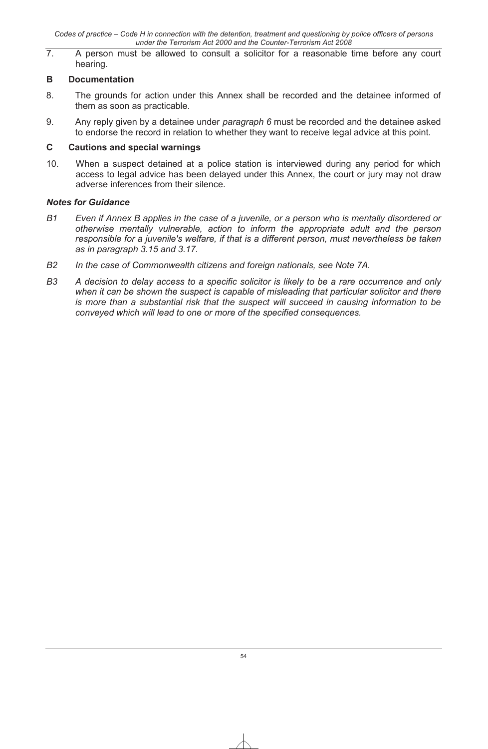7. A person must be allowed to consult a solicitor for a reasonable time before any court hearing.

## B Documentation

8. The grounds for action under this Annex shall be recorded and the detainee informed of them as soon as practicable.

9. Any reply given by a detainee under *paragraph 6* must be recorded and the detainee asked to endorse the record in relation to whether they want to receive legal advice at this point.

## C Cautions and special warnings

10. When a suspect detained at a police station is interviewed during any period for which access to legal advice has been delayed under this Annex, the court or jury may not draw adverse inferences from their silence.

### *Notes for Guidance*

*B1 Even if Annex B applies in the case of a juvenile, or a person who is mentally disordered or otherwise mentally vulnerable, action to inform the appropriate adult and the person responsible for a juvenile's welfare, if that is a different person, must nevertheless be taken as in paragraph 3.15 and 3.17.*

*B2 In the case of Commonwealth citizens and foreign nationals, see Note 7A.*

*B3 A decision to delay access to a specific solicitor is likely to be a rare occurrence and only when it can be shown the suspect is capable of misleading that particular solicitor and there is more than a substantial risk that the suspect will succeed in causing information to be conveyed which will lead to one or more of the specified consequences.*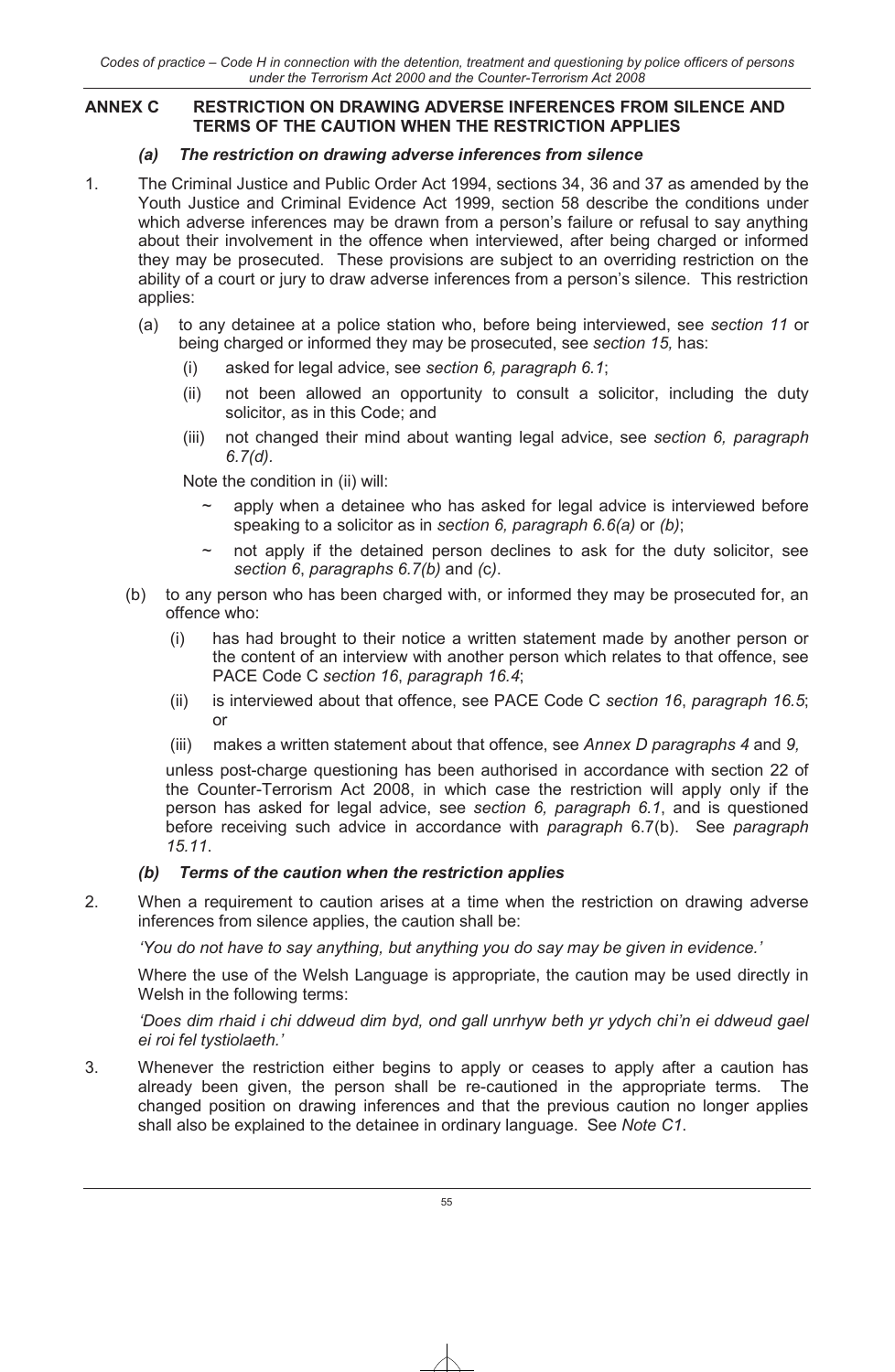## ANNEX C RESTRICTION ON DRAWING ADVERSE INFERENCES FROM SILENCE AND TERMS OF THE CAUTION WHEN THE RESTRICTION APPLIES

### *(a) The restriction on drawing adverse inferences from silence*

1. The Criminal Justice and Public Order Act 1994, sections 34, 36 and 37 as amended by the Youth Justice and Criminal Evidence Act 1999, section 58 describe the conditions under which adverse inferences may be drawn from a person's failure or refusal to say anything about their involvement in the offence when interviewed, after being charged or informed they may be prosecuted. These provisions are subject to an overriding restriction on the ability of a court or jury to draw adverse inferences from a person's silence. This restriction applies:

   (a) to any detainee at a police station who, before being interviewed, see *section 11* or being charged or informed they may be prosecuted, see *section 15,* has:

   (i) asked for legal advice, see *section 6, paragraph 6.1*;

   (ii) not been allowed an opportunity to consult a solicitor, including the duty solicitor, as in this Code; and

   (iii) not changed their mind about wanting legal advice, see *section 6, paragraph 6.7(d).*

   Note the condition in (ii) will:

   ~ apply when a detainee who has asked for legal advice is interviewed before speaking to a solicitor as in *section 6, paragraph 6.6(a)* or *(b)*;

   ~ not apply if the detained person declines to ask for the duty solicitor, see *section 6*, *paragraphs 6.7(b)* and *(c)*.

   (b) to any person who has been charged with, or informed they may be prosecuted for, an offence who:

   (i) has had brought to their notice a written statement made by another person or the content of an interview with another person which relates to that offence, see PACE Code C *section 16*, *paragraph 16.4*;

   (ii) is interviewed about that offence, see PACE Code C *section 16*, *paragraph 16.5*; or

   (iii) makes a written statement about that offence, see *Annex D paragraphs 4* and *9,*

   unless post-charge questioning has been authorised in accordance with section 22 of the Counter-Terrorism Act 2008, in which case the restriction will apply only if the person has asked for legal advice, see *section 6, paragraph 6.1*, and is questioned before receiving such advice in accordance with *paragraph* 6.7(b). See *paragraph 15.11*.

### *(b) Terms of the caution when the restriction applies*

2. When a requirement to caution arises at a time when the restriction on drawing adverse inferences from silence applies, the caution shall be:

   *'You do not have to say anything, but anything you do say may be given in evidence.'*

   Where the use of the Welsh Language is appropriate, the caution may be used directly in Welsh in the following terms:

   *'Does dim rhaid i chi ddweud dim byd, ond gall unrhyw beth yr ydych chi'n ei ddweud gael ei roi fel tystiolaeth.'*

3. Whenever the restriction either begins to apply or ceases to apply after a caution has already been given, the person shall be re-cautioned in the appropriate terms. The changed position on drawing inferences and that the previous caution no longer applies shall also be explained to the detainee in ordinary language. See *Note C1*.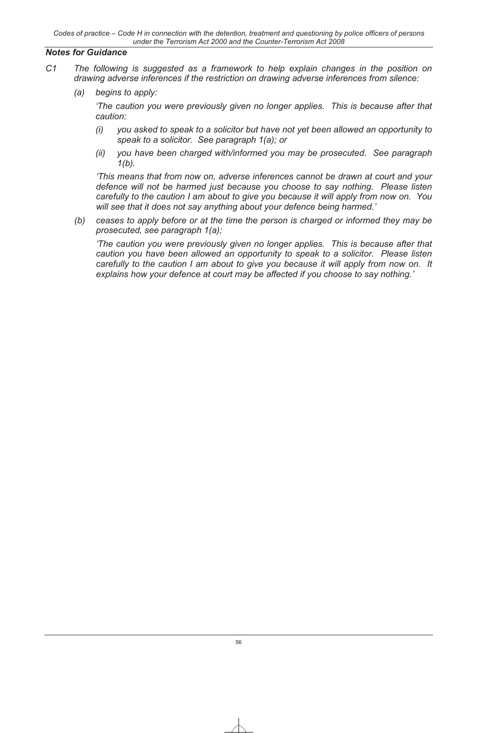### *Notes for Guidance*

*C1 The following is suggested as a framework to help explain changes in the position on drawing adverse inferences if the restriction on drawing adverse inferences from silence:*

*(a) begins to apply:*

*'The caution you were previously given no longer applies. This is because after that caution:*

*(i) you asked to speak to a solicitor but have not yet been allowed an opportunity to speak to a solicitor. See paragraph 1(a); or*

*(ii) you have been charged with/informed you may be prosecuted. See paragraph 1(b).*

*'This means that from now on, adverse inferences cannot be drawn at court and your defence will not be harmed just because you choose to say nothing. Please listen carefully to the caution I am about to give you because it will apply from now on. You will see that it does not say anything about your defence being harmed.'*

*(b) ceases to apply before or at the time the person is charged or informed they may be prosecuted, see paragraph 1(a);*

*'The caution you were previously given no longer applies. This is because after that caution you have been allowed an opportunity to speak to a solicitor. Please listen carefully to the caution I am about to give you because it will apply from now on. It explains how your defence at court may be affected if you choose to say nothing.'*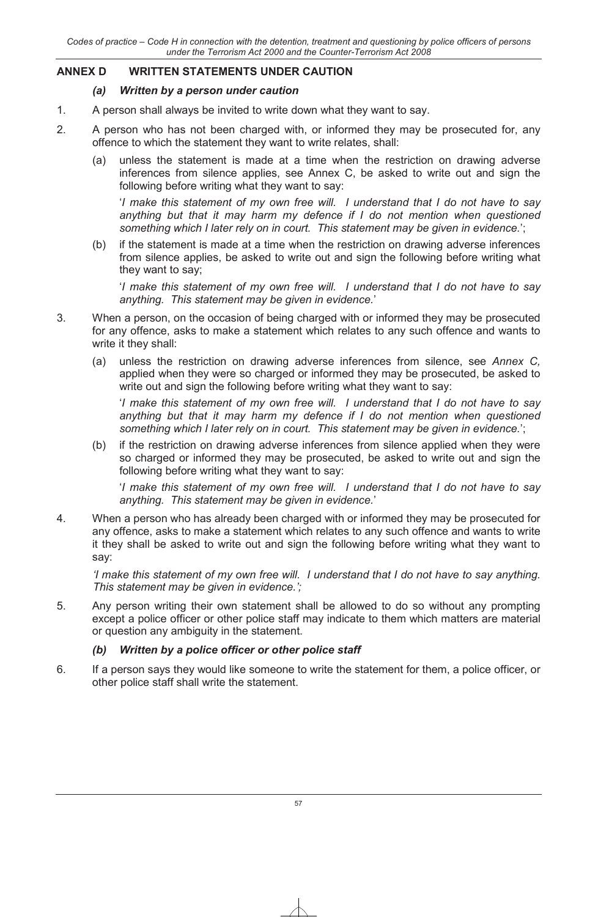## ANNEX D WRITTEN STATEMENTS UNDER CAUTION

### *(a) Written by a person under caution*

1. A person shall always be invited to write down what they want to say.

2. A person who has not been charged with, or informed they may be prosecuted for, any offence to which the statement they want to write relates, shall:

   (a) unless the statement is made at a time when the restriction on drawing adverse inferences from silence applies, see Annex C, be asked to write out and sign the following before writing what they want to say:

   '*I make this statement of my own free will. I understand that I do not have to say anything but that it may harm my defence if I do not mention when questioned something which I later rely on in court. This statement may be given in evidence.*';

   (b) if the statement is made at a time when the restriction on drawing adverse inferences from silence applies, be asked to write out and sign the following before writing what they want to say;

   '*I make this statement of my own free will. I understand that I do not have to say anything. This statement may be given in evidence.*'

3. When a person, on the occasion of being charged with or informed they may be prosecuted for any offence, asks to make a statement which relates to any such offence and wants to write it they shall:

   (a) unless the restriction on drawing adverse inferences from silence, see *Annex C,* applied when they were so charged or informed they may be prosecuted, be asked to write out and sign the following before writing what they want to say:

   '*I make this statement of my own free will. I understand that I do not have to say anything but that it may harm my defence if I do not mention when questioned something which I later rely on in court. This statement may be given in evidence.*';

   (b) if the restriction on drawing adverse inferences from silence applied when they were so charged or informed they may be prosecuted, be asked to write out and sign the following before writing what they want to say:

   '*I make this statement of my own free will. I understand that I do not have to say anything. This statement may be given in evidence.*'

4. When a person who has already been charged with or informed they may be prosecuted for any offence, asks to make a statement which relates to any such offence and wants to write it they shall be asked to write out and sign the following before writing what they want to say:

   *'I make this statement of my own free will. I understand that I do not have to say anything. This statement may be given in evidence.';*

5. Any person writing their own statement shall be allowed to do so without any prompting except a police officer or other police staff may indicate to them which matters are material or question any ambiguity in the statement.

### *(b) Written by a police officer or other police staff*

6. If a person says they would like someone to write the statement for them, a police officer, or other police staff shall write the statement.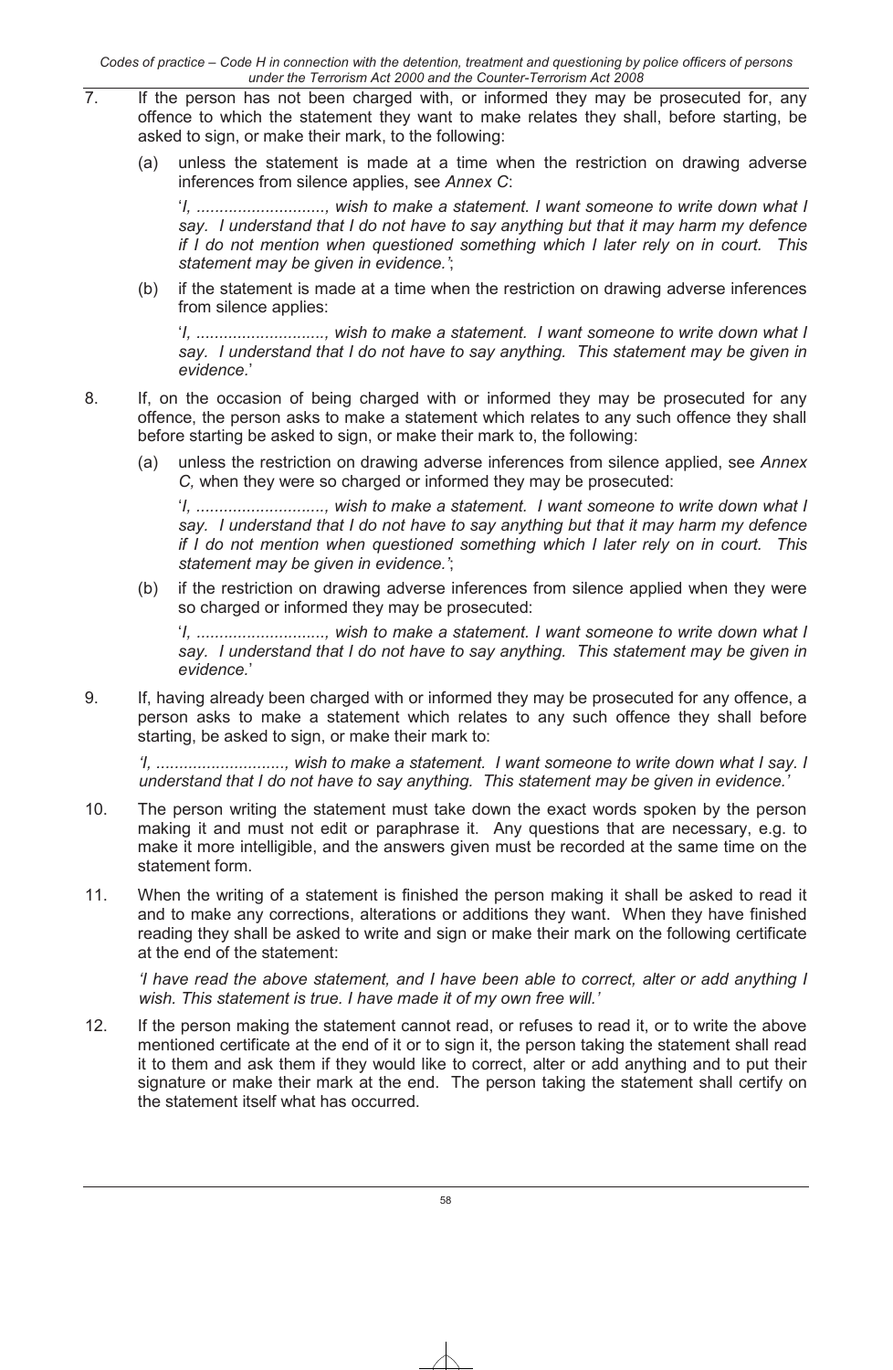7. If the person has not been charged with, or informed they may be prosecuted for, any offence to which the statement they want to make relates they shall, before starting, be asked to sign, or make their mark, to the following:

   (a) unless the statement is made at a time when the restriction on drawing adverse inferences from silence applies, see *Annex C*:

   '*I, ............................, wish to make a statement. I want someone to write down what I say. I understand that I do not have to say anything but that it may harm my defence if I do not mention when questioned something which I later rely on in court. This statement may be given in evidence.*';

   (b) if the statement is made at a time when the restriction on drawing adverse inferences from silence applies:

   '*I, ............................, wish to make a statement. I want someone to write down what I say. I understand that I do not have to say anything. This statement may be given in evidence.*'

8. If, on the occasion of being charged with or informed they may be prosecuted for any offence, the person asks to make a statement which relates to any such offence they shall before starting be asked to sign, or make their mark to, the following:

   (a) unless the restriction on drawing adverse inferences from silence applied, see *Annex C,* when they were so charged or informed they may be prosecuted:

   '*I, ............................, wish to make a statement. I want someone to write down what I say. I understand that I do not have to say anything but that it may harm my defence if I do not mention when questioned something which I later rely on in court. This statement may be given in evidence.*';

   (b) if the restriction on drawing adverse inferences from silence applied when they were so charged or informed they may be prosecuted:

   '*I, ............................, wish to make a statement. I want someone to write down what I say. I understand that I do not have to say anything. This statement may be given in evidence.*'

9. If, having already been charged with or informed they may be prosecuted for any offence, a person asks to make a statement which relates to any such offence they shall before starting, be asked to sign, or make their mark to:

   *'I, ............................, wish to make a statement. I want someone to write down what I say. I understand that I do not have to say anything. This statement may be given in evidence.'*

10. The person writing the statement must take down the exact words spoken by the person making it and must not edit or paraphrase it. Any questions that are necessary, e.g. to make it more intelligible, and the answers given must be recorded at the same time on the statement form.

11. When the writing of a statement is finished the person making it shall be asked to read it and to make any corrections, alterations or additions they want. When they have finished reading they shall be asked to write and sign or make their mark on the following certificate at the end of the statement:

    *'I have read the above statement, and I have been able to correct, alter or add anything I wish. This statement is true. I have made it of my own free will.'*

12. If the person making the statement cannot read, or refuses to read it, or to write the above mentioned certificate at the end of it or to sign it, the person taking the statement shall read it to them and ask them if they would like to correct, alter or add anything and to put their signature or make their mark at the end. The person taking the statement shall certify on the statement itself what has occurred.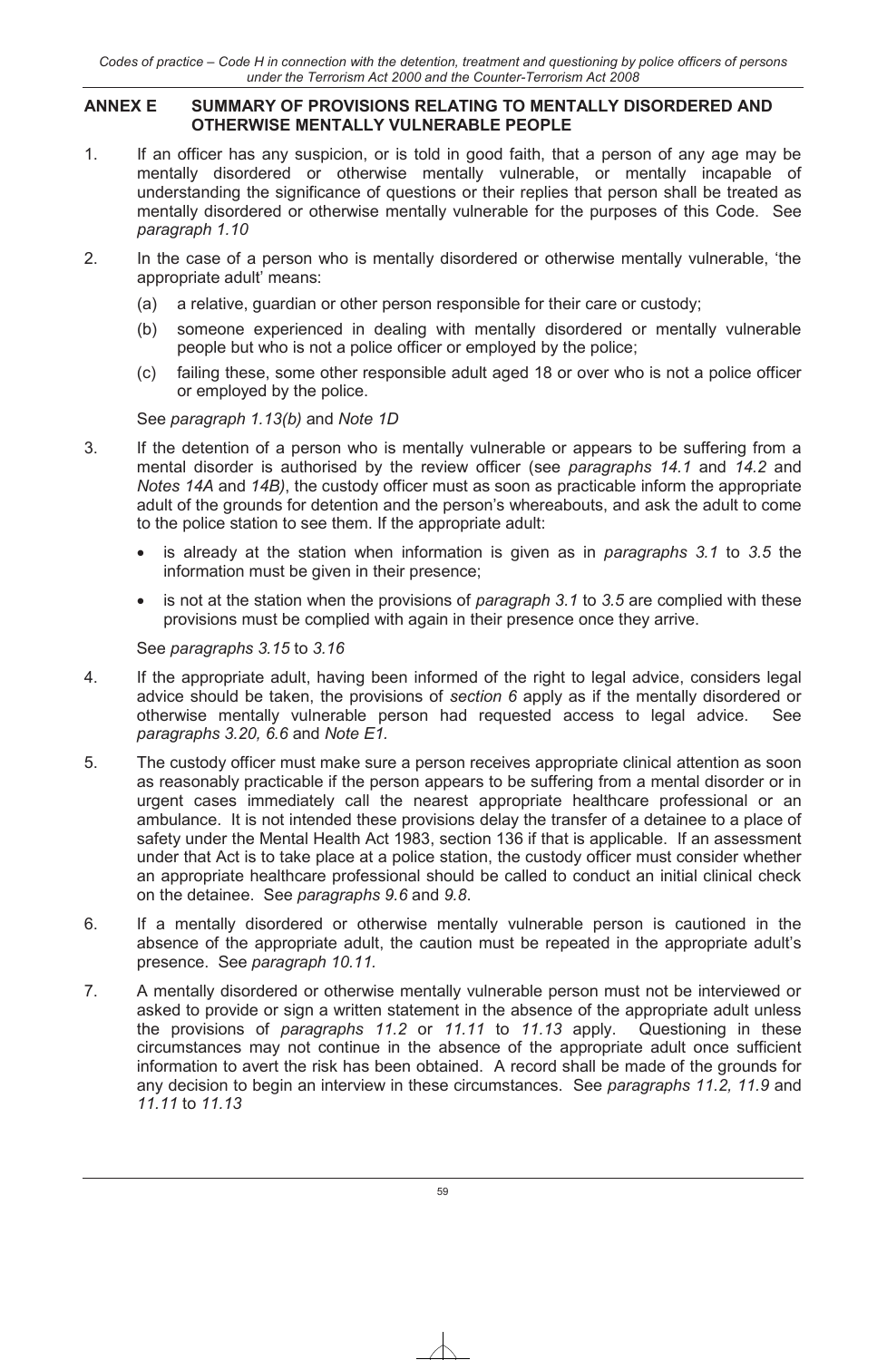## ANNEX E SUMMARY OF PROVISIONS RELATING TO MENTALLY DISORDERED AND OTHERWISE MENTALLY VULNERABLE PEOPLE

1. If an officer has any suspicion, or is told in good faith, that a person of any age may be mentally disordered or otherwise mentally vulnerable, or mentally incapable of understanding the significance of questions or their replies that person shall be treated as mentally disordered or otherwise mentally vulnerable for the purposes of this Code. See *paragraph 1.10*

2. In the case of a person who is mentally disordered or otherwise mentally vulnerable, 'the appropriate adult' means:

   (a) a relative, guardian or other person responsible for their care or custody;

   (b) someone experienced in dealing with mentally disordered or mentally vulnerable people but who is not a police officer or employed by the police;

   (c) failing these, some other responsible adult aged 18 or over who is not a police officer or employed by the police.

   See *paragraph 1.13(b)* and *Note 1D*

3. If the detention of a person who is mentally vulnerable or appears to be suffering from a mental disorder is authorised by the review officer (see *paragraphs 14.1* and *14.2* and *Notes 14A* and *14B)*, the custody officer must as soon as practicable inform the appropriate adult of the grounds for detention and the person's whereabouts, and ask the adult to come to the police station to see them. If the appropriate adult:

   - is already at the station when information is given as in *paragraphs 3.1* to *3.5* the information must be given in their presence;
   - is not at the station when the provisions of *paragraph 3.1* to *3.5* are complied with these provisions must be complied with again in their presence once they arrive.

   See *paragraphs 3.15* to *3.16*

4. If the appropriate adult, having been informed of the right to legal advice, considers legal advice should be taken, the provisions of *section 6* apply as if the mentally disordered or otherwise mentally vulnerable person had requested access to legal advice. See *paragraphs 3.20, 6.6* and *Note E1.*

5. The custody officer must make sure a person receives appropriate clinical attention as soon as reasonably practicable if the person appears to be suffering from a mental disorder or in urgent cases immediately call the nearest appropriate healthcare professional or an ambulance. It is not intended these provisions delay the transfer of a detainee to a place of safety under the Mental Health Act 1983, section 136 if that is applicable. If an assessment under that Act is to take place at a police station, the custody officer must consider whether an appropriate healthcare professional should be called to conduct an initial clinical check on the detainee. See *paragraphs 9.6* and *9.8*.

6. If a mentally disordered or otherwise mentally vulnerable person is cautioned in the absence of the appropriate adult, the caution must be repeated in the appropriate adult's presence. See *paragraph 10.11.*

7. A mentally disordered or otherwise mentally vulnerable person must not be interviewed or asked to provide or sign a written statement in the absence of the appropriate adult unless the provisions of *paragraphs 11.2* or *11.11* to *11.13* apply. Questioning in these circumstances may not continue in the absence of the appropriate adult once sufficient information to avert the risk has been obtained. A record shall be made of the grounds for any decision to begin an interview in these circumstances. See *paragraphs 11.2, 11.9* and *11.11* to *11.13*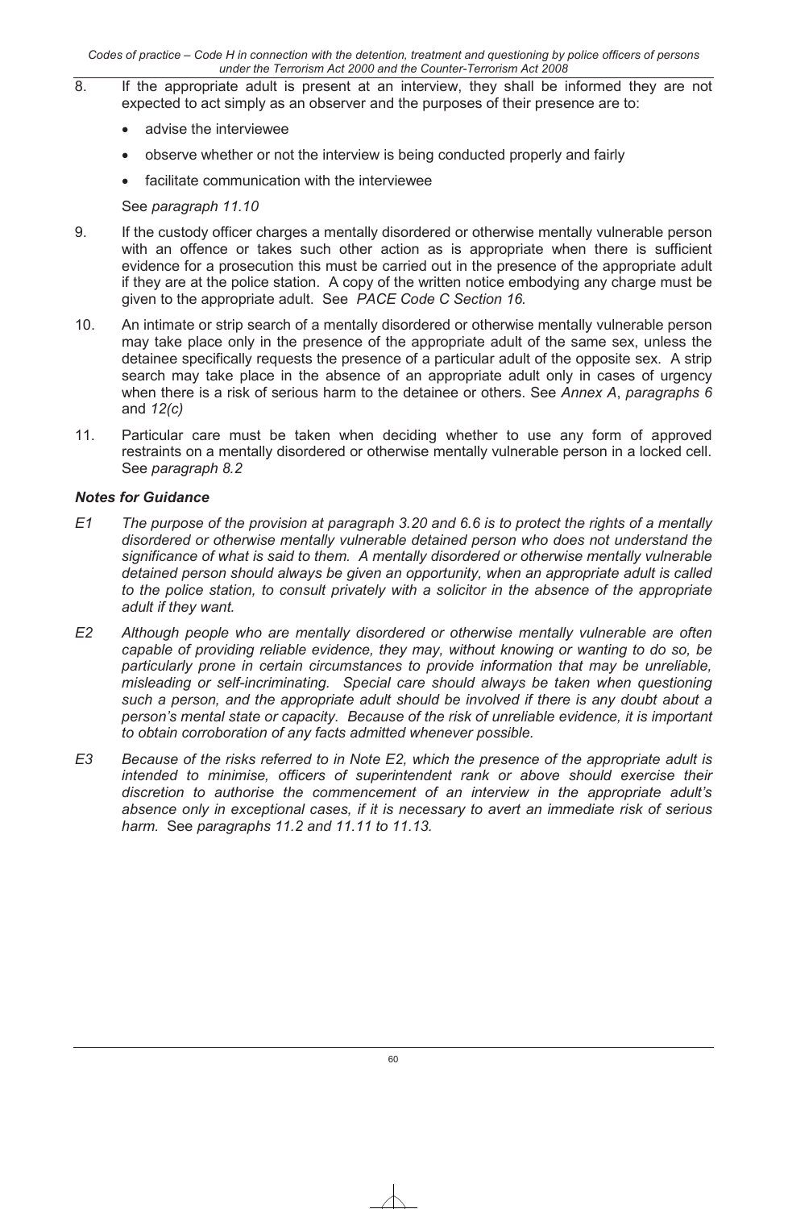8. If the appropriate adult is present at an interview, they shall be informed they are not expected to act simply as an observer and the purposes of their presence are to:

   - advise the interviewee
   - observe whether or not the interview is being conducted properly and fairly
   - facilitate communication with the interviewee

   See *paragraph 11.10*

9. If the custody officer charges a mentally disordered or otherwise mentally vulnerable person with an offence or takes such other action as is appropriate when there is sufficient evidence for a prosecution this must be carried out in the presence of the appropriate adult if they are at the police station. A copy of the written notice embodying any charge must be given to the appropriate adult. See *PACE Code C Section 16.*

10. An intimate or strip search of a mentally disordered or otherwise mentally vulnerable person may take place only in the presence of the appropriate adult of the same sex, unless the detainee specifically requests the presence of a particular adult of the opposite sex. A strip search may take place in the absence of an appropriate adult only in cases of urgency when there is a risk of serious harm to the detainee or others. See *Annex A*, *paragraphs 6* and *12(c)*

11. Particular care must be taken when deciding whether to use any form of approved restraints on a mentally disordered or otherwise mentally vulnerable person in a locked cell. See *paragraph 8.2*

***Notes for Guidance***

*E1 The purpose of the provision at paragraph 3.20 and 6.6 is to protect the rights of a mentally disordered or otherwise mentally vulnerable detained person who does not understand the significance of what is said to them. A mentally disordered or otherwise mentally vulnerable detained person should always be given an opportunity, when an appropriate adult is called to the police station, to consult privately with a solicitor in the absence of the appropriate adult if they want.*

*E2 Although people who are mentally disordered or otherwise mentally vulnerable are often capable of providing reliable evidence, they may, without knowing or wanting to do so, be particularly prone in certain circumstances to provide information that may be unreliable, misleading or self-incriminating. Special care should always be taken when questioning such a person, and the appropriate adult should be involved if there is any doubt about a person's mental state or capacity. Because of the risk of unreliable evidence, it is important to obtain corroboration of any facts admitted whenever possible.*

*E3 Because of the risks referred to in Note E2, which the presence of the appropriate adult is intended to minimise, officers of superintendent rank or above should exercise their discretion to authorise the commencement of an interview in the appropriate adult's absence only in exceptional cases, if it is necessary to avert an immediate risk of serious harm.* See *paragraphs 11.2 and 11.11 to 11.13.*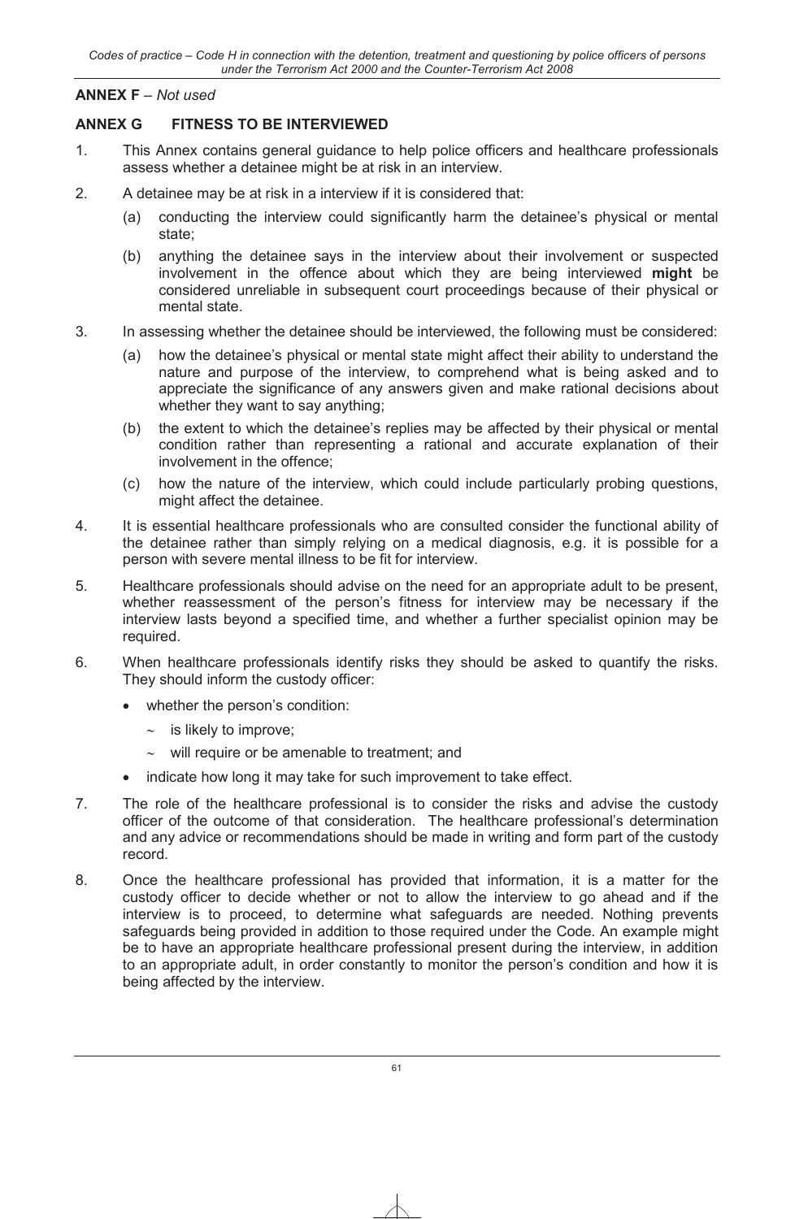**ANNEX F** – *Not used*

## ANNEX G FITNESS TO BE INTERVIEWED

1. This Annex contains general guidance to help police officers and healthcare professionals assess whether a detainee might be at risk in an interview.

2. A detainee may be at risk in a interview if it is considered that:

   (a) conducting the interview could significantly harm the detainee's physical or mental state;

   (b) anything the detainee says in the interview about their involvement or suspected involvement in the offence about which they are being interviewed **might** be considered unreliable in subsequent court proceedings because of their physical or mental state.

3. In assessing whether the detainee should be interviewed, the following must be considered:

   (a) how the detainee's physical or mental state might affect their ability to understand the nature and purpose of the interview, to comprehend what is being asked and to appreciate the significance of any answers given and make rational decisions about whether they want to say anything;

   (b) the extent to which the detainee's replies may be affected by their physical or mental condition rather than representing a rational and accurate explanation of their involvement in the offence;

   (c) how the nature of the interview, which could include particularly probing questions, might affect the detainee.

4. It is essential healthcare professionals who are consulted consider the functional ability of the detainee rather than simply relying on a medical diagnosis, e.g. it is possible for a person with severe mental illness to be fit for interview.

5. Healthcare professionals should advise on the need for an appropriate adult to be present, whether reassessment of the person's fitness for interview may be necessary if the interview lasts beyond a specified time, and whether a further specialist opinion may be required.

6. When healthcare professionals identify risks they should be asked to quantify the risks. They should inform the custody officer:

   - whether the person's condition:
     - is likely to improve;
     - will require or be amenable to treatment; and
   - indicate how long it may take for such improvement to take effect.

7. The role of the healthcare professional is to consider the risks and advise the custody officer of the outcome of that consideration. The healthcare professional's determination and any advice or recommendations should be made in writing and form part of the custody record.

8. Once the healthcare professional has provided that information, it is a matter for the custody officer to decide whether or not to allow the interview to go ahead and if the interview is to proceed, to determine what safeguards are needed. Nothing prevents safeguards being provided in addition to those required under the Code. An example might be to have an appropriate healthcare professional present during the interview, in addition to an appropriate adult, in order constantly to monitor the person's condition and how it is being affected by the interview.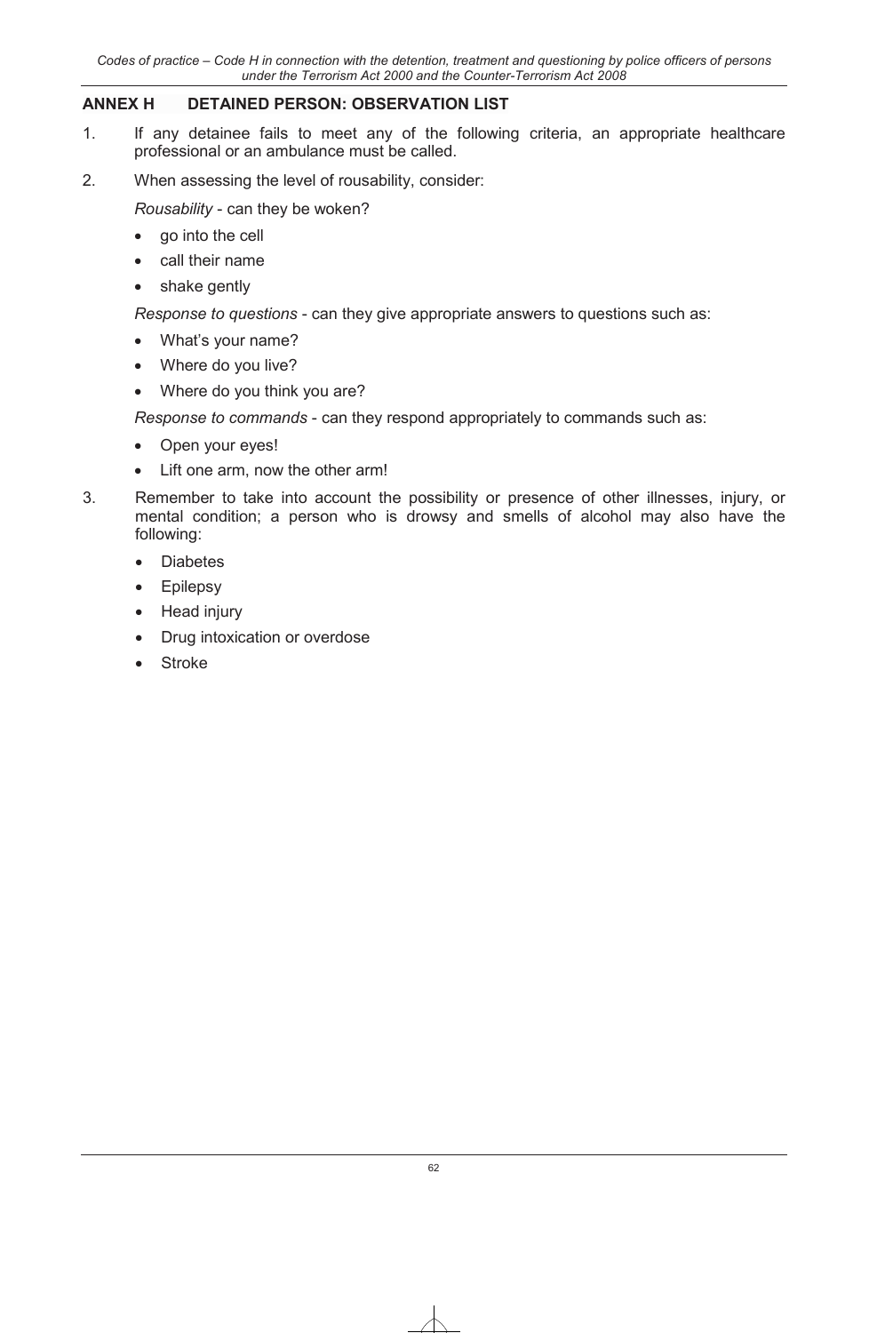## ANNEX H DETAINED PERSON: OBSERVATION LIST

1. If any detainee fails to meet any of the following criteria, an appropriate healthcare professional or an ambulance must be called.

2. When assessing the level of rousability, consider:

   *Rousability* - can they be woken?

   - go into the cell
   - call their name
   - shake gently

   *Response to questions* - can they give appropriate answers to questions such as:

   - What's your name?
   - Where do you live?
   - Where do you think you are?

   *Response to commands* - can they respond appropriately to commands such as:

   - Open your eyes!
   - Lift one arm, now the other arm!

3. Remember to take into account the possibility or presence of other illnesses, injury, or mental condition; a person who is drowsy and smells of alcohol may also have the following:

   - Diabetes
   - Epilepsy
   - Head injury
   - Drug intoxication or overdose
   - Stroke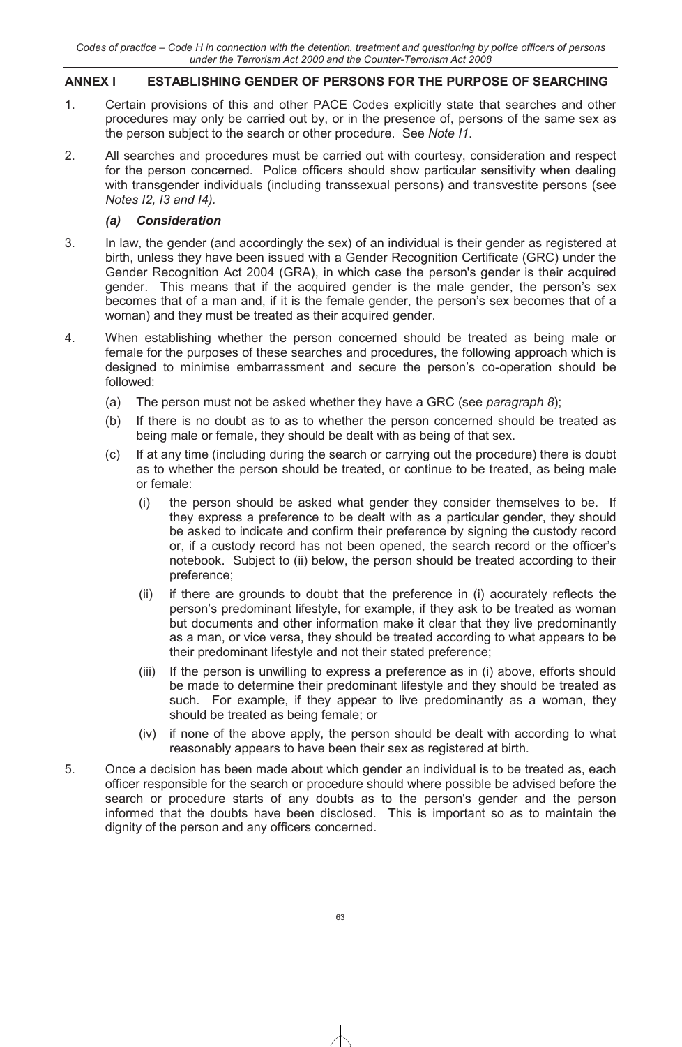## ANNEX I ESTABLISHING GENDER OF PERSONS FOR THE PURPOSE OF SEARCHING

1. Certain provisions of this and other PACE Codes explicitly state that searches and other procedures may only be carried out by, or in the presence of, persons of the same sex as the person subject to the search or other procedure. See *Note I1*.

2. All searches and procedures must be carried out with courtesy, consideration and respect for the person concerned. Police officers should show particular sensitivity when dealing with transgender individuals (including transsexual persons) and transvestite persons (see *Notes I2, I3 and I4).*

### *(a) Consideration*

3. In law, the gender (and accordingly the sex) of an individual is their gender as registered at birth, unless they have been issued with a Gender Recognition Certificate (GRC) under the Gender Recognition Act 2004 (GRA), in which case the person's gender is their acquired gender. This means that if the acquired gender is the male gender, the person's sex becomes that of a man and, if it is the female gender, the person's sex becomes that of a woman) and they must be treated as their acquired gender.

4. When establishing whether the person concerned should be treated as being male or female for the purposes of these searches and procedures, the following approach which is designed to minimise embarrassment and secure the person's co-operation should be followed:

   (a) The person must not be asked whether they have a GRC (see *paragraph 8*);

   (b) If there is no doubt as to as to whether the person concerned should be treated as being male or female, they should be dealt with as being of that sex.

   (c) If at any time (including during the search or carrying out the procedure) there is doubt as to whether the person should be treated, or continue to be treated, as being male or female:

      (i) the person should be asked what gender they consider themselves to be. If they express a preference to be dealt with as a particular gender, they should be asked to indicate and confirm their preference by signing the custody record or, if a custody record has not been opened, the search record or the officer's notebook. Subject to (ii) below, the person should be treated according to their preference;

      (ii) if there are grounds to doubt that the preference in (i) accurately reflects the person's predominant lifestyle, for example, if they ask to be treated as woman but documents and other information make it clear that they live predominantly as a man, or vice versa, they should be treated according to what appears to be their predominant lifestyle and not their stated preference;

      (iii) If the person is unwilling to express a preference as in (i) above, efforts should be made to determine their predominant lifestyle and they should be treated as such. For example, if they appear to live predominantly as a woman, they should be treated as being female; or

      (iv) if none of the above apply, the person should be dealt with according to what reasonably appears to have been their sex as registered at birth.

5. Once a decision has been made about which gender an individual is to be treated as, each officer responsible for the search or procedure should where possible be advised before the search or procedure starts of any doubts as to the person's gender and the person informed that the doubts have been disclosed. This is important so as to maintain the dignity of the person and any officers concerned.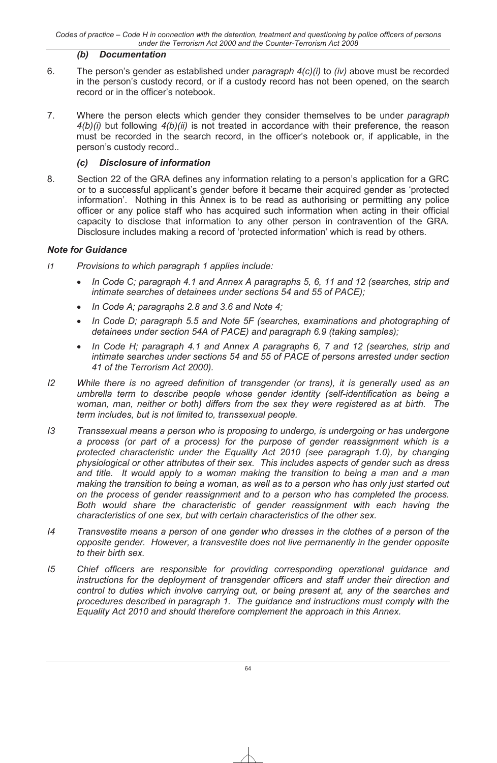### *(b) Documentation*

6. The person's gender as established under *paragraph 4(c)(i)* to *(iv)* above must be recorded in the person's custody record, or if a custody record has not been opened, on the search record or in the officer's notebook.

7. Where the person elects which gender they consider themselves to be under *paragraph 4(b)(i)* but following *4(b)(ii)* is not treated in accordance with their preference, the reason must be recorded in the search record, in the officer's notebook or, if applicable, in the person's custody record..

### *(c) Disclosure of information*

8. Section 22 of the GRA defines any information relating to a person's application for a GRC or to a successful applicant's gender before it became their acquired gender as 'protected information'. Nothing in this Annex is to be read as authorising or permitting any police officer or any police staff who has acquired such information when acting in their official capacity to disclose that information to any other person in contravention of the GRA. Disclosure includes making a record of 'protected information' which is read by others.

### *Note for Guidance*

*I1 Provisions to which paragraph 1 applies include:*

- *In Code C; paragraph 4.1 and Annex A paragraphs 5, 6, 11 and 12 (searches, strip and intimate searches of detainees under sections 54 and 55 of PACE);*
- *In Code A; paragraphs 2.8 and 3.6 and Note 4;*
- *In Code D; paragraph 5.5 and Note 5F (searches, examinations and photographing of detainees under section 54A of PACE) and paragraph 6.9 (taking samples);*
- *In Code H; paragraph 4.1 and Annex A paragraphs 6, 7 and 12 (searches, strip and intimate searches under sections 54 and 55 of PACE of persons arrested under section 41 of the Terrorism Act 2000).*

*I2 While there is no agreed definition of transgender (or trans), it is generally used as an umbrella term to describe people whose gender identity (self-identification as being a woman, man, neither or both) differs from the sex they were registered as at birth. The term includes, but is not limited to, transsexual people.*

*I3 Transsexual means a person who is proposing to undergo, is undergoing or has undergone a process (or part of a process) for the purpose of gender reassignment which is a protected characteristic under the Equality Act 2010 (see paragraph 1.0), by changing physiological or other attributes of their sex. This includes aspects of gender such as dress and title. It would apply to a woman making the transition to being a man and a man making the transition to being a woman, as well as to a person who has only just started out on the process of gender reassignment and to a person who has completed the process. Both would share the characteristic of gender reassignment with each having the characteristics of one sex, but with certain characteristics of the other sex.*

*I4 Transvestite means a person of one gender who dresses in the clothes of a person of the opposite gender. However, a transvestite does not live permanently in the gender opposite to their birth sex.*

*I5 Chief officers are responsible for providing corresponding operational guidance and instructions for the deployment of transgender officers and staff under their direction and control to duties which involve carrying out, or being present at, any of the searches and procedures described in paragraph 1. The guidance and instructions must comply with the Equality Act 2010 and should therefore complement the approach in this Annex.*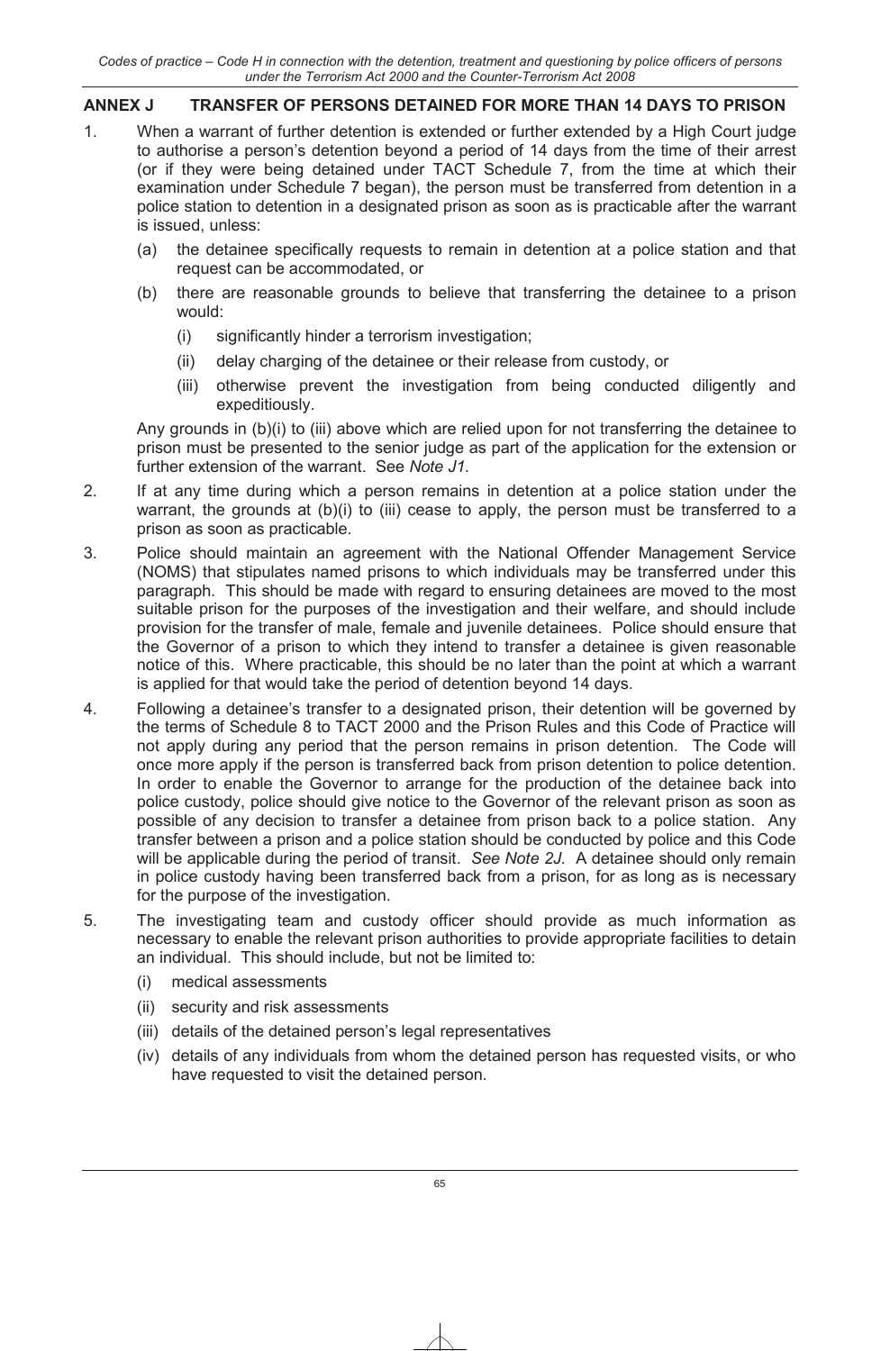## ANNEX J TRANSFER OF PERSONS DETAINED FOR MORE THAN 14 DAYS TO PRISON

1. When a warrant of further detention is extended or further extended by a High Court judge to authorise a person's detention beyond a period of 14 days from the time of their arrest (or if they were being detained under TACT Schedule 7, from the time at which their examination under Schedule 7 began), the person must be transferred from detention in a police station to detention in a designated prison as soon as is practicable after the warrant is issued, unless:

   (a) the detainee specifically requests to remain in detention at a police station and that request can be accommodated, or

   (b) there are reasonable grounds to believe that transferring the detainee to a prison would:

   (i) significantly hinder a terrorism investigation;

   (ii) delay charging of the detainee or their release from custody, or

   (iii) otherwise prevent the investigation from being conducted diligently and expeditiously.

   Any grounds in (b)(i) to (iii) above which are relied upon for not transferring the detainee to prison must be presented to the senior judge as part of the application for the extension or further extension of the warrant. See *Note J1.*

2. If at any time during which a person remains in detention at a police station under the warrant, the grounds at (b)(i) to (iii) cease to apply, the person must be transferred to a prison as soon as practicable.

3. Police should maintain an agreement with the National Offender Management Service (NOMS) that stipulates named prisons to which individuals may be transferred under this paragraph. This should be made with regard to ensuring detainees are moved to the most suitable prison for the purposes of the investigation and their welfare, and should include provision for the transfer of male, female and juvenile detainees. Police should ensure that the Governor of a prison to which they intend to transfer a detainee is given reasonable notice of this. Where practicable, this should be no later than the point at which a warrant is applied for that would take the period of detention beyond 14 days.

4. Following a detainee's transfer to a designated prison, their detention will be governed by the terms of Schedule 8 to TACT 2000 and the Prison Rules and this Code of Practice will not apply during any period that the person remains in prison detention. The Code will once more apply if the person is transferred back from prison detention to police detention. In order to enable the Governor to arrange for the production of the detainee back into police custody, police should give notice to the Governor of the relevant prison as soon as possible of any decision to transfer a detainee from prison back to a police station. Any transfer between a prison and a police station should be conducted by police and this Code will be applicable during the period of transit. *See Note 2J.* A detainee should only remain in police custody having been transferred back from a prison, for as long as is necessary for the purpose of the investigation.

5. The investigating team and custody officer should provide as much information as necessary to enable the relevant prison authorities to provide appropriate facilities to detain an individual. This should include, but not be limited to:

   (i) medical assessments

   (ii) security and risk assessments

   (iii) details of the detained person's legal representatives

   (iv) details of any individuals from whom the detained person has requested visits, or who have requested to visit the detained person.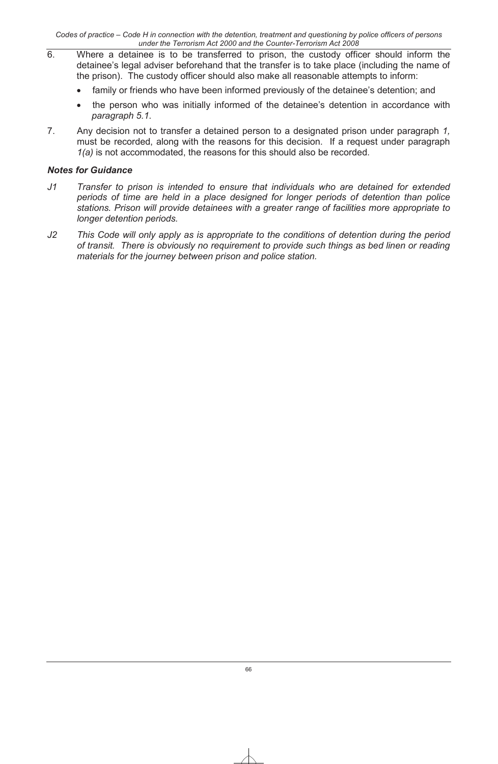6. Where a detainee is to be transferred to prison, the custody officer should inform the detainee's legal adviser beforehand that the transfer is to take place (including the name of the prison). The custody officer should also make all reasonable attempts to inform:

   - family or friends who have been informed previously of the detainee's detention; and
   - the person who was initially informed of the detainee's detention in accordance with *paragraph 5.1*.

7. Any decision not to transfer a detained person to a designated prison under paragraph *1,* must be recorded, along with the reasons for this decision. If a request under paragraph *1(a)* is not accommodated, the reasons for this should also be recorded.

### *Notes for Guidance*

*J1 Transfer to prison is intended to ensure that individuals who are detained for extended periods of time are held in a place designed for longer periods of detention than police stations. Prison will provide detainees with a greater range of facilities more appropriate to longer detention periods.*

*J2 This Code will only apply as is appropriate to the conditions of detention during the period of transit. There is obviously no requirement to provide such things as bed linen or reading materials for the journey between prison and police station.*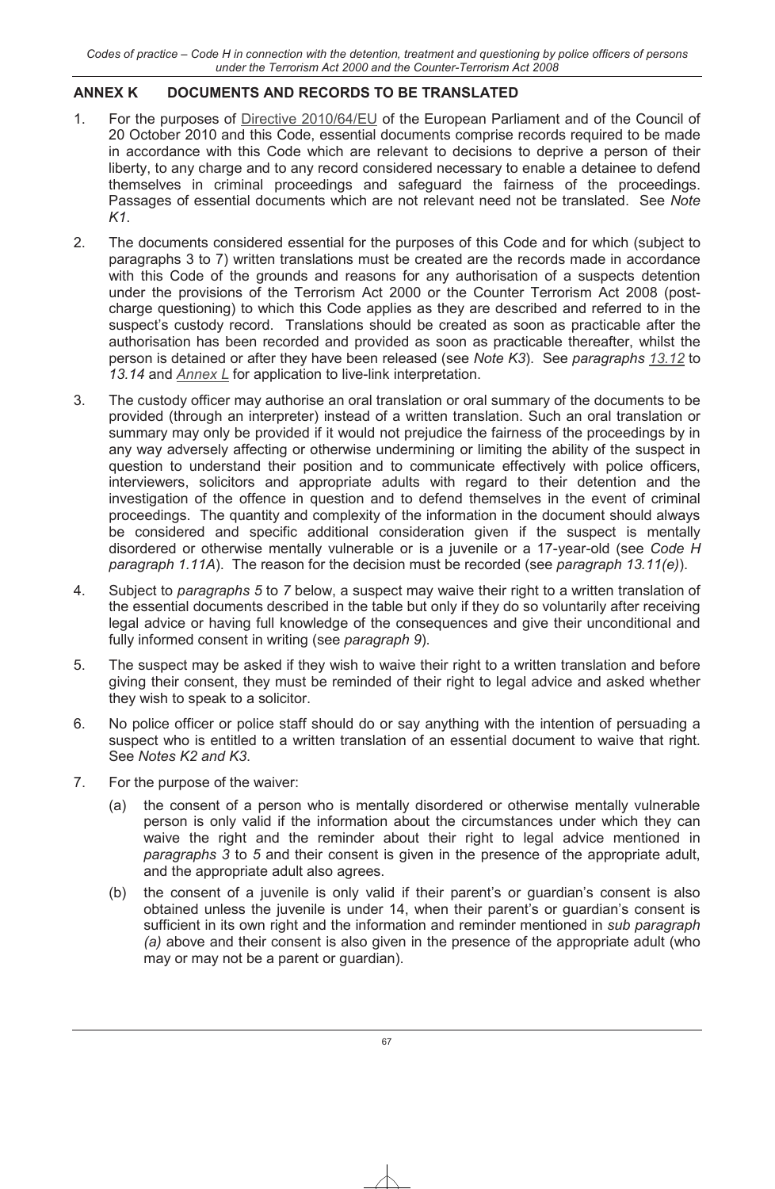## ANNEX K DOCUMENTS AND RECORDS TO BE TRANSLATED

1. For the purposes of Directive 2010/64/EU of the European Parliament and of the Council of 20 October 2010 and this Code, essential documents comprise records required to be made in accordance with this Code which are relevant to decisions to deprive a person of their liberty, to any charge and to any record considered necessary to enable a detainee to defend themselves in criminal proceedings and safeguard the fairness of the proceedings. Passages of essential documents which are not relevant need not be translated. See *Note K1*.

2. The documents considered essential for the purposes of this Code and for which (subject to paragraphs 3 to 7) written translations must be created are the records made in accordance with this Code of the grounds and reasons for any authorisation of a suspects detention under the provisions of the Terrorism Act 2000 or the Counter Terrorism Act 2008 (post-charge questioning) to which this Code applies as they are described and referred to in the suspect's custody record. Translations should be created as soon as practicable after the authorisation has been recorded and provided as soon as practicable thereafter, whilst the person is detained or after they have been released (see *Note K3*). See *paragraphs 13.12* to *13.14* and *Annex L* for application to live-link interpretation.

3. The custody officer may authorise an oral translation or oral summary of the documents to be provided (through an interpreter) instead of a written translation. Such an oral translation or summary may only be provided if it would not prejudice the fairness of the proceedings by in any way adversely affecting or otherwise undermining or limiting the ability of the suspect in question to understand their position and to communicate effectively with police officers, interviewers, solicitors and appropriate adults with regard to their detention and the investigation of the offence in question and to defend themselves in the event of criminal proceedings. The quantity and complexity of the information in the document should always be considered and specific additional consideration given if the suspect is mentally disordered or otherwise mentally vulnerable or is a juvenile or a 17-year-old (see *Code H paragraph 1.11A*). The reason for the decision must be recorded (see *paragraph 13.11(e)*).

4. Subject to *paragraphs 5* to *7* below, a suspect may waive their right to a written translation of the essential documents described in the table but only if they do so voluntarily after receiving legal advice or having full knowledge of the consequences and give their unconditional and fully informed consent in writing (see *paragraph 9*).

5. The suspect may be asked if they wish to waive their right to a written translation and before giving their consent, they must be reminded of their right to legal advice and asked whether they wish to speak to a solicitor.

6. No police officer or police staff should do or say anything with the intention of persuading a suspect who is entitled to a written translation of an essential document to waive that right. See *Notes K2 and K3*.

7. For the purpose of the waiver:

   (a) the consent of a person who is mentally disordered or otherwise mentally vulnerable person is only valid if the information about the circumstances under which they can waive the right and the reminder about their right to legal advice mentioned in *paragraphs 3* to *5* and their consent is given in the presence of the appropriate adult, and the appropriate adult also agrees.

   (b) the consent of a juvenile is only valid if their parent's or guardian's consent is also obtained unless the juvenile is under 14, when their parent's or guardian's consent is sufficient in its own right and the information and reminder mentioned in *sub paragraph (a)* above and their consent is also given in the presence of the appropriate adult (who may or may not be a parent or guardian).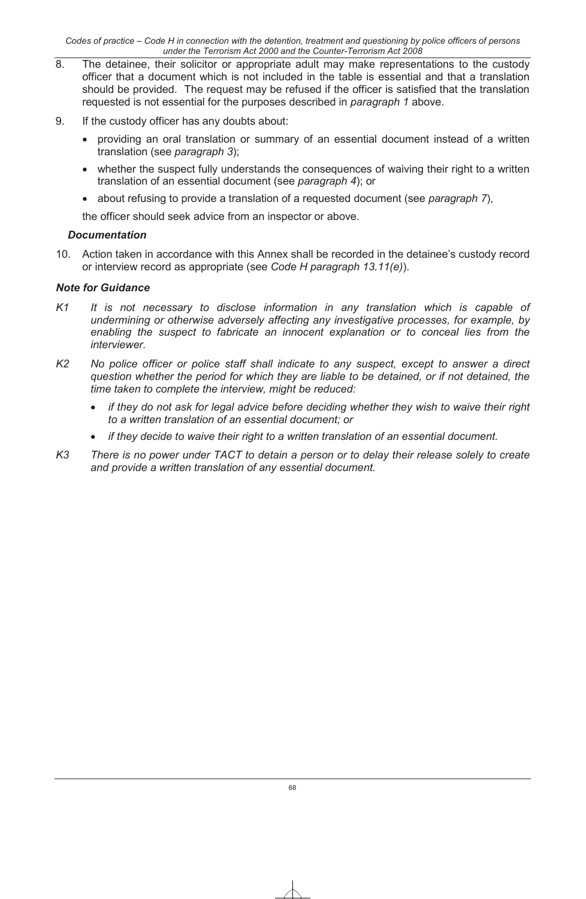8. The detainee, their solicitor or appropriate adult may make representations to the custody officer that a document which is not included in the table is essential and that a translation should be provided. The request may be refused if the officer is satisfied that the translation requested is not essential for the purposes described in *paragraph 1* above.

9. If the custody officer has any doubts about:

   - providing an oral translation or summary of an essential document instead of a written translation (see *paragraph 3*);
   - whether the suspect fully understands the consequences of waiving their right to a written translation of an essential document (see *paragraph 4*); or
   - about refusing to provide a translation of a requested document (see *paragraph 7*),

   the officer should seek advice from an inspector or above.

***Documentation***

10. Action taken in accordance with this Annex shall be recorded in the detainee's custody record or interview record as appropriate (see *Code H paragraph 13.11(e)*).

***Note for Guidance***

*K1 It is not necessary to disclose information in any translation which is capable of undermining or otherwise adversely affecting any investigative processes, for example, by enabling the suspect to fabricate an innocent explanation or to conceal lies from the interviewer.*

*K2 No police officer or police staff shall indicate to any suspect, except to answer a direct question whether the period for which they are liable to be detained, or if not detained, the time taken to complete the interview, might be reduced:*

- *if they do not ask for legal advice before deciding whether they wish to waive their right to a written translation of an essential document; or*
- *if they decide to waive their right to a written translation of an essential document.*

*K3 There is no power under TACT to detain a person or to delay their release solely to create and provide a written translation of any essential document.*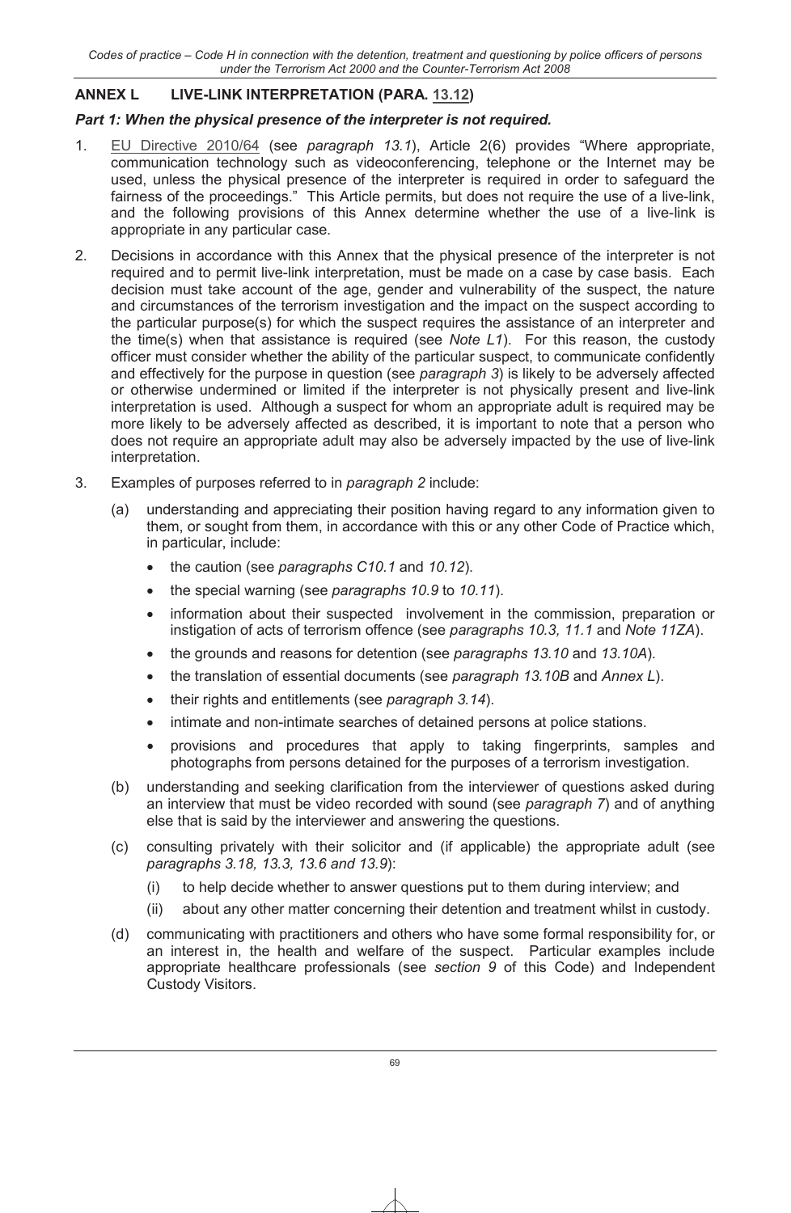## ANNEX L LIVE-LINK INTERPRETATION (PARA. 13.12)

### *Part 1: When the physical presence of the interpreter is not required.*

1. EU Directive 2010/64 (see *paragraph 13.1*), Article 2(6) provides "Where appropriate, communication technology such as videoconferencing, telephone or the Internet may be used, unless the physical presence of the interpreter is required in order to safeguard the fairness of the proceedings." This Article permits, but does not require the use of a live-link, and the following provisions of this Annex determine whether the use of a live-link is appropriate in any particular case.

2. Decisions in accordance with this Annex that the physical presence of the interpreter is not required and to permit live-link interpretation, must be made on a case by case basis. Each decision must take account of the age, gender and vulnerability of the suspect, the nature and circumstances of the terrorism investigation and the impact on the suspect according to the particular purpose(s) for which the suspect requires the assistance of an interpreter and the time(s) when that assistance is required (see *Note L1*). For this reason, the custody officer must consider whether the ability of the particular suspect, to communicate confidently and effectively for the purpose in question (see *paragraph 3*) is likely to be adversely affected or otherwise undermined or limited if the interpreter is not physically present and live-link interpretation is used. Although a suspect for whom an appropriate adult is required may be more likely to be adversely affected as described, it is important to note that a person who does not require an appropriate adult may also be adversely impacted by the use of live-link interpretation.

3. Examples of purposes referred to in *paragraph 2* include:

   (a) understanding and appreciating their position having regard to any information given to them, or sought from them, in accordance with this or any other Code of Practice which, in particular, include:

   - the caution (see *paragraphs C10.1* and *10.12*).
   - the special warning (see *paragraphs 10.9* to *10.11*).
   - information about their suspected involvement in the commission, preparation or instigation of acts of terrorism offence (see *paragraphs 10.3, 11.1* and *Note 11ZA*).
   - the grounds and reasons for detention (see *paragraphs 13.10* and *13.10A*).
   - the translation of essential documents (see *paragraph 13.10B* and *Annex L*).
   - their rights and entitlements (see *paragraph 3.14*).
   - intimate and non-intimate searches of detained persons at police stations.
   - provisions and procedures that apply to taking fingerprints, samples and photographs from persons detained for the purposes of a terrorism investigation.

   (b) understanding and seeking clarification from the interviewer of questions asked during an interview that must be video recorded with sound (see *paragraph 7*) and of anything else that is said by the interviewer and answering the questions.

   (c) consulting privately with their solicitor and (if applicable) the appropriate adult (see *paragraphs 3.18, 13.3, 13.6 and 13.9*):

      (i) to help decide whether to answer questions put to them during interview; and

      (ii) about any other matter concerning their detention and treatment whilst in custody.

   (d) communicating with practitioners and others who have some formal responsibility for, or an interest in, the health and welfare of the suspect. Particular examples include appropriate healthcare professionals (see *section 9* of this Code) and Independent Custody Visitors.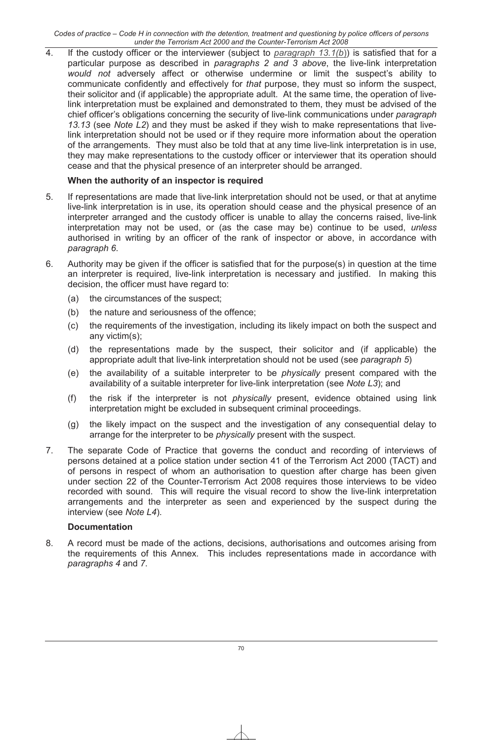4. If the custody officer or the interviewer (subject to *paragraph 13.1(b)*) is satisfied that for a particular purpose as described in *paragraphs 2 and 3 above*, the live-link interpretation *would not* adversely affect or otherwise undermine or limit the suspect's ability to communicate confidently and effectively for *that* purpose, they must so inform the suspect, their solicitor and (if applicable) the appropriate adult. At the same time, the operation of live-link interpretation must be explained and demonstrated to them, they must be advised of the chief officer's obligations concerning the security of live-link communications under *paragraph 13.13* (see *Note L2*) and they must be asked if they wish to make representations that live-link interpretation should not be used or if they require more information about the operation of the arrangements. They must also be told that at any time live-link interpretation is in use, they may make representations to the custody officer or interviewer that its operation should cease and that the physical presence of an interpreter should be arranged.

**When the authority of an inspector is required**

5. If representations are made that live-link interpretation should not be used, or that at anytime live-link interpretation is in use, its operation should cease and the physical presence of an interpreter arranged and the custody officer is unable to allay the concerns raised, live-link interpretation may not be used, or (as the case may be) continue to be used, *unless* authorised in writing by an officer of the rank of inspector or above, in accordance with *paragraph 6*.

6. Authority may be given if the officer is satisfied that for the purpose(s) in question at the time an interpreter is required, live-link interpretation is necessary and justified. In making this decision, the officer must have regard to:

   (a) the circumstances of the suspect;

   (b) the nature and seriousness of the offence;

   (c) the requirements of the investigation, including its likely impact on both the suspect and any victim(s);

   (d) the representations made by the suspect, their solicitor and (if applicable) the appropriate adult that live-link interpretation should not be used (see *paragraph 5*)

   (e) the availability of a suitable interpreter to be *physically* present compared with the availability of a suitable interpreter for live-link interpretation (see *Note L3*); and

   (f) the risk if the interpreter is not *physically* present, evidence obtained using link interpretation might be excluded in subsequent criminal proceedings.

   (g) the likely impact on the suspect and the investigation of any consequential delay to arrange for the interpreter to be *physically* present with the suspect.

7. The separate Code of Practice that governs the conduct and recording of interviews of persons detained at a police station under section 41 of the Terrorism Act 2000 (TACT) and of persons in respect of whom an authorisation to question after charge has been given under section 22 of the Counter-Terrorism Act 2008 requires those interviews to be video recorded with sound. This will require the visual record to show the live-link interpretation arrangements and the interpreter as seen and experienced by the suspect during the interview (see *Note L4*).

**Documentation**

8. A record must be made of the actions, decisions, authorisations and outcomes arising from the requirements of this Annex. This includes representations made in accordance with *paragraphs 4* and *7*.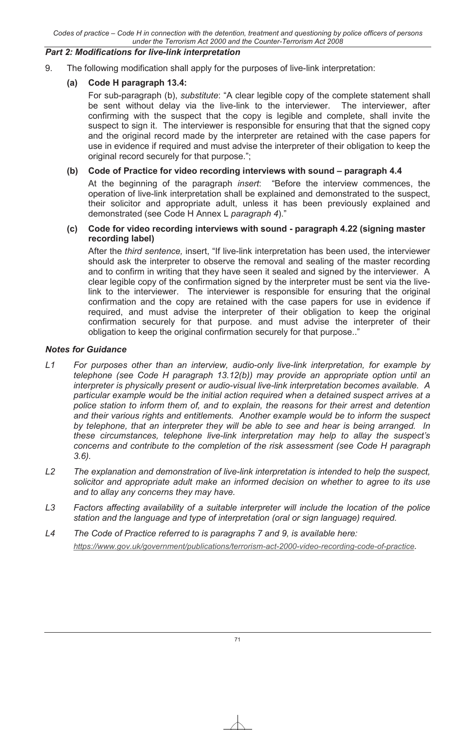### *Part 2: Modifications for live-link interpretation*

9. The following modification shall apply for the purposes of live-link interpretation:

   **(a) Code H paragraph 13.4:**

   For sub-paragraph (b), *substitute*: "A clear legible copy of the complete statement shall be sent without delay via the live-link to the interviewer. The interviewer, after confirming with the suspect that the copy is legible and complete, shall invite the suspect to sign it. The interviewer is responsible for ensuring that that the signed copy and the original record made by the interpreter are retained with the case papers for use in evidence if required and must advise the interpreter of their obligation to keep the original record securely for that purpose.";

   **(b) Code of Practice for video recording interviews with sound – paragraph 4.4**

   At the beginning of the paragraph *insert*: "Before the interview commences, the operation of live-link interpretation shall be explained and demonstrated to the suspect, their solicitor and appropriate adult, unless it has been previously explained and demonstrated (see Code H Annex L *paragraph 4*)."

   **(c) Code for video recording interviews with sound - paragraph 4.22 (signing master recording label)**

   After the *third sentence,* insert, "If live-link interpretation has been used, the interviewer should ask the interpreter to observe the removal and sealing of the master recording and to confirm in writing that they have seen it sealed and signed by the interviewer. A clear legible copy of the confirmation signed by the interpreter must be sent via the live-link to the interviewer. The interviewer is responsible for ensuring that the original confirmation and the copy are retained with the case papers for use in evidence if required, and must advise the interpreter of their obligation to keep the original confirmation securely for that purpose. and must advise the interpreter of their obligation to keep the original confirmation securely for that purpose.."

### *Notes for Guidance*

*L1 For purposes other than an interview, audio-only live-link interpretation, for example by telephone (see Code H paragraph 13.12(b)) may provide an appropriate option until an interpreter is physically present or audio-visual live-link interpretation becomes available. A particular example would be the initial action required when a detained suspect arrives at a police station to inform them of, and to explain, the reasons for their arrest and detention and their various rights and entitlements. Another example would be to inform the suspect by telephone, that an interpreter they will be able to see and hear is being arranged. In these circumstances, telephone live-link interpretation may help to allay the suspect's concerns and contribute to the completion of the risk assessment (see Code H paragraph 3.6).*

*L2 The explanation and demonstration of live-link interpretation is intended to help the suspect, solicitor and appropriate adult make an informed decision on whether to agree to its use and to allay any concerns they may have.*

*L3 Factors affecting availability of a suitable interpreter will include the location of the police station and the language and type of interpretation (oral or sign language) required.*

*L4 The Code of Practice referred to is paragraphs 7 and 9, is available here:*
*https://www.gov.uk/government/publications/terrorism-act-2000-video-recording-code-of-practice.*